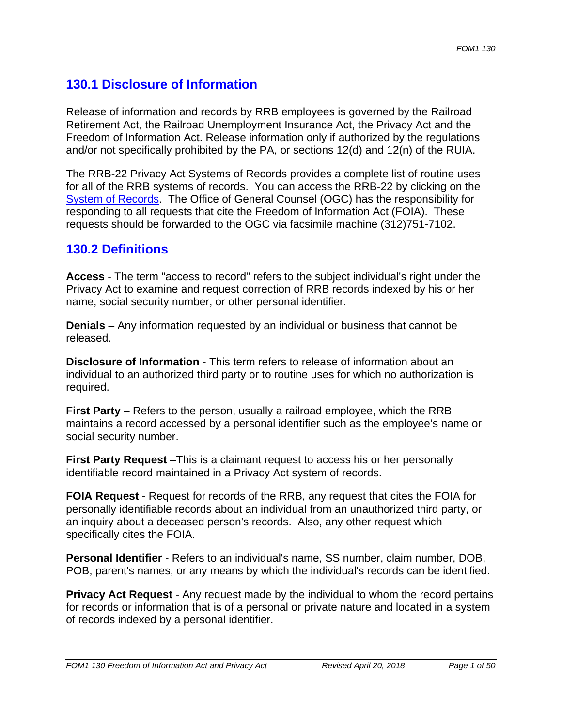## 130.1 Disclosure of Information

Release of information and records by RRB employees is governed by the Railroad Retirement Act, the Railroad Unemployment Insurance Act, the Privacy Act and the Freedom of Information Act. Release information only if authorized by the regulations and/or not specifically prohibited by the PA, or sections 12(d) and 12(n) of the RUIA.

The RRB-22 Privacy Act Systems of Records provides a complete list of routine uses for all of the RRB systems of records. You can access the RRB-22 by clicking on the System of Records. The Office of General Counsel (OGC) has the responsibility for responding to all requests that cite the Freedom of Information Act (FOIA). These requests should be forwarded to the OGC via facsimile machine (312)751-7102.

## 130.2 Definitions

**Access** - The term "access to record" refers to the subject individual's right under the Privacy Act to examine and request correction of RRB records indexed by his or her name, social security number, or other personal identifier.

**Denials** – Any information requested by an individual or business that cannot be released.

**Disclosure of Information** - This term refers to release of information about an individual to an authorized third party or to routine uses for which no authorization is required.

**First Party** – Refers to the person, usually a railroad employee, which the RRB maintains a record accessed by a personal identifier such as the employee's name or social security number.

**First Party Request** –This is a claimant request to access his or her personally identifiable record maintained in a Privacy Act system of records.

**FOIA Request** - Request for records of the RRB, any request that cites the FOIA for personally identifiable records about an individual from an unauthorized third party, or an inquiry about a deceased person's records. Also, any other request which specifically cites the FOIA.

**Personal Identifier** - Refers to an individual's name, SS number, claim number, DOB, POB, parent's names, or any means by which the individual's records can be identified.

**Privacy Act Request** - Any request made by the individual to whom the record pertains for records or information that is of a personal or private nature and located in a system of records indexed by a personal identifier.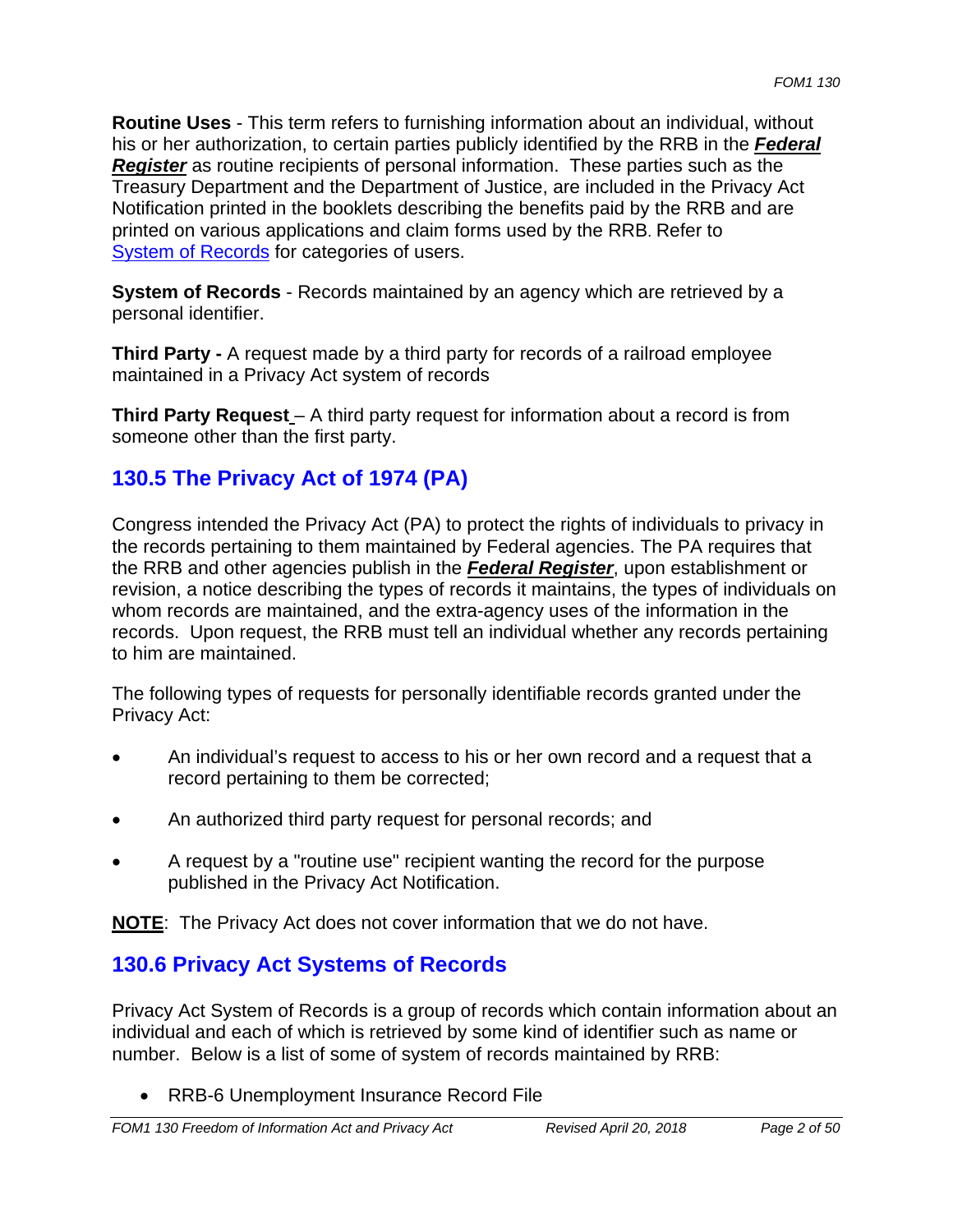**Routine Uses** - This term refers to furnishing information about an individual, without his or her authorization, to certain parties publicly identified by the RRB in the ***Federal Register*** as routine recipients of personal information. These parties such as the Treasury Department and the Department of Justice, are included in the Privacy Act Notification printed in the booklets describing the benefits paid by the RRB and are printed on various applications and claim forms used by the RRB. Refer to System of Records for categories of users.

**System of Records** - Records maintained by an agency which are retrieved by a personal identifier.

**Third Party -** A request made by a third party for records of a railroad employee maintained in a Privacy Act system of records

**Third Party Request** – A third party request for information about a record is from someone other than the first party.

## 130.5 The Privacy Act of 1974 (PA)

Congress intended the Privacy Act (PA) to protect the rights of individuals to privacy in the records pertaining to them maintained by Federal agencies. The PA requires that the RRB and other agencies publish in the ***Federal Register***, upon establishment or revision, a notice describing the types of records it maintains, the types of individuals on whom records are maintained, and the extra-agency uses of the information in the records. Upon request, the RRB must tell an individual whether any records pertaining to him are maintained.

The following types of requests for personally identifiable records granted under the Privacy Act:

- An individual's request to access to his or her own record and a request that a record pertaining to them be corrected;
- An authorized third party request for personal records; and
- A request by a "routine use" recipient wanting the record for the purpose published in the Privacy Act Notification.

**NOTE**: The Privacy Act does not cover information that we do not have.

## 130.6 Privacy Act Systems of Records

Privacy Act System of Records is a group of records which contain information about an individual and each of which is retrieved by some kind of identifier such as name or number. Below is a list of some of system of records maintained by RRB:

- RRB-6 Unemployment Insurance Record File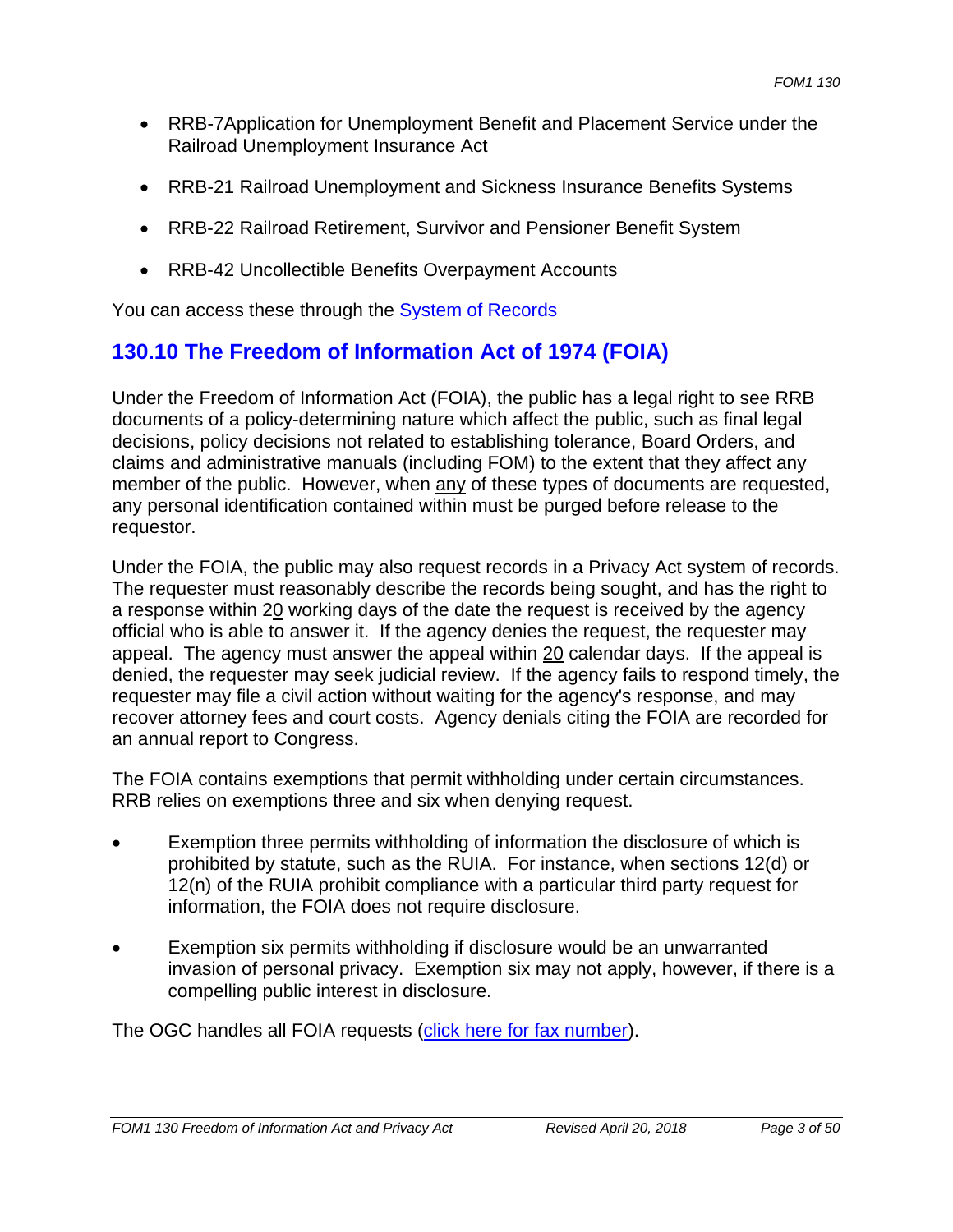- RRB-7Application for Unemployment Benefit and Placement Service under the Railroad Unemployment Insurance Act
- RRB-21 Railroad Unemployment and Sickness Insurance Benefits Systems
- RRB-22 Railroad Retirement, Survivor and Pensioner Benefit System
- RRB-42 Uncollectible Benefits Overpayment Accounts

You can access these through the System of Records

## 130.10 The Freedom of Information Act of 1974 (FOIA)

Under the Freedom of Information Act (FOIA), the public has a legal right to see RRB documents of a policy-determining nature which affect the public, such as final legal decisions, policy decisions not related to establishing tolerance, Board Orders, and claims and administrative manuals (including FOM) to the extent that they affect any member of the public. However, when any of these types of documents are requested, any personal identification contained within must be purged before release to the requestor.

Under the FOIA, the public may also request records in a Privacy Act system of records. The requester must reasonably describe the records being sought, and has the right to a response within 20 working days of the date the request is received by the agency official who is able to answer it. If the agency denies the request, the requester may appeal. The agency must answer the appeal within 20 calendar days. If the appeal is denied, the requester may seek judicial review. If the agency fails to respond timely, the requester may file a civil action without waiting for the agency's response, and may recover attorney fees and court costs. Agency denials citing the FOIA are recorded for an annual report to Congress.

The FOIA contains exemptions that permit withholding under certain circumstances. RRB relies on exemptions three and six when denying request.

- Exemption three permits withholding of information the disclosure of which is prohibited by statute, such as the RUIA. For instance, when sections 12(d) or 12(n) of the RUIA prohibit compliance with a particular third party request for information, the FOIA does not require disclosure.
- Exemption six permits withholding if disclosure would be an unwarranted invasion of personal privacy. Exemption six may not apply, however, if there is a compelling public interest in disclosure.

The OGC handles all FOIA requests (click here for fax number).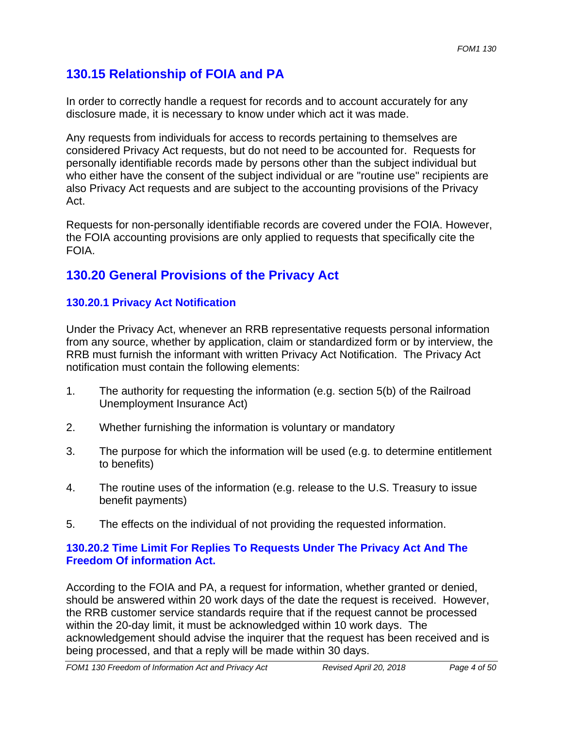## 130.15 Relationship of FOIA and PA

In order to correctly handle a request for records and to account accurately for any disclosure made, it is necessary to know under which act it was made.

Any requests from individuals for access to records pertaining to themselves are considered Privacy Act requests, but do not need to be accounted for. Requests for personally identifiable records made by persons other than the subject individual but who either have the consent of the subject individual or are "routine use" recipients are also Privacy Act requests and are subject to the accounting provisions of the Privacy Act.

Requests for non-personally identifiable records are covered under the FOIA. However, the FOIA accounting provisions are only applied to requests that specifically cite the FOIA.

## 130.20 General Provisions of the Privacy Act

### 130.20.1 Privacy Act Notification

Under the Privacy Act, whenever an RRB representative requests personal information from any source, whether by application, claim or standardized form or by interview, the RRB must furnish the informant with written Privacy Act Notification. The Privacy Act notification must contain the following elements:

1. The authority for requesting the information (e.g. section 5(b) of the Railroad Unemployment Insurance Act)
2. Whether furnishing the information is voluntary or mandatory
3. The purpose for which the information will be used (e.g. to determine entitlement to benefits)
4. The routine uses of the information (e.g. release to the U.S. Treasury to issue benefit payments)
5. The effects on the individual of not providing the requested information.

### 130.20.2 Time Limit For Replies To Requests Under The Privacy Act And The Freedom Of information Act.

According to the FOIA and PA, a request for information, whether granted or denied, should be answered within 20 work days of the date the request is received. However, the RRB customer service standards require that if the request cannot be processed within the 20-day limit, it must be acknowledged within 10 work days. The acknowledgement should advise the inquirer that the request has been received and is being processed, and that a reply will be made within 30 days.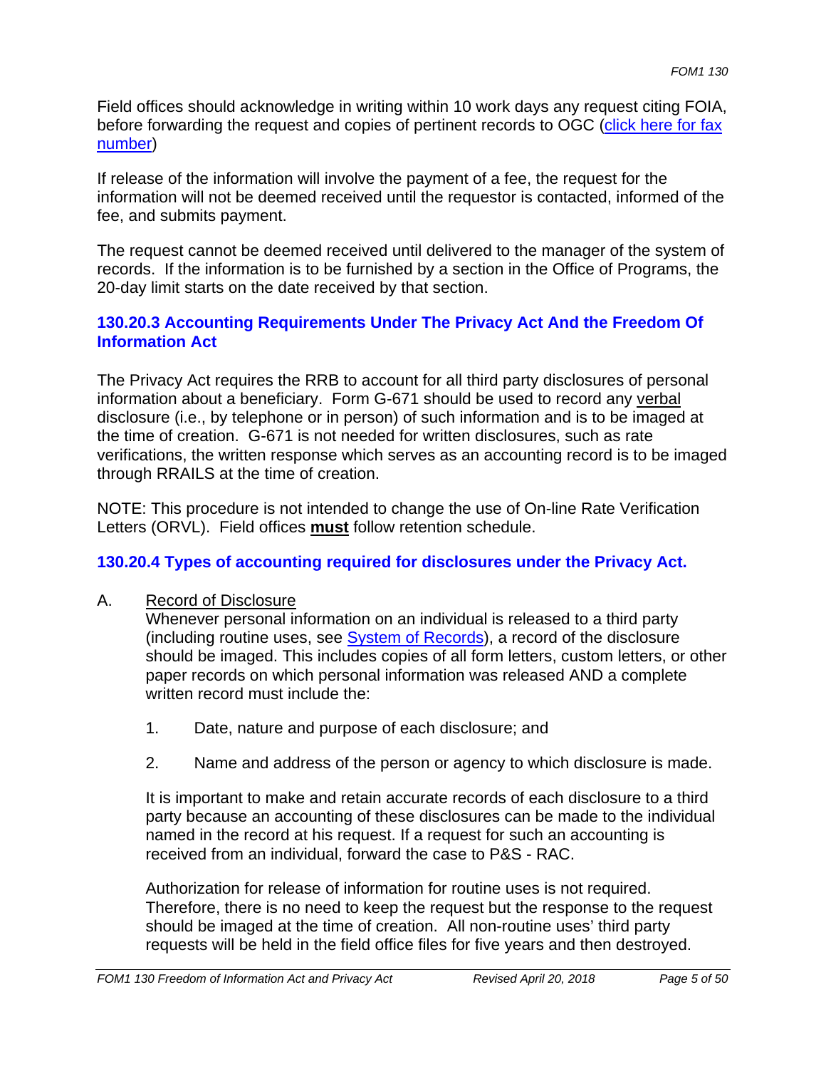Field offices should acknowledge in writing within 10 work days any request citing FOIA, before forwarding the request and copies of pertinent records to OGC ([click here for fax number](#))

If release of the information will involve the payment of a fee, the request for the information will not be deemed received until the requestor is contacted, informed of the fee, and submits payment.

The request cannot be deemed received until delivered to the manager of the system of records. If the information is to be furnished by a section in the Office of Programs, the 20-day limit starts on the date received by that section.

### 130.20.3 Accounting Requirements Under The Privacy Act And the Freedom Of Information Act

The Privacy Act requires the RRB to account for all third party disclosures of personal information about a beneficiary. Form G-671 should be used to record any <u>verbal</u> disclosure (i.e., by telephone or in person) of such information and is to be imaged at the time of creation. G-671 is not needed for written disclosures, such as rate verifications, the written response which serves as an accounting record is to be imaged through RRAILS at the time of creation.

NOTE: This procedure is not intended to change the use of On-line Rate Verification Letters (ORVL). Field offices **<u>must</u>** follow retention schedule.

### 130.20.4 Types of accounting required for disclosures under the Privacy Act.

A. <u>Record of Disclosure</u>
Whenever personal information on an individual is released to a third party (including routine uses, see [System of Records](#)), a record of the disclosure should be imaged. This includes copies of all form letters, custom letters, or other paper records on which personal information was released AND a complete written record must include the:

1. Date, nature and purpose of each disclosure; and

2. Name and address of the person or agency to which disclosure is made.

It is important to make and retain accurate records of each disclosure to a third party because an accounting of these disclosures can be made to the individual named in the record at his request. If a request for such an accounting is received from an individual, forward the case to P&S - RAC.

Authorization for release of information for routine uses is not required. Therefore, there is no need to keep the request but the response to the request should be imaged at the time of creation. All non-routine uses' third party requests will be held in the field office files for five years and then destroyed.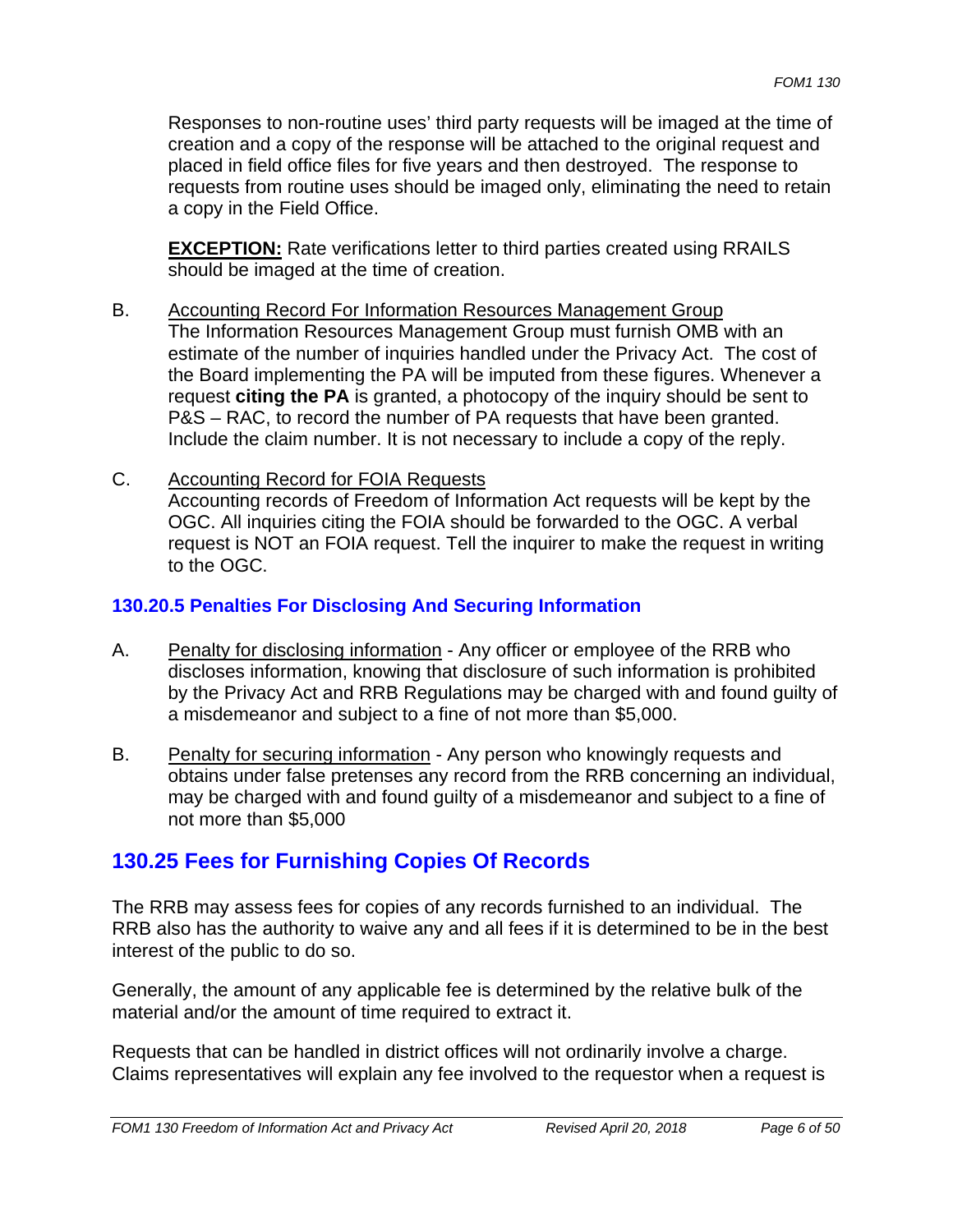Responses to non-routine uses' third party requests will be imaged at the time of creation and a copy of the response will be attached to the original request and placed in field office files for five years and then destroyed. The response to requests from routine uses should be imaged only, eliminating the need to retain a copy in the Field Office.

**EXCEPTION:** Rate verifications letter to third parties created using RRAILS should be imaged at the time of creation.

B. Accounting Record For Information Resources Management Group
The Information Resources Management Group must furnish OMB with an estimate of the number of inquiries handled under the Privacy Act. The cost of the Board implementing the PA will be imputed from these figures. Whenever a request **citing the PA** is granted, a photocopy of the inquiry should be sent to P&S – RAC, to record the number of PA requests that have been granted. Include the claim number. It is not necessary to include a copy of the reply.

C. Accounting Record for FOIA Requests
Accounting records of Freedom of Information Act requests will be kept by the OGC. All inquiries citing the FOIA should be forwarded to the OGC. A verbal request is NOT an FOIA request. Tell the inquirer to make the request in writing to the OGC.

### 130.20.5 Penalties For Disclosing And Securing Information

A. Penalty for disclosing information - Any officer or employee of the RRB who discloses information, knowing that disclosure of such information is prohibited by the Privacy Act and RRB Regulations may be charged with and found guilty of a misdemeanor and subject to a fine of not more than $5,000.

B. Penalty for securing information - Any person who knowingly requests and obtains under false pretenses any record from the RRB concerning an individual, may be charged with and found guilty of a misdemeanor and subject to a fine of not more than $5,000

## 130.25 Fees for Furnishing Copies Of Records

The RRB may assess fees for copies of any records furnished to an individual. The RRB also has the authority to waive any and all fees if it is determined to be in the best interest of the public to do so.

Generally, the amount of any applicable fee is determined by the relative bulk of the material and/or the amount of time required to extract it.

Requests that can be handled in district offices will not ordinarily involve a charge. Claims representatives will explain any fee involved to the requestor when a request is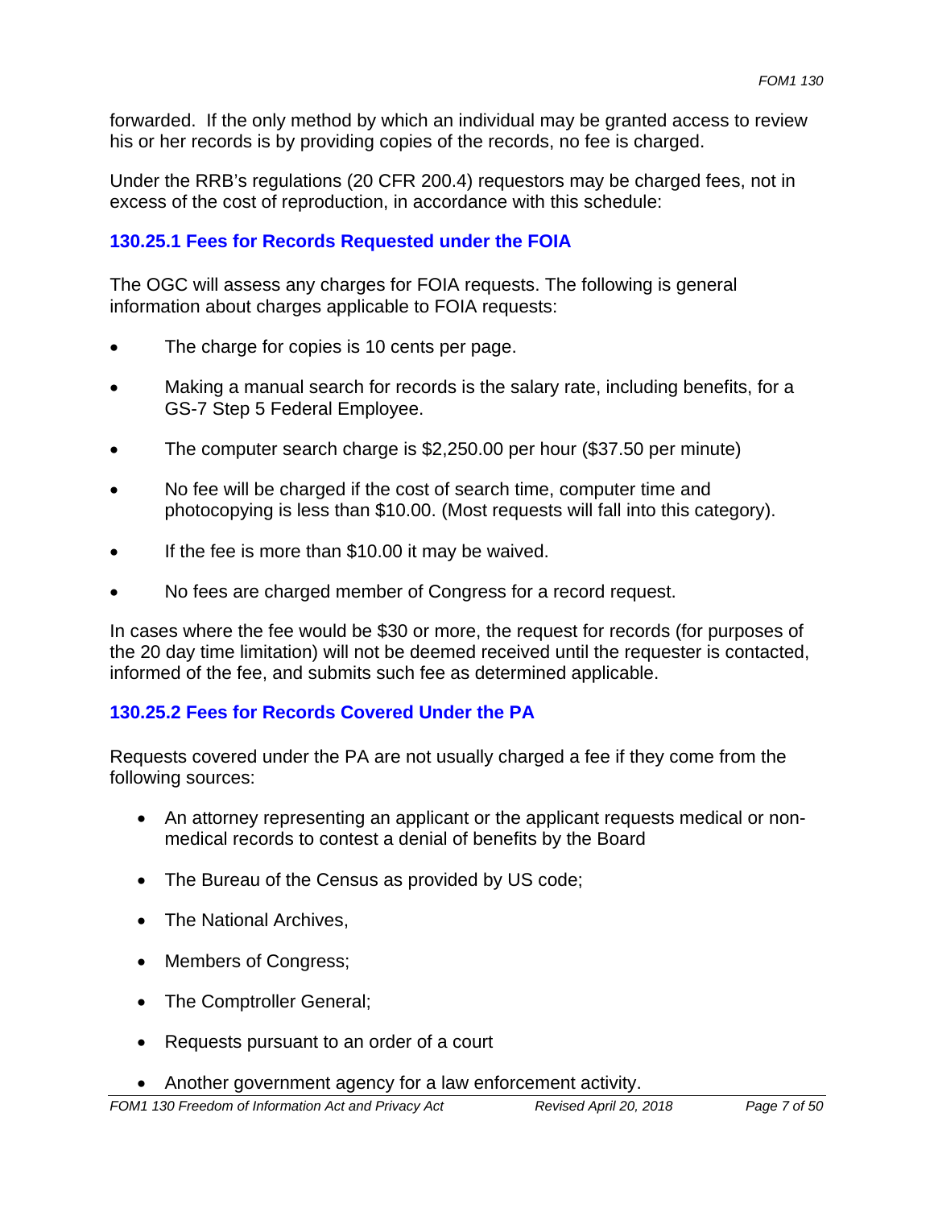forwarded. If the only method by which an individual may be granted access to review his or her records is by providing copies of the records, no fee is charged.

Under the RRB's regulations (20 CFR 200.4) requestors may be charged fees, not in excess of the cost of reproduction, in accordance with this schedule:

### 130.25.1 Fees for Records Requested under the FOIA

The OGC will assess any charges for FOIA requests. The following is general information about charges applicable to FOIA requests:

- The charge for copies is 10 cents per page.
- Making a manual search for records is the salary rate, including benefits, for a GS-7 Step 5 Federal Employee.
- The computer search charge is $2,250.00 per hour ($37.50 per minute)
- No fee will be charged if the cost of search time, computer time and photocopying is less than $10.00. (Most requests will fall into this category).
- If the fee is more than $10.00 it may be waived.
- No fees are charged member of Congress for a record request.

In cases where the fee would be $30 or more, the request for records (for purposes of the 20 day time limitation) will not be deemed received until the requester is contacted, informed of the fee, and submits such fee as determined applicable.

### 130.25.2 Fees for Records Covered Under the PA

Requests covered under the PA are not usually charged a fee if they come from the following sources:

- An attorney representing an applicant or the applicant requests medical or non-medical records to contest a denial of benefits by the Board
- The Bureau of the Census as provided by US code;
- The National Archives,
- Members of Congress;
- The Comptroller General;
- Requests pursuant to an order of a court
- Another government agency for a law enforcement activity.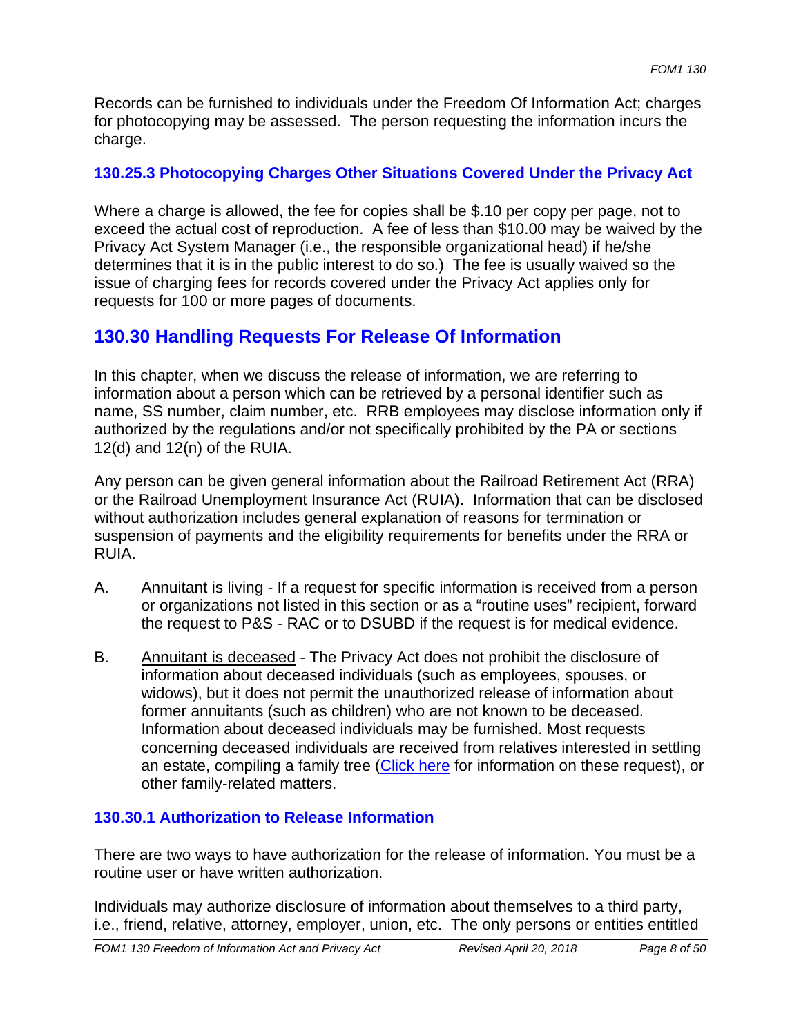Records can be furnished to individuals under the Freedom Of Information Act; charges for photocopying may be assessed. The person requesting the information incurs the charge.

### 130.25.3 Photocopying Charges Other Situations Covered Under the Privacy Act

Where a charge is allowed, the fee for copies shall be $.10 per copy per page, not to exceed the actual cost of reproduction. A fee of less than $10.00 may be waived by the Privacy Act System Manager (i.e., the responsible organizational head) if he/she determines that it is in the public interest to do so.) The fee is usually waived so the issue of charging fees for records covered under the Privacy Act applies only for requests for 100 or more pages of documents.

## 130.30 Handling Requests For Release Of Information

In this chapter, when we discuss the release of information, we are referring to information about a person which can be retrieved by a personal identifier such as name, SS number, claim number, etc. RRB employees may disclose information only if authorized by the regulations and/or not specifically prohibited by the PA or sections 12(d) and 12(n) of the RUIA.

Any person can be given general information about the Railroad Retirement Act (RRA) or the Railroad Unemployment Insurance Act (RUIA). Information that can be disclosed without authorization includes general explanation of reasons for termination or suspension of payments and the eligibility requirements for benefits under the RRA or RUIA.

A. Annuitant is living - If a request for specific information is received from a person or organizations not listed in this section or as a "routine uses" recipient, forward the request to P&S - RAC or to DSUBD if the request is for medical evidence.

B. Annuitant is deceased - The Privacy Act does not prohibit the disclosure of information about deceased individuals (such as employees, spouses, or widows), but it does not permit the unauthorized release of information about former annuitants (such as children) who are not known to be deceased. Information about deceased individuals may be furnished. Most requests concerning deceased individuals are received from relatives interested in settling an estate, compiling a family tree (Click here for information on these request), or other family-related matters.

### 130.30.1 Authorization to Release Information

There are two ways to have authorization for the release of information. You must be a routine user or have written authorization.

Individuals may authorize disclosure of information about themselves to a third party, i.e., friend, relative, attorney, employer, union, etc. The only persons or entities entitled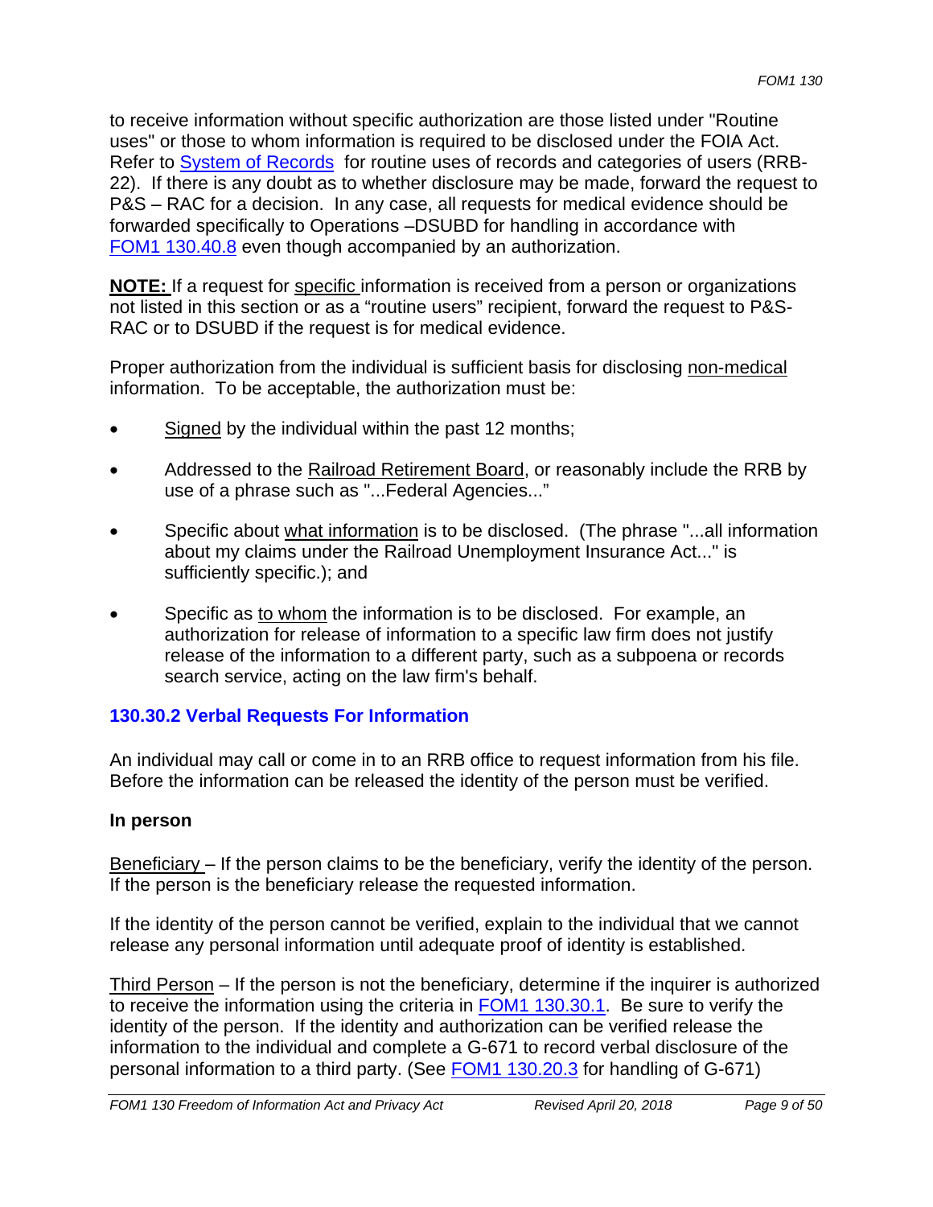to receive information without specific authorization are those listed under "Routine uses" or those to whom information is required to be disclosed under the FOIA Act. Refer to System of Records for routine uses of records and categories of users (RRB-22). If there is any doubt as to whether disclosure may be made, forward the request to P&S – RAC for a decision. In any case, all requests for medical evidence should be forwarded specifically to Operations –DSUBD for handling in accordance with FOM1 130.40.8 even though accompanied by an authorization.

**NOTE:** If a request for specific information is received from a person or organizations not listed in this section or as a "routine users" recipient, forward the request to P&S-RAC or to DSUBD if the request is for medical evidence.

Proper authorization from the individual is sufficient basis for disclosing non-medical information. To be acceptable, the authorization must be:

- Signed by the individual within the past 12 months;
- Addressed to the Railroad Retirement Board, or reasonably include the RRB by use of a phrase such as "...Federal Agencies..."
- Specific about what information is to be disclosed. (The phrase "...all information about my claims under the Railroad Unemployment Insurance Act..." is sufficiently specific.); and
- Specific as to whom the information is to be disclosed. For example, an authorization for release of information to a specific law firm does not justify release of the information to a different party, such as a subpoena or records search service, acting on the law firm's behalf.

### 130.30.2 Verbal Requests For Information

An individual may call or come in to an RRB office to request information from his file. Before the information can be released the identity of the person must be verified.

**In person**

Beneficiary – If the person claims to be the beneficiary, verify the identity of the person. If the person is the beneficiary release the requested information.

If the identity of the person cannot be verified, explain to the individual that we cannot release any personal information until adequate proof of identity is established.

Third Person – If the person is not the beneficiary, determine if the inquirer is authorized to receive the information using the criteria in FOM1 130.30.1. Be sure to verify the identity of the person. If the identity and authorization can be verified release the information to the individual and complete a G-671 to record verbal disclosure of the personal information to a third party. (See FOM1 130.20.3 for handling of G-671)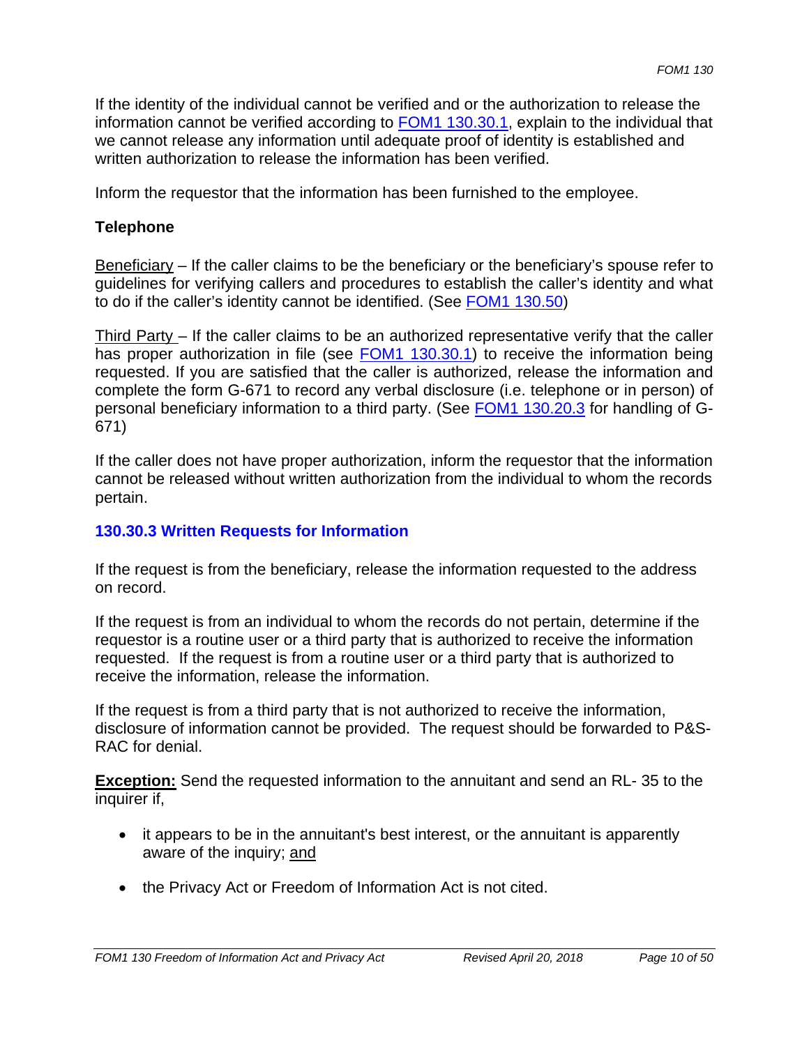If the identity of the individual cannot be verified and or the authorization to release the information cannot be verified according to FOM1 130.30.1, explain to the individual that we cannot release any information until adequate proof of identity is established and written authorization to release the information has been verified.

Inform the requestor that the information has been furnished to the employee.

**Telephone**

Beneficiary – If the caller claims to be the beneficiary or the beneficiary's spouse refer to guidelines for verifying callers and procedures to establish the caller's identity and what to do if the caller's identity cannot be identified. (See FOM1 130.50)

Third Party – If the caller claims to be an authorized representative verify that the caller has proper authorization in file (see FOM1 130.30.1) to receive the information being requested. If you are satisfied that the caller is authorized, release the information and complete the form G-671 to record any verbal disclosure (i.e. telephone or in person) of personal beneficiary information to a third party. (See FOM1 130.20.3 for handling of G-671)

If the caller does not have proper authorization, inform the requestor that the information cannot be released without written authorization from the individual to whom the records pertain.

### 130.30.3 Written Requests for Information

If the request is from the beneficiary, release the information requested to the address on record.

If the request is from an individual to whom the records do not pertain, determine if the requestor is a routine user or a third party that is authorized to receive the information requested. If the request is from a routine user or a third party that is authorized to receive the information, release the information.

If the request is from a third party that is not authorized to receive the information, disclosure of information cannot be provided. The request should be forwarded to P&S-RAC for denial.

**Exception:** Send the requested information to the annuitant and send an RL- 35 to the inquirer if,

- it appears to be in the annuitant's best interest, or the annuitant is apparently aware of the inquiry; and
- the Privacy Act or Freedom of Information Act is not cited.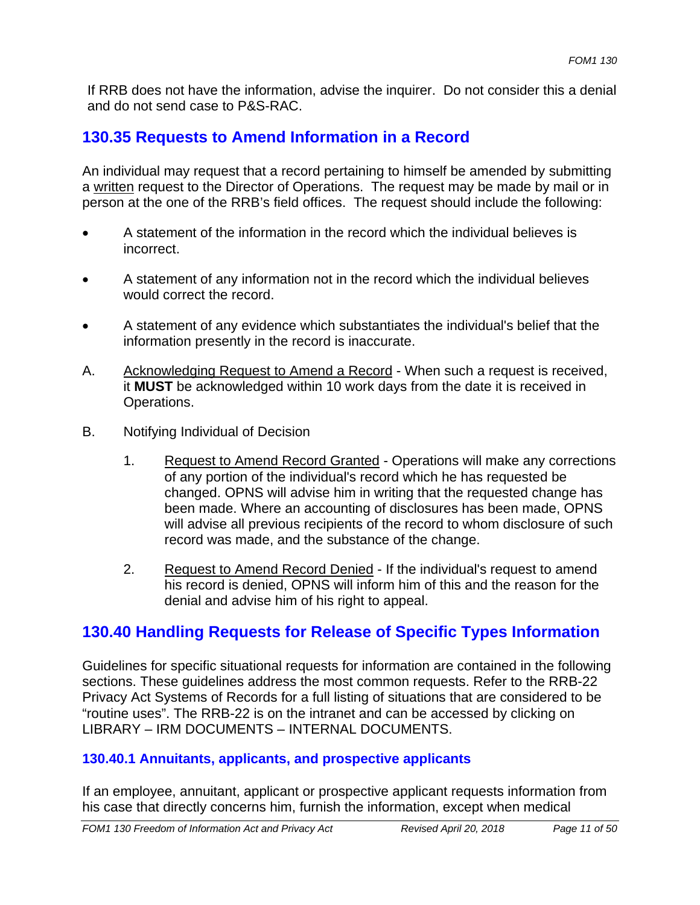If RRB does not have the information, advise the inquirer.  Do not consider this a denial and do not send case to P&S-RAC.

## 130.35 Requests to Amend Information in a Record

An individual may request that a record pertaining to himself be amended by submitting a written request to the Director of Operations.  The request may be made by mail or in person at the one of the RRB's field offices.  The request should include the following:

- A statement of the information in the record which the individual believes is incorrect.
- A statement of any information not in the record which the individual believes would correct the record.
- A statement of any evidence which substantiates the individual's belief that the information presently in the record is inaccurate.

A. Acknowledging Request to Amend a Record - When such a request is received, it **MUST** be acknowledged within 10 work days from the date it is received in Operations.

B. Notifying Individual of Decision

   1. Request to Amend Record Granted - Operations will make any corrections of any portion of the individual's record which he has requested be changed. OPNS will advise him in writing that the requested change has been made. Where an accounting of disclosures has been made, OPNS will advise all previous recipients of the record to whom disclosure of such record was made, and the substance of the change.

   2. Request to Amend Record Denied - If the individual's request to amend his record is denied, OPNS will inform him of this and the reason for the denial and advise him of his right to appeal.

## 130.40 Handling Requests for Release of Specific Types Information

Guidelines for specific situational requests for information are contained in the following sections. These guidelines address the most common requests. Refer to the RRB-22 Privacy Act Systems of Records for a full listing of situations that are considered to be "routine uses". The RRB-22 is on the intranet and can be accessed by clicking on LIBRARY – IRM DOCUMENTS – INTERNAL DOCUMENTS.

### 130.40.1 Annuitants, applicants, and prospective applicants

If an employee, annuitant, applicant or prospective applicant requests information from his case that directly concerns him, furnish the information, except when medical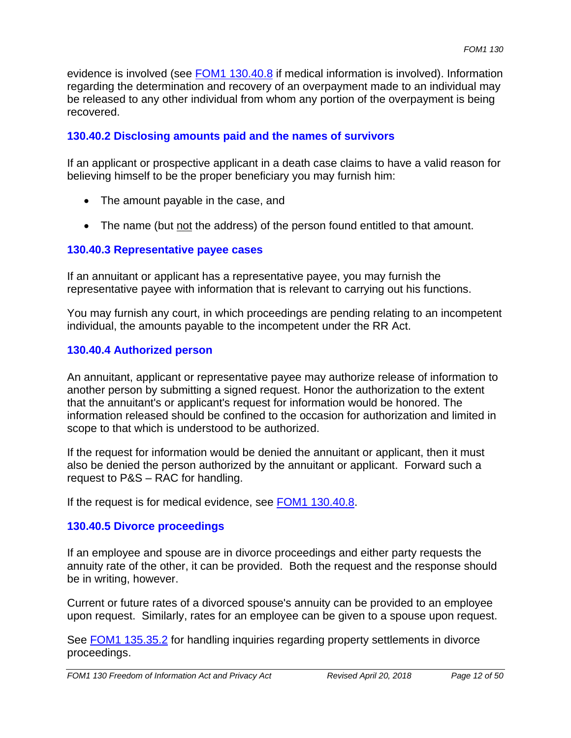evidence is involved (see [FOM1 130.40.8](#) if medical information is involved). Information regarding the determination and recovery of an overpayment made to an individual may be released to any other individual from whom any portion of the overpayment is being recovered.

### 130.40.2 Disclosing amounts paid and the names of survivors

If an applicant or prospective applicant in a death case claims to have a valid reason for believing himself to be the proper beneficiary you may furnish him:

- The amount payable in the case, and
- The name (but <u>not</u> the address) of the person found entitled to that amount.

### 130.40.3 Representative payee cases

If an annuitant or applicant has a representative payee, you may furnish the representative payee with information that is relevant to carrying out his functions.

You may furnish any court, in which proceedings are pending relating to an incompetent individual, the amounts payable to the incompetent under the RR Act.

### 130.40.4 Authorized person

An annuitant, applicant or representative payee may authorize release of information to another person by submitting a signed request. Honor the authorization to the extent that the annuitant's or applicant's request for information would be honored. The information released should be confined to the occasion for authorization and limited in scope to that which is understood to be authorized.

If the request for information would be denied the annuitant or applicant, then it must also be denied the person authorized by the annuitant or applicant. Forward such a request to P&S – RAC for handling.

If the request is for medical evidence, see [FOM1 130.40.8](#).

### 130.40.5 Divorce proceedings

If an employee and spouse are in divorce proceedings and either party requests the annuity rate of the other, it can be provided. Both the request and the response should be in writing, however.

Current or future rates of a divorced spouse's annuity can be provided to an employee upon request. Similarly, rates for an employee can be given to a spouse upon request.

See [FOM1 135.35.2](#) for handling inquiries regarding property settlements in divorce proceedings.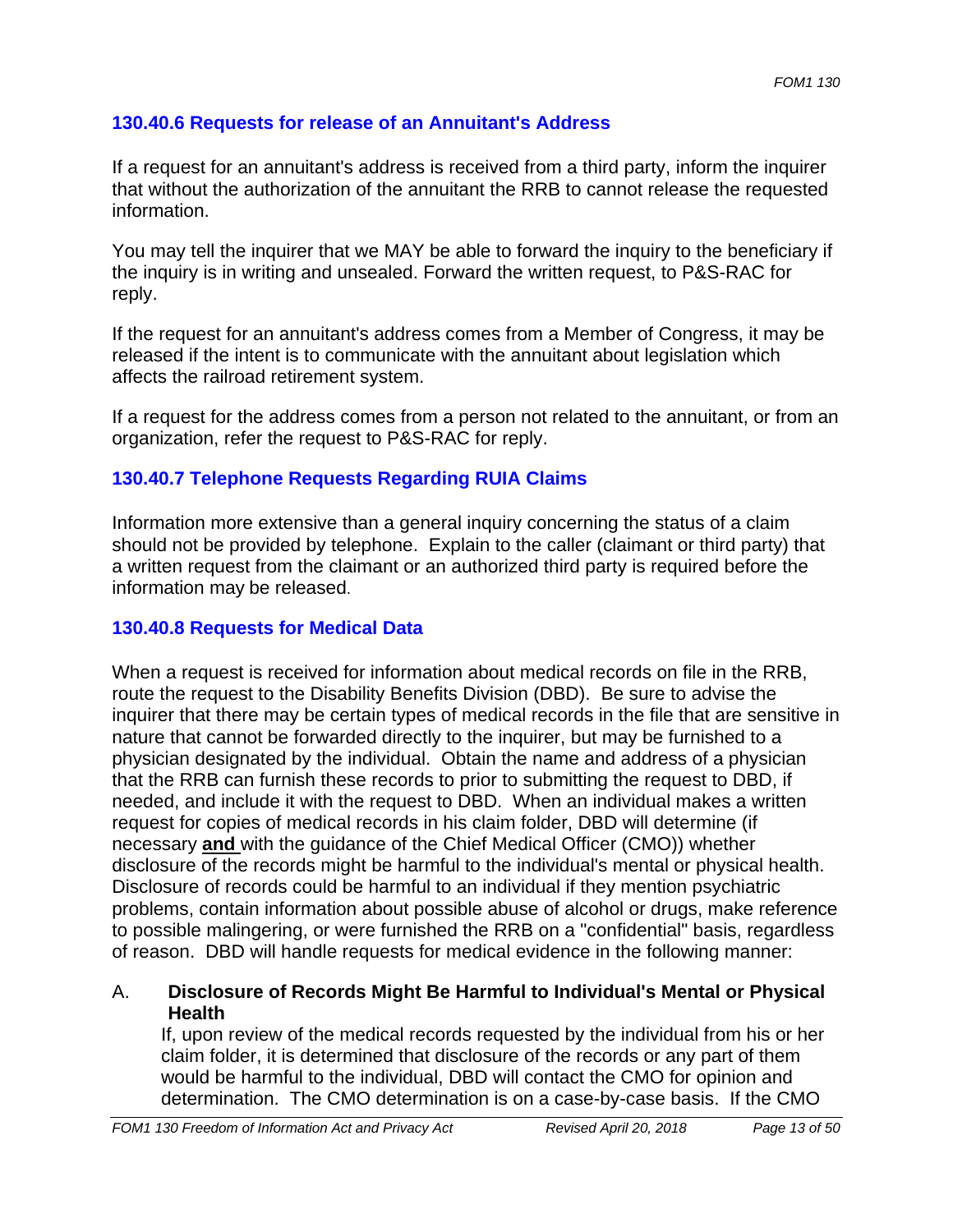### 130.40.6 Requests for release of an Annuitant's Address

If a request for an annuitant's address is received from a third party, inform the inquirer that without the authorization of the annuitant the RRB to cannot release the requested information.

You may tell the inquirer that we MAY be able to forward the inquiry to the beneficiary if the inquiry is in writing and unsealed. Forward the written request, to P&S-RAC for reply.

If the request for an annuitant's address comes from a Member of Congress, it may be released if the intent is to communicate with the annuitant about legislation which affects the railroad retirement system.

If a request for the address comes from a person not related to the annuitant, or from an organization, refer the request to P&S-RAC for reply.

### 130.40.7 Telephone Requests Regarding RUIA Claims

Information more extensive than a general inquiry concerning the status of a claim should not be provided by telephone. Explain to the caller (claimant or third party) that a written request from the claimant or an authorized third party is required before the information may be released.

### 130.40.8 Requests for Medical Data

When a request is received for information about medical records on file in the RRB, route the request to the Disability Benefits Division (DBD). Be sure to advise the inquirer that there may be certain types of medical records in the file that are sensitive in nature that cannot be forwarded directly to the inquirer, but may be furnished to a physician designated by the individual. Obtain the name and address of a physician that the RRB can furnish these records to prior to submitting the request to DBD, if needed, and include it with the request to DBD. When an individual makes a written request for copies of medical records in his claim folder, DBD will determine (if necessary **and** with the guidance of the Chief Medical Officer (CMO)) whether disclosure of the records might be harmful to the individual's mental or physical health. Disclosure of records could be harmful to an individual if they mention psychiatric problems, contain information about possible abuse of alcohol or drugs, make reference to possible malingering, or were furnished the RRB on a "confidential" basis, regardless of reason. DBD will handle requests for medical evidence in the following manner:

A. **Disclosure of Records Might Be Harmful to Individual's Mental or Physical Health**

If, upon review of the medical records requested by the individual from his or her claim folder, it is determined that disclosure of the records or any part of them would be harmful to the individual, DBD will contact the CMO for opinion and determination. The CMO determination is on a case-by-case basis. If the CMO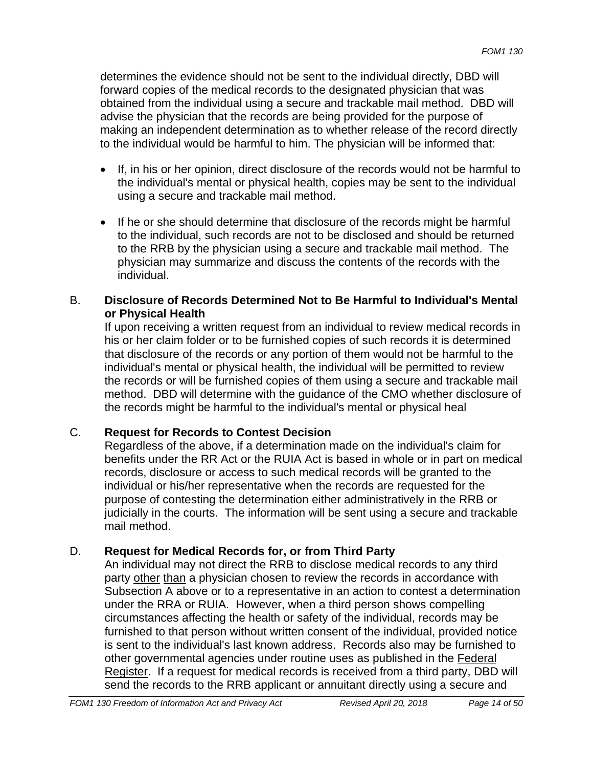determines the evidence should not be sent to the individual directly, DBD will forward copies of the medical records to the designated physician that was obtained from the individual using a secure and trackable mail method. DBD will advise the physician that the records are being provided for the purpose of making an independent determination as to whether release of the record directly to the individual would be harmful to him. The physician will be informed that:

- If, in his or her opinion, direct disclosure of the records would not be harmful to the individual's mental or physical health, copies may be sent to the individual using a secure and trackable mail method.

- If he or she should determine that disclosure of the records might be harmful to the individual, such records are not to be disclosed and should be returned to the RRB by the physician using a secure and trackable mail method. The physician may summarize and discuss the contents of the records with the individual.

B. **Disclosure of Records Determined Not to Be Harmful to Individual's Mental or Physical Health**

If upon receiving a written request from an individual to review medical records in his or her claim folder or to be furnished copies of such records it is determined that disclosure of the records or any portion of them would not be harmful to the individual's mental or physical health, the individual will be permitted to review the records or will be furnished copies of them using a secure and trackable mail method. DBD will determine with the guidance of the CMO whether disclosure of the records might be harmful to the individual's mental or physical heal

C. **Request for Records to Contest Decision**

Regardless of the above, if a determination made on the individual's claim for benefits under the RR Act or the RUIA Act is based in whole or in part on medical records, disclosure or access to such medical records will be granted to the individual or his/her representative when the records are requested for the purpose of contesting the determination either administratively in the RRB or judicially in the courts. The information will be sent using a secure and trackable mail method.

D. **Request for Medical Records for, or from Third Party**

An individual may not direct the RRB to disclose medical records to any third party other than a physician chosen to review the records in accordance with Subsection A above or to a representative in an action to contest a determination under the RRA or RUIA. However, when a third person shows compelling circumstances affecting the health or safety of the individual, records may be furnished to that person without written consent of the individual, provided notice is sent to the individual's last known address. Records also may be furnished to other governmental agencies under routine uses as published in the Federal Register. If a request for medical records is received from a third party, DBD will send the records to the RRB applicant or annuitant directly using a secure and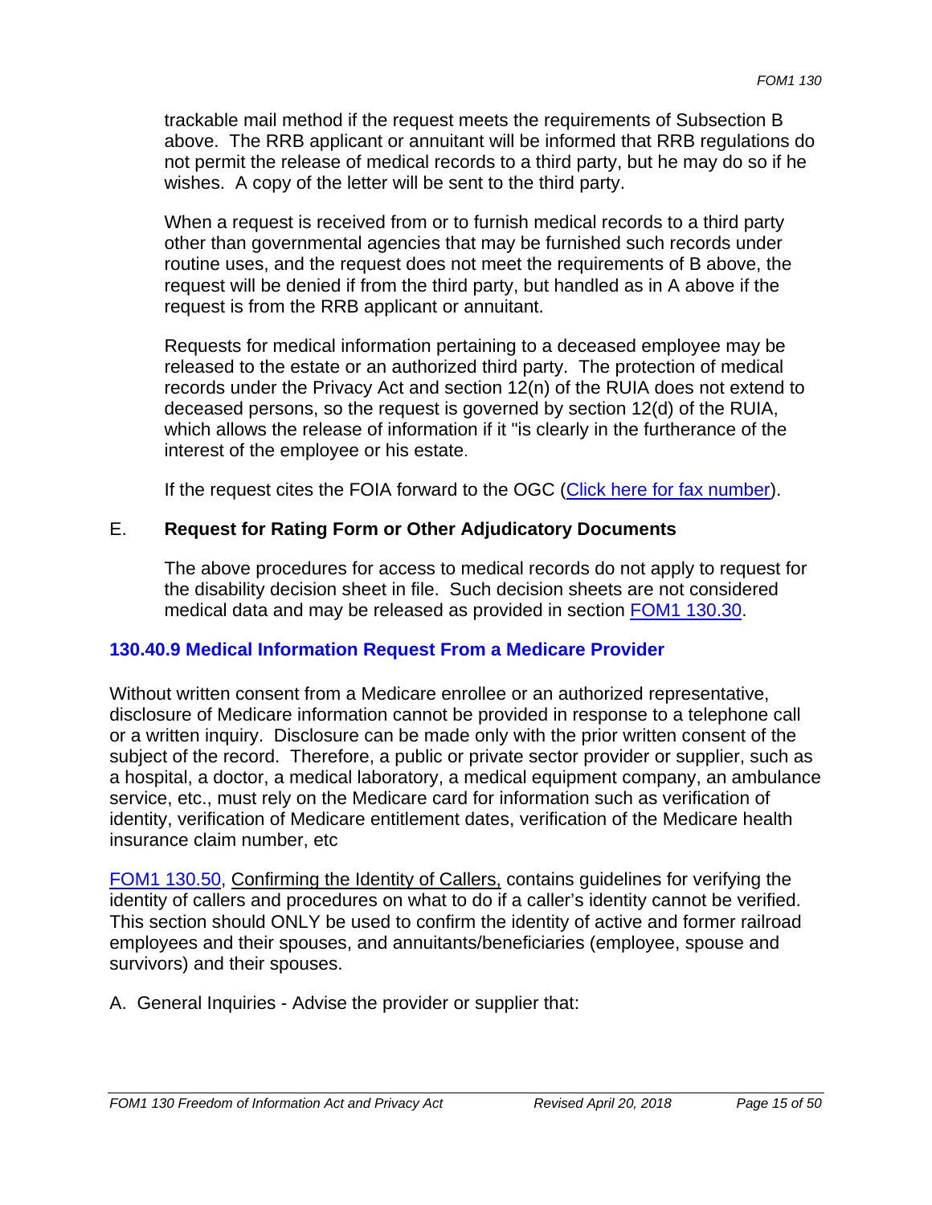trackable mail method if the request meets the requirements of Subsection B above. The RRB applicant or annuitant will be informed that RRB regulations do not permit the release of medical records to a third party, but he may do so if he wishes. A copy of the letter will be sent to the third party.

When a request is received from or to furnish medical records to a third party other than governmental agencies that may be furnished such records under routine uses, and the request does not meet the requirements of B above, the request will be denied if from the third party, but handled as in A above if the request is from the RRB applicant or annuitant.

Requests for medical information pertaining to a deceased employee may be released to the estate or an authorized third party. The protection of medical records under the Privacy Act and section 12(n) of the RUIA does not extend to deceased persons, so the request is governed by section 12(d) of the RUIA, which allows the release of information if it "is clearly in the furtherance of the interest of the employee or his estate.

If the request cites the FOIA forward to the OGC (Click here for fax number).

E. **Request for Rating Form or Other Adjudicatory Documents**

The above procedures for access to medical records do not apply to request for the disability decision sheet in file. Such decision sheets are not considered medical data and may be released as provided in section FOM1 130.30.

### 130.40.9 Medical Information Request From a Medicare Provider

Without written consent from a Medicare enrollee or an authorized representative, disclosure of Medicare information cannot be provided in response to a telephone call or a written inquiry. Disclosure can be made only with the prior written consent of the subject of the record. Therefore, a public or private sector provider or supplier, such as a hospital, a doctor, a medical laboratory, a medical equipment company, an ambulance service, etc., must rely on the Medicare card for information such as verification of identity, verification of Medicare entitlement dates, verification of the Medicare health insurance claim number, etc

FOM1 130.50, Confirming the Identity of Callers, contains guidelines for verifying the identity of callers and procedures on what to do if a caller's identity cannot be verified. This section should ONLY be used to confirm the identity of active and former railroad employees and their spouses, and annuitants/beneficiaries (employee, spouse and survivors) and their spouses.

A. General Inquiries - Advise the provider or supplier that: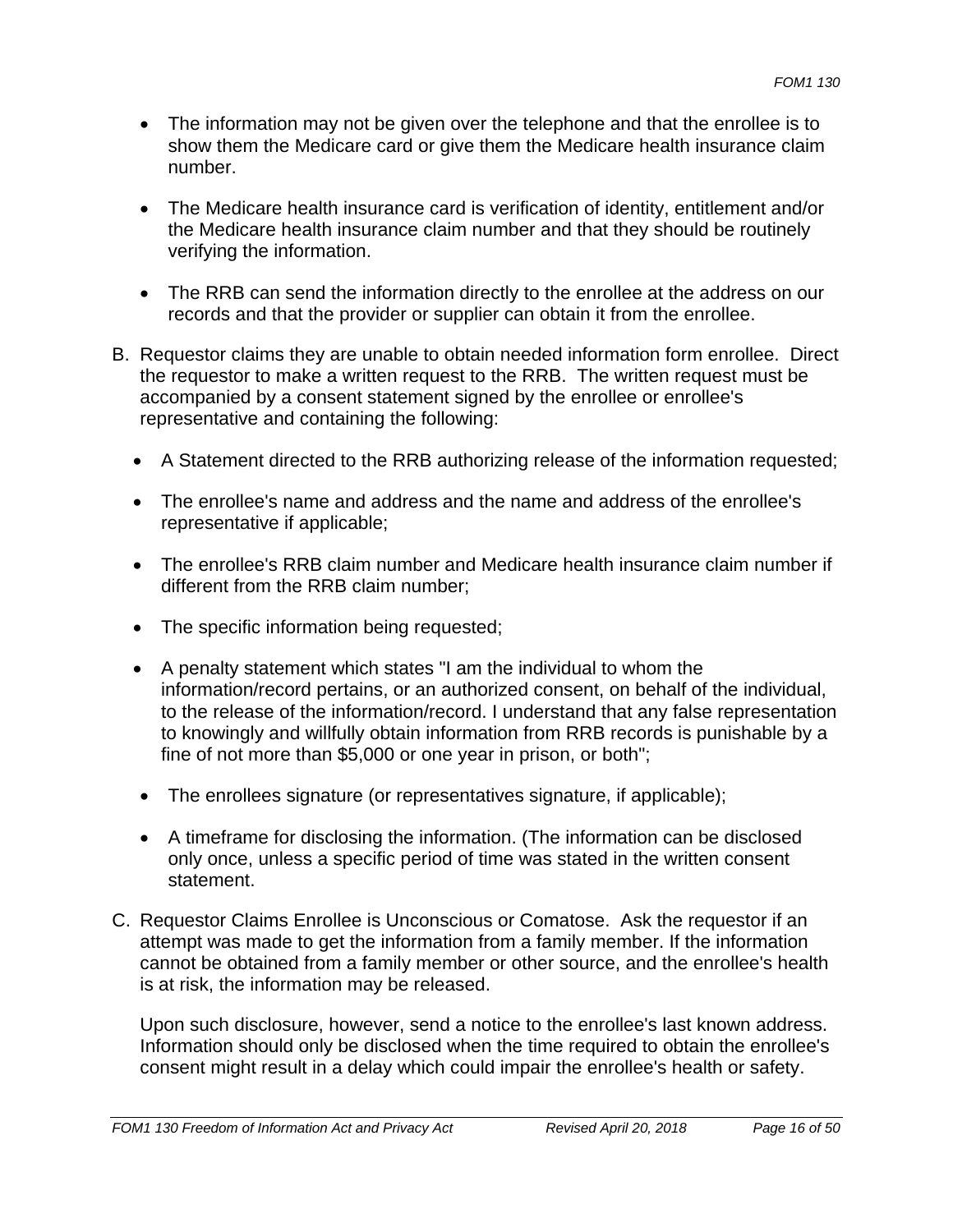- The information may not be given over the telephone and that the enrollee is to show them the Medicare card or give them the Medicare health insurance claim number.

- The Medicare health insurance card is verification of identity, entitlement and/or the Medicare health insurance claim number and that they should be routinely verifying the information.

- The RRB can send the information directly to the enrollee at the address on our records and that the provider or supplier can obtain it from the enrollee.

B. Requestor claims they are unable to obtain needed information form enrollee. Direct the requestor to make a written request to the RRB. The written request must be accompanied by a consent statement signed by the enrollee or enrollee's representative and containing the following:

   - A Statement directed to the RRB authorizing release of the information requested;

   - The enrollee's name and address and the name and address of the enrollee's representative if applicable;

   - The enrollee's RRB claim number and Medicare health insurance claim number if different from the RRB claim number;

   - The specific information being requested;

   - A penalty statement which states "I am the individual to whom the information/record pertains, or an authorized consent, on behalf of the individual, to the release of the information/record. I understand that any false representation to knowingly and willfully obtain information from RRB records is punishable by a fine of not more than $5,000 or one year in prison, or both";

   - The enrollees signature (or representatives signature, if applicable);

   - A timeframe for disclosing the information. (The information can be disclosed only once, unless a specific period of time was stated in the written consent statement.

C. Requestor Claims Enrollee is Unconscious or Comatose. Ask the requestor if an attempt was made to get the information from a family member. If the information cannot be obtained from a family member or other source, and the enrollee's health is at risk, the information may be released.

   Upon such disclosure, however, send a notice to the enrollee's last known address. Information should only be disclosed when the time required to obtain the enrollee's consent might result in a delay which could impair the enrollee's health or safety.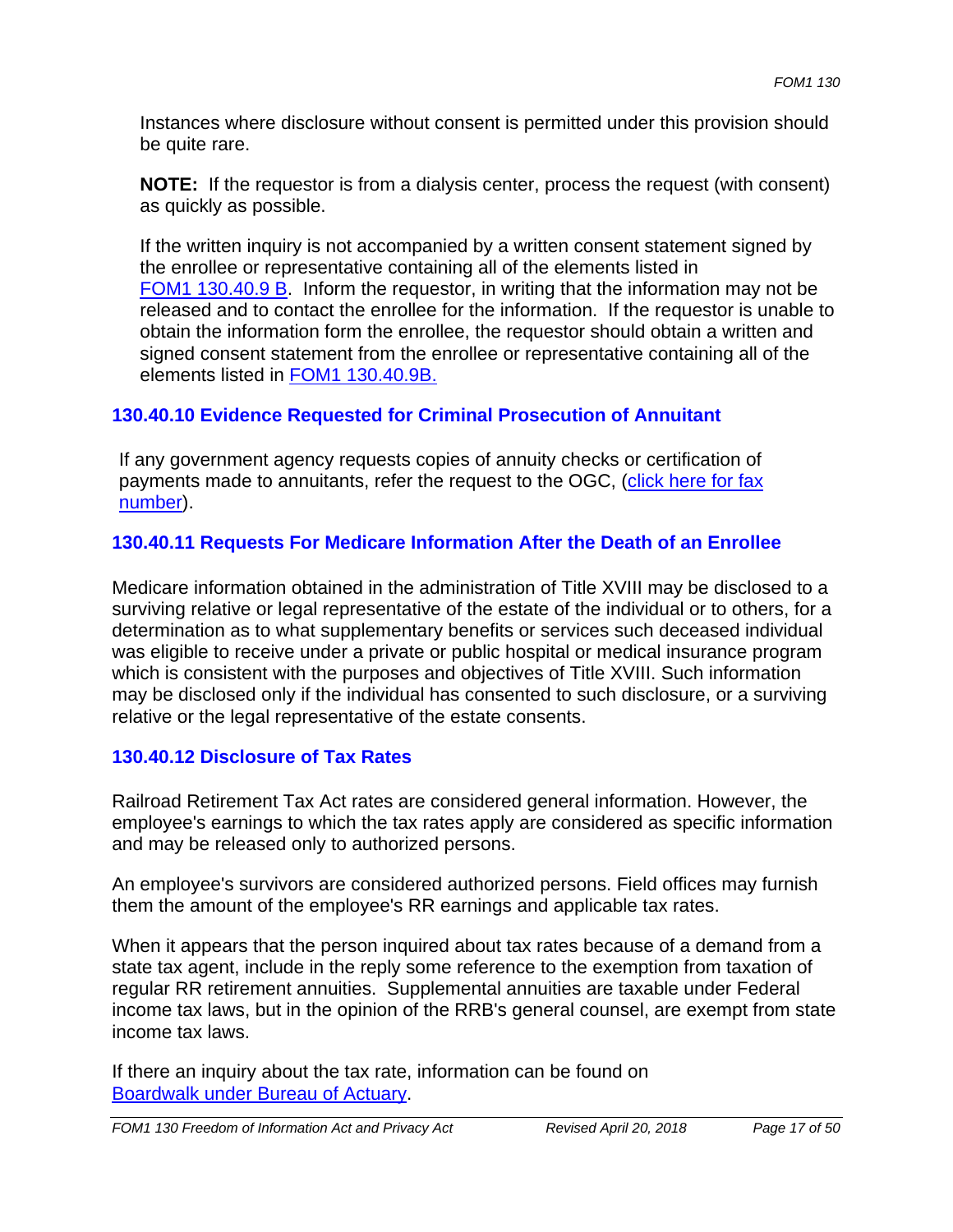Instances where disclosure without consent is permitted under this provision should be quite rare.

**NOTE:** If the requestor is from a dialysis center, process the request (with consent) as quickly as possible.

If the written inquiry is not accompanied by a written consent statement signed by the enrollee or representative containing all of the elements listed in FOM1 130.40.9 B. Inform the requestor, in writing that the information may not be released and to contact the enrollee for the information. If the requestor is unable to obtain the information form the enrollee, the requestor should obtain a written and signed consent statement from the enrollee or representative containing all of the elements listed in FOM1 130.40.9B.

### 130.40.10 Evidence Requested for Criminal Prosecution of Annuitant

If any government agency requests copies of annuity checks or certification of payments made to annuitants, refer the request to the OGC, (click here for fax number).

### 130.40.11 Requests For Medicare Information After the Death of an Enrollee

Medicare information obtained in the administration of Title XVIII may be disclosed to a surviving relative or legal representative of the estate of the individual or to others, for a determination as to what supplementary benefits or services such deceased individual was eligible to receive under a private or public hospital or medical insurance program which is consistent with the purposes and objectives of Title XVIII. Such information may be disclosed only if the individual has consented to such disclosure, or a surviving relative or the legal representative of the estate consents.

### 130.40.12 Disclosure of Tax Rates

Railroad Retirement Tax Act rates are considered general information. However, the employee's earnings to which the tax rates apply are considered as specific information and may be released only to authorized persons.

An employee's survivors are considered authorized persons. Field offices may furnish them the amount of the employee's RR earnings and applicable tax rates.

When it appears that the person inquired about tax rates because of a demand from a state tax agent, include in the reply some reference to the exemption from taxation of regular RR retirement annuities. Supplemental annuities are taxable under Federal income tax laws, but in the opinion of the RRB's general counsel, are exempt from state income tax laws.

If there an inquiry about the tax rate, information can be found on Boardwalk under Bureau of Actuary.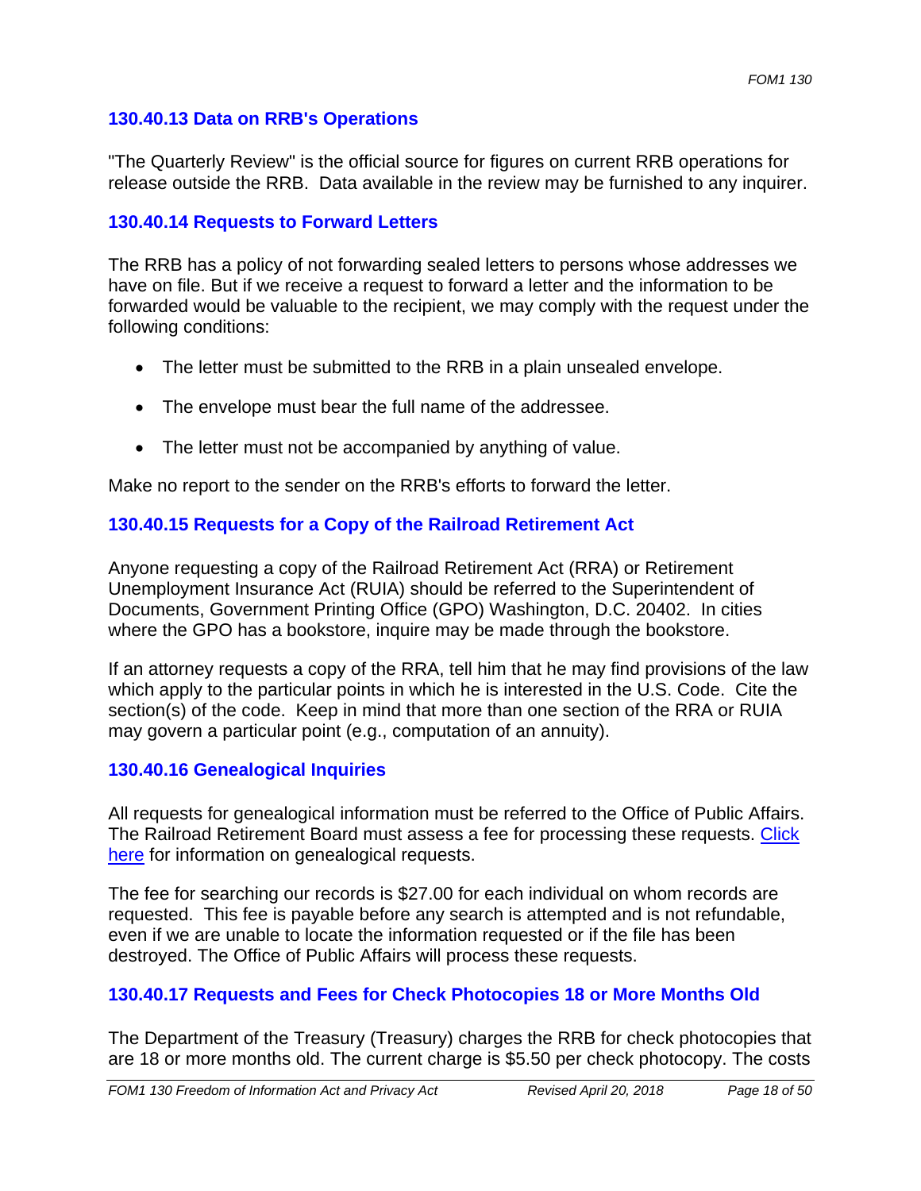### 130.40.13 Data on RRB's Operations

"The Quarterly Review" is the official source for figures on current RRB operations for release outside the RRB. Data available in the review may be furnished to any inquirer.

### 130.40.14 Requests to Forward Letters

The RRB has a policy of not forwarding sealed letters to persons whose addresses we have on file. But if we receive a request to forward a letter and the information to be forwarded would be valuable to the recipient, we may comply with the request under the following conditions:

- The letter must be submitted to the RRB in a plain unsealed envelope.
- The envelope must bear the full name of the addressee.
- The letter must not be accompanied by anything of value.

Make no report to the sender on the RRB's efforts to forward the letter.

### 130.40.15 Requests for a Copy of the Railroad Retirement Act

Anyone requesting a copy of the Railroad Retirement Act (RRA) or Retirement Unemployment Insurance Act (RUIA) should be referred to the Superintendent of Documents, Government Printing Office (GPO) Washington, D.C. 20402. In cities where the GPO has a bookstore, inquire may be made through the bookstore.

If an attorney requests a copy of the RRA, tell him that he may find provisions of the law which apply to the particular points in which he is interested in the U.S. Code. Cite the section(s) of the code. Keep in mind that more than one section of the RRA or RUIA may govern a particular point (e.g., computation of an annuity).

### 130.40.16 Genealogical Inquiries

All requests for genealogical information must be referred to the Office of Public Affairs. The Railroad Retirement Board must assess a fee for processing these requests. Click here for information on genealogical requests.

The fee for searching our records is $27.00 for each individual on whom records are requested. This fee is payable before any search is attempted and is not refundable, even if we are unable to locate the information requested or if the file has been destroyed. The Office of Public Affairs will process these requests.

### 130.40.17 Requests and Fees for Check Photocopies 18 or More Months Old

The Department of the Treasury (Treasury) charges the RRB for check photocopies that are 18 or more months old. The current charge is $5.50 per check photocopy. The costs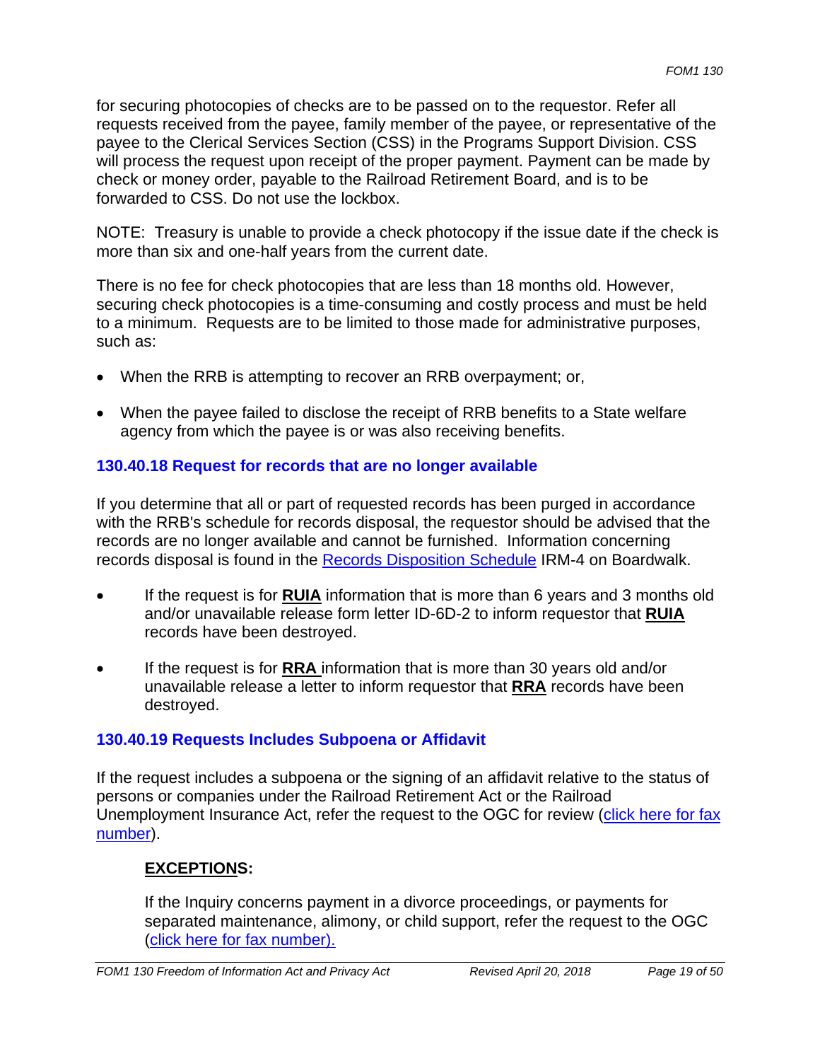for securing photocopies of checks are to be passed on to the requestor. Refer all requests received from the payee, family member of the payee, or representative of the payee to the Clerical Services Section (CSS) in the Programs Support Division. CSS will process the request upon receipt of the proper payment. Payment can be made by check or money order, payable to the Railroad Retirement Board, and is to be forwarded to CSS. Do not use the lockbox.

NOTE: Treasury is unable to provide a check photocopy if the issue date if the check is more than six and one-half years from the current date.

There is no fee for check photocopies that are less than 18 months old. However, securing check photocopies is a time-consuming and costly process and must be held to a minimum. Requests are to be limited to those made for administrative purposes, such as:

- When the RRB is attempting to recover an RRB overpayment; or,
- When the payee failed to disclose the receipt of RRB benefits to a State welfare agency from which the payee is or was also receiving benefits.

### 130.40.18 Request for records that are no longer available

If you determine that all or part of requested records has been purged in accordance with the RRB's schedule for records disposal, the requestor should be advised that the records are no longer available and cannot be furnished. Information concerning records disposal is found in the Records Disposition Schedule IRM-4 on Boardwalk.

- If the request is for **RUIA** information that is more than 6 years and 3 months old and/or unavailable release form letter ID-6D-2 to inform requestor that **RUIA** records have been destroyed.
- If the request is for **RRA** information that is more than 30 years old and/or unavailable release a letter to inform requestor that **RRA** records have been destroyed.

### 130.40.19 Requests Includes Subpoena or Affidavit

If the request includes a subpoena or the signing of an affidavit relative to the status of persons or companies under the Railroad Retirement Act or the Railroad Unemployment Insurance Act, refer the request to the OGC for review (click here for fax number).

**EXCEPTIONS:**

If the Inquiry concerns payment in a divorce proceedings, or payments for separated maintenance, alimony, or child support, refer the request to the OGC (click here for fax number).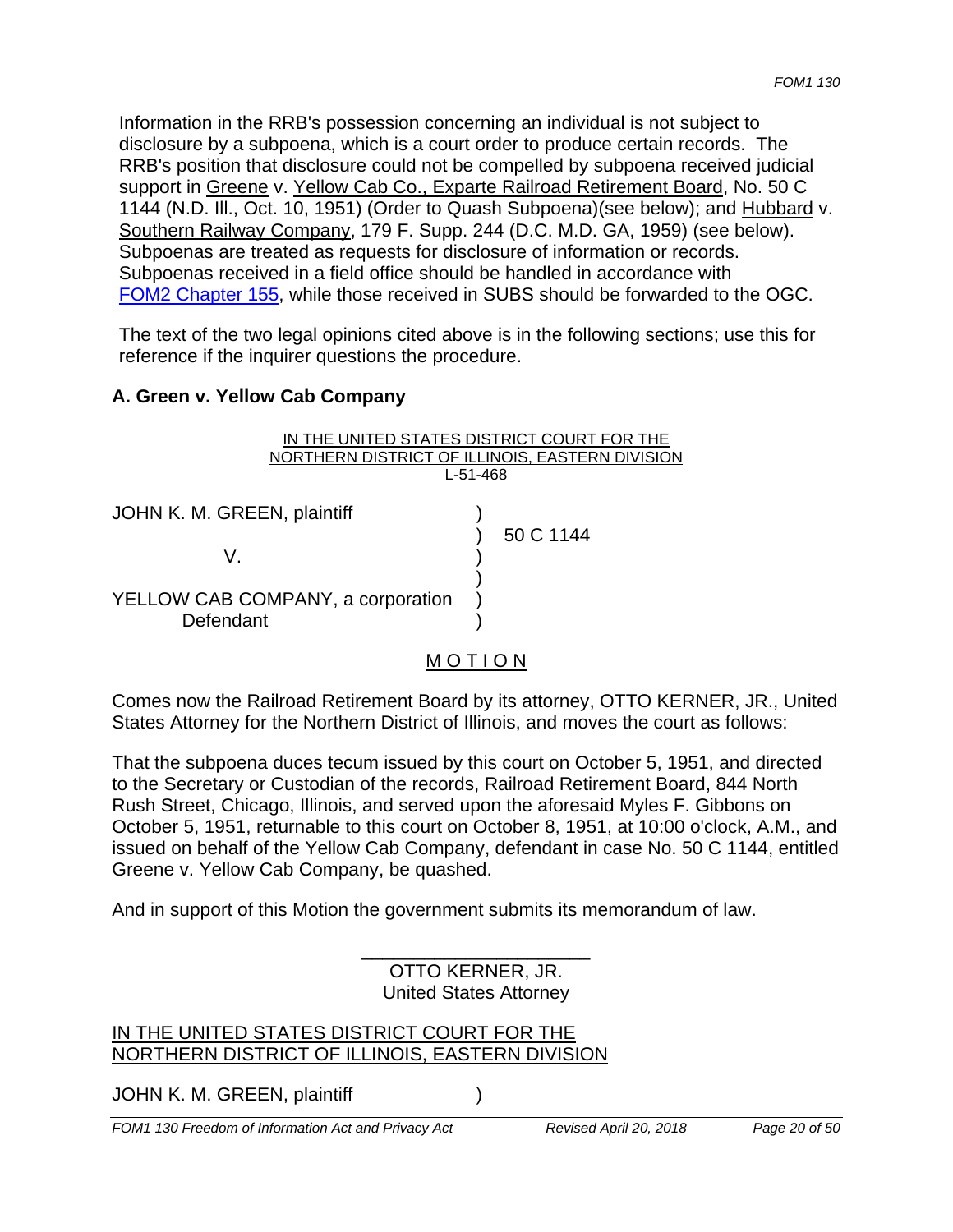Information in the RRB's possession concerning an individual is not subject to disclosure by a subpoena, which is a court order to produce certain records. The RRB's position that disclosure could not be compelled by subpoena received judicial support in Greene v. Yellow Cab Co., Exparte Railroad Retirement Board, No. 50 C 1144 (N.D. Ill., Oct. 10, 1951) (Order to Quash Subpoena)(see below); and Hubbard v. Southern Railway Company, 179 F. Supp. 244 (D.C. M.D. GA, 1959) (see below). Subpoenas are treated as requests for disclosure of information or records. Subpoenas received in a field office should be handled in accordance with FOM2 Chapter 155, while those received in SUBS should be forwarded to the OGC.

The text of the two legal opinions cited above is in the following sections; use this for reference if the inquirer questions the procedure.

### A. Green v. Yellow Cab Company

IN THE UNITED STATES DISTRICT COURT FOR THE
NORTHERN DISTRICT OF ILLINOIS, EASTERN DIVISION
L-51-468

JOHN K. M. GREEN, plaintiff )
) 50 C 1144
V. )
)
YELLOW CAB COMPANY, a corporation )
Defendant )

MOTION

Comes now the Railroad Retirement Board by its attorney, OTTO KERNER, JR., United States Attorney for the Northern District of Illinois, and moves the court as follows:

That the subpoena duces tecum issued by this court on October 5, 1951, and directed to the Secretary or Custodian of the records, Railroad Retirement Board, 844 North Rush Street, Chicago, Illinois, and served upon the aforesaid Myles F. Gibbons on October 5, 1951, returnable to this court on October 8, 1951, at 10:00 o'clock, A.M., and issued on behalf of the Yellow Cab Company, defendant in case No. 50 C 1144, entitled Greene v. Yellow Cab Company, be quashed.

And in support of this Motion the government submits its memorandum of law.

\_\_\_\_\_\_\_\_\_\_\_\_\_\_\_\_\_\_\_\_\_\_
OTTO KERNER, JR.
United States Attorney

IN THE UNITED STATES DISTRICT COURT FOR THE
NORTHERN DISTRICT OF ILLINOIS, EASTERN DIVISION

JOHN K. M. GREEN, plaintiff )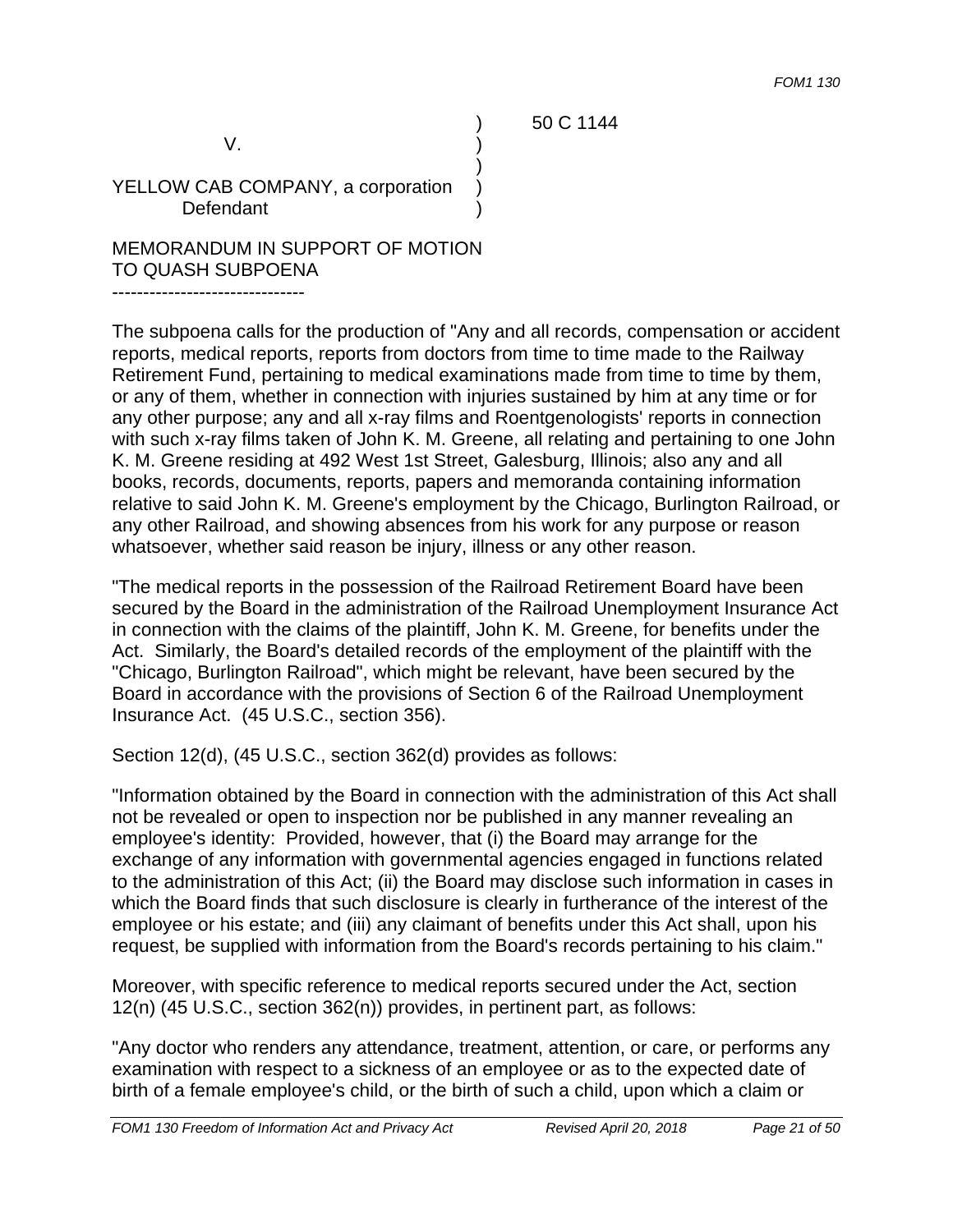```
                                    )      50 C 1144
           V.                       )
                                    )
YELLOW CAB COMPANY, a corporation   )
         Defendant                  )
```

MEMORANDUM IN SUPPORT OF MOTION TO QUASH SUBPOENA

-------------------------------

The subpoena calls for the production of "Any and all records, compensation or accident reports, medical reports, reports from doctors from time to time made to the Railway Retirement Fund, pertaining to medical examinations made from time to time by them, or any of them, whether in connection with injuries sustained by him at any time or for any other purpose; any and all x-ray films and Roentgenologists' reports in connection with such x-ray films taken of John K. M. Greene, all relating and pertaining to one John K. M. Greene residing at 492 West 1st Street, Galesburg, Illinois; also any and all books, records, documents, reports, papers and memoranda containing information relative to said John K. M. Greene's employment by the Chicago, Burlington Railroad, or any other Railroad, and showing absences from his work for any purpose or reason whatsoever, whether said reason be injury, illness or any other reason.

"The medical reports in the possession of the Railroad Retirement Board have been secured by the Board in the administration of the Railroad Unemployment Insurance Act in connection with the claims of the plaintiff, John K. M. Greene, for benefits under the Act. Similarly, the Board's detailed records of the employment of the plaintiff with the "Chicago, Burlington Railroad", which might be relevant, have been secured by the Board in accordance with the provisions of Section 6 of the Railroad Unemployment Insurance Act. (45 U.S.C., section 356).

Section 12(d), (45 U.S.C., section 362(d) provides as follows:

"Information obtained by the Board in connection with the administration of this Act shall not be revealed or open to inspection nor be published in any manner revealing an employee's identity: Provided, however, that (i) the Board may arrange for the exchange of any information with governmental agencies engaged in functions related to the administration of this Act; (ii) the Board may disclose such information in cases in which the Board finds that such disclosure is clearly in furtherance of the interest of the employee or his estate; and (iii) any claimant of benefits under this Act shall, upon his request, be supplied with information from the Board's records pertaining to his claim."

Moreover, with specific reference to medical reports secured under the Act, section 12(n) (45 U.S.C., section 362(n)) provides, in pertinent part, as follows:

"Any doctor who renders any attendance, treatment, attention, or care, or performs any examination with respect to a sickness of an employee or as to the expected date of birth of a female employee's child, or the birth of such a child, upon which a claim or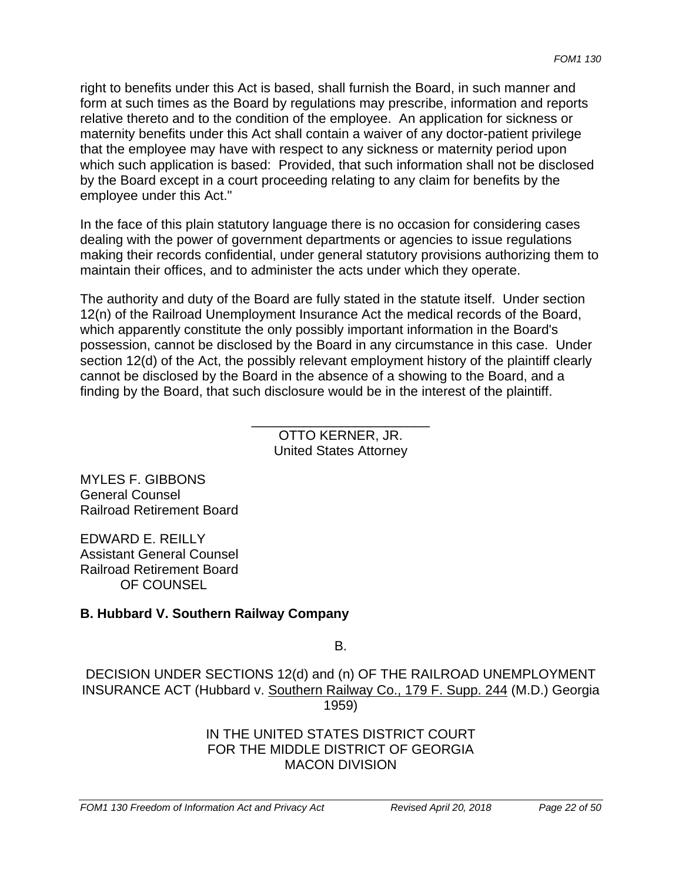right to benefits under this Act is based, shall furnish the Board, in such manner and form at such times as the Board by regulations may prescribe, information and reports relative thereto and to the condition of the employee. An application for sickness or maternity benefits under this Act shall contain a waiver of any doctor-patient privilege that the employee may have with respect to any sickness or maternity period upon which such application is based: Provided, that such information shall not be disclosed by the Board except in a court proceeding relating to any claim for benefits by the employee under this Act."

In the face of this plain statutory language there is no occasion for considering cases dealing with the power of government departments or agencies to issue regulations making their records confidential, under general statutory provisions authorizing them to maintain their offices, and to administer the acts under which they operate.

The authority and duty of the Board are fully stated in the statute itself. Under section 12(n) of the Railroad Unemployment Insurance Act the medical records of the Board, which apparently constitute the only possibly important information in the Board's possession, cannot be disclosed by the Board in any circumstance in this case. Under section 12(d) of the Act, the possibly relevant employment history of the plaintiff clearly cannot be disclosed by the Board in the absence of a showing to the Board, and a finding by the Board, that such disclosure would be in the interest of the plaintiff.

\_\_\_\_\_\_\_\_\_\_\_\_\_\_\_\_\_\_\_\_\_\_\_\_
OTTO KERNER, JR.
United States Attorney

MYLES F. GIBBONS
General Counsel
Railroad Retirement Board

EDWARD E. REILLY
Assistant General Counsel
Railroad Retirement Board
OF COUNSEL

**B. Hubbard V. Southern Railway Company**

B.

DECISION UNDER SECTIONS 12(d) and (n) OF THE RAILROAD UNEMPLOYMENT INSURANCE ACT (Hubbard v. Southern Railway Co., 179 F. Supp. 244 (M.D.) Georgia 1959)

IN THE UNITED STATES DISTRICT COURT
FOR THE MIDDLE DISTRICT OF GEORGIA
MACON DIVISION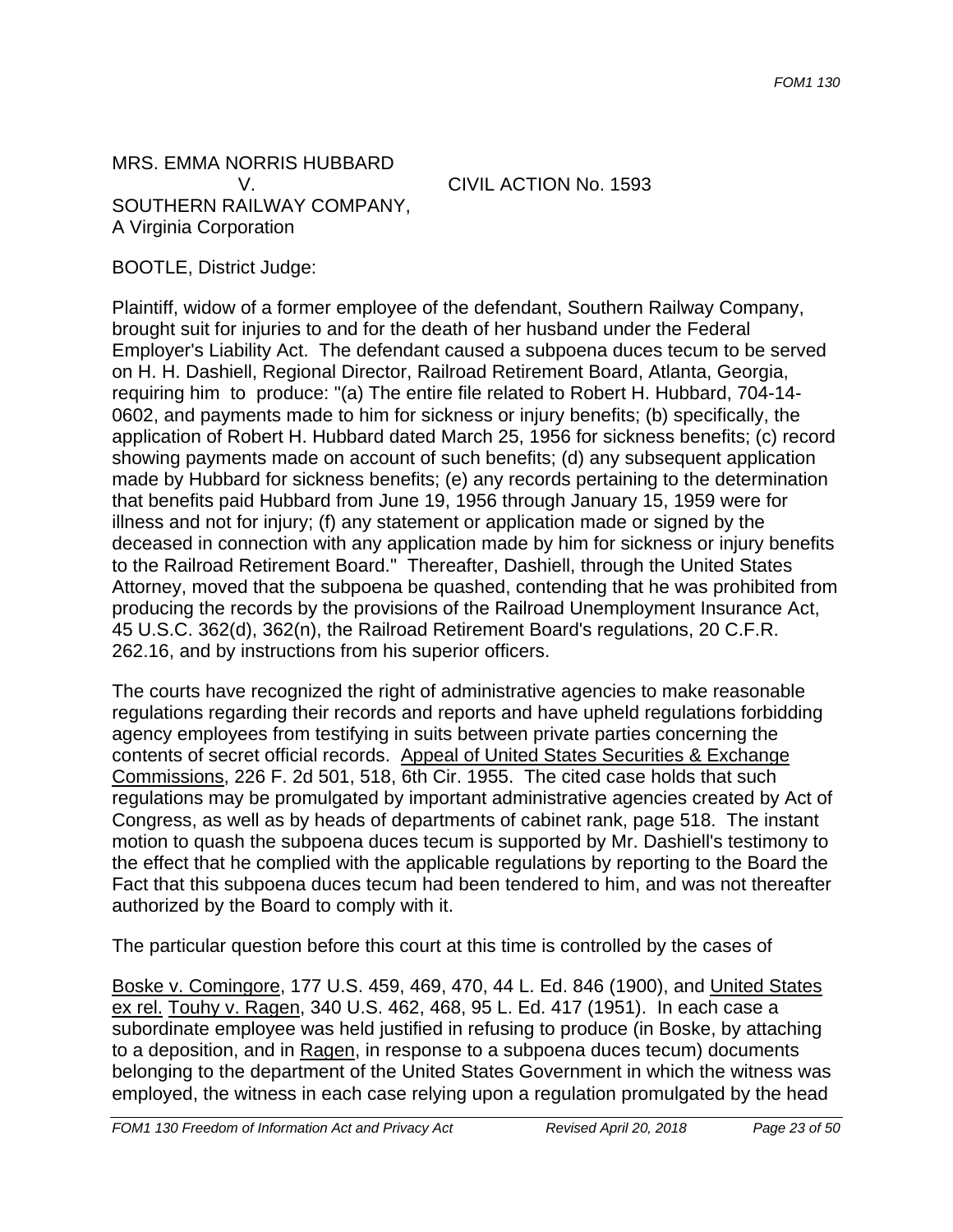MRS. EMMA NORRIS HUBBARD
V. CIVIL ACTION No. 1593
SOUTHERN RAILWAY COMPANY,
A Virginia Corporation

BOOTLE, District Judge:

Plaintiff, widow of a former employee of the defendant, Southern Railway Company, brought suit for injuries to and for the death of her husband under the Federal Employer's Liability Act. The defendant caused a subpoena duces tecum to be served on H. H. Dashiell, Regional Director, Railroad Retirement Board, Atlanta, Georgia, requiring him to produce: "(a) The entire file related to Robert H. Hubbard, 704-14-0602, and payments made to him for sickness or injury benefits; (b) specifically, the application of Robert H. Hubbard dated March 25, 1956 for sickness benefits; (c) record showing payments made on account of such benefits; (d) any subsequent application made by Hubbard for sickness benefits; (e) any records pertaining to the determination that benefits paid Hubbard from June 19, 1956 through January 15, 1959 were for illness and not for injury; (f) any statement or application made or signed by the deceased in connection with any application made by him for sickness or injury benefits to the Railroad Retirement Board." Thereafter, Dashiell, through the United States Attorney, moved that the subpoena be quashed, contending that he was prohibited from producing the records by the provisions of the Railroad Unemployment Insurance Act, 45 U.S.C. 362(d), 362(n), the Railroad Retirement Board's regulations, 20 C.F.R. 262.16, and by instructions from his superior officers.

The courts have recognized the right of administrative agencies to make reasonable regulations regarding their records and reports and have upheld regulations forbidding agency employees from testifying in suits between private parties concerning the contents of secret official records. Appeal of United States Securities & Exchange Commissions, 226 F. 2d 501, 518, 6th Cir. 1955. The cited case holds that such regulations may be promulgated by important administrative agencies created by Act of Congress, as well as by heads of departments of cabinet rank, page 518. The instant motion to quash the subpoena duces tecum is supported by Mr. Dashiell's testimony to the effect that he complied with the applicable regulations by reporting to the Board the Fact that this subpoena duces tecum had been tendered to him, and was not thereafter authorized by the Board to comply with it.

The particular question before this court at this time is controlled by the cases of

Boske v. Comingore, 177 U.S. 459, 469, 470, 44 L. Ed. 846 (1900), and United States ex rel. Touhy v. Ragen, 340 U.S. 462, 468, 95 L. Ed. 417 (1951). In each case a subordinate employee was held justified in refusing to produce (in Boske, by attaching to a deposition, and in Ragen, in response to a subpoena duces tecum) documents belonging to the department of the United States Government in which the witness was employed, the witness in each case relying upon a regulation promulgated by the head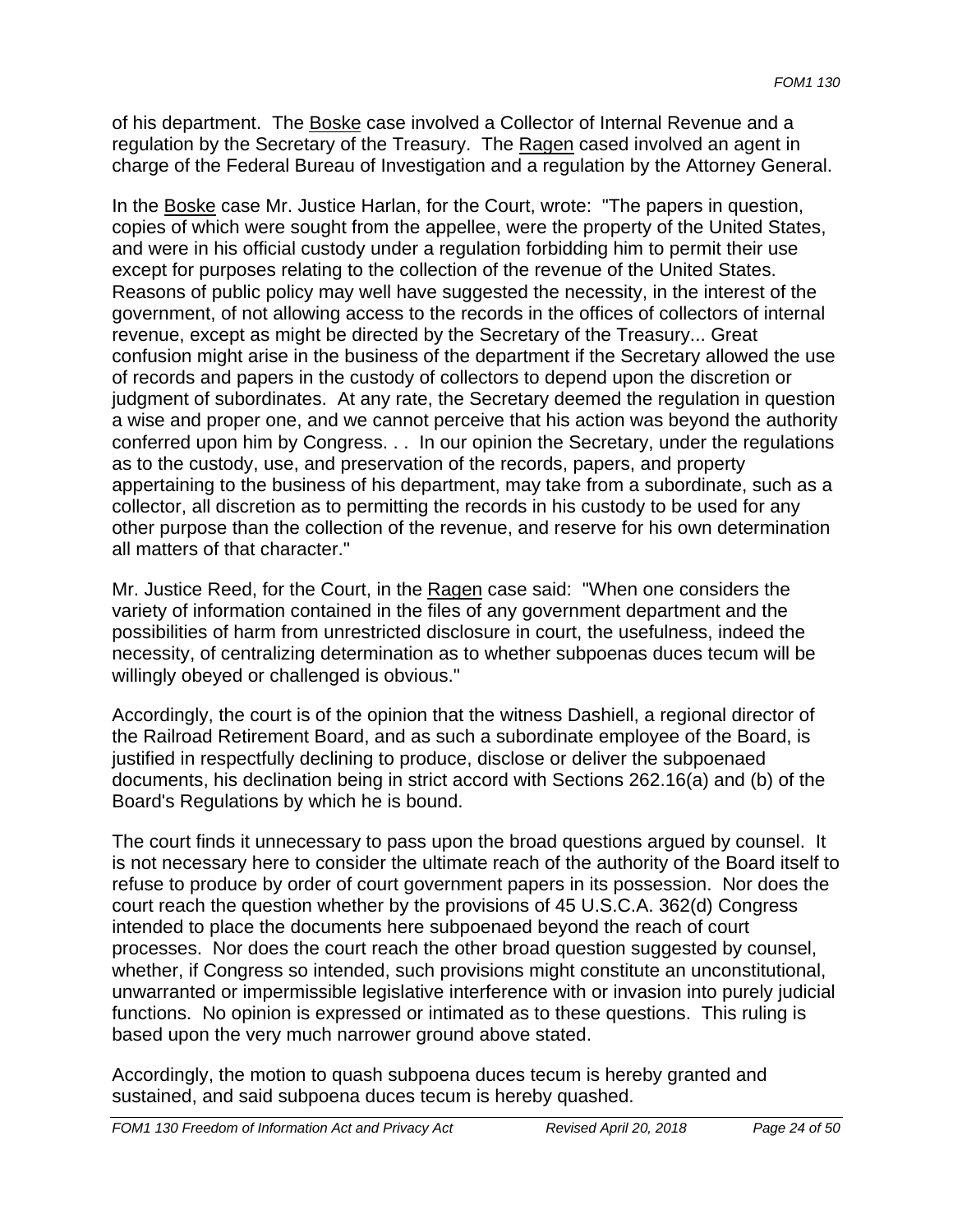of his department. The Boske case involved a Collector of Internal Revenue and a regulation by the Secretary of the Treasury. The Ragen cased involved an agent in charge of the Federal Bureau of Investigation and a regulation by the Attorney General.

In the Boske case Mr. Justice Harlan, for the Court, wrote: "The papers in question, copies of which were sought from the appellee, were the property of the United States, and were in his official custody under a regulation forbidding him to permit their use except for purposes relating to the collection of the revenue of the United States. Reasons of public policy may well have suggested the necessity, in the interest of the government, of not allowing access to the records in the offices of collectors of internal revenue, except as might be directed by the Secretary of the Treasury... Great confusion might arise in the business of the department if the Secretary allowed the use of records and papers in the custody of collectors to depend upon the discretion or judgment of subordinates. At any rate, the Secretary deemed the regulation in question a wise and proper one, and we cannot perceive that his action was beyond the authority conferred upon him by Congress. . . In our opinion the Secretary, under the regulations as to the custody, use, and preservation of the records, papers, and property appertaining to the business of his department, may take from a subordinate, such as a collector, all discretion as to permitting the records in his custody to be used for any other purpose than the collection of the revenue, and reserve for his own determination all matters of that character."

Mr. Justice Reed, for the Court, in the Ragen case said: "When one considers the variety of information contained in the files of any government department and the possibilities of harm from unrestricted disclosure in court, the usefulness, indeed the necessity, of centralizing determination as to whether subpoenas duces tecum will be willingly obeyed or challenged is obvious."

Accordingly, the court is of the opinion that the witness Dashiell, a regional director of the Railroad Retirement Board, and as such a subordinate employee of the Board, is justified in respectfully declining to produce, disclose or deliver the subpoenaed documents, his declination being in strict accord with Sections 262.16(a) and (b) of the Board's Regulations by which he is bound.

The court finds it unnecessary to pass upon the broad questions argued by counsel. It is not necessary here to consider the ultimate reach of the authority of the Board itself to refuse to produce by order of court government papers in its possession. Nor does the court reach the question whether by the provisions of 45 U.S.C.A. 362(d) Congress intended to place the documents here subpoenaed beyond the reach of court processes. Nor does the court reach the other broad question suggested by counsel, whether, if Congress so intended, such provisions might constitute an unconstitutional, unwarranted or impermissible legislative interference with or invasion into purely judicial functions. No opinion is expressed or intimated as to these questions. This ruling is based upon the very much narrower ground above stated.

Accordingly, the motion to quash subpoena duces tecum is hereby granted and sustained, and said subpoena duces tecum is hereby quashed.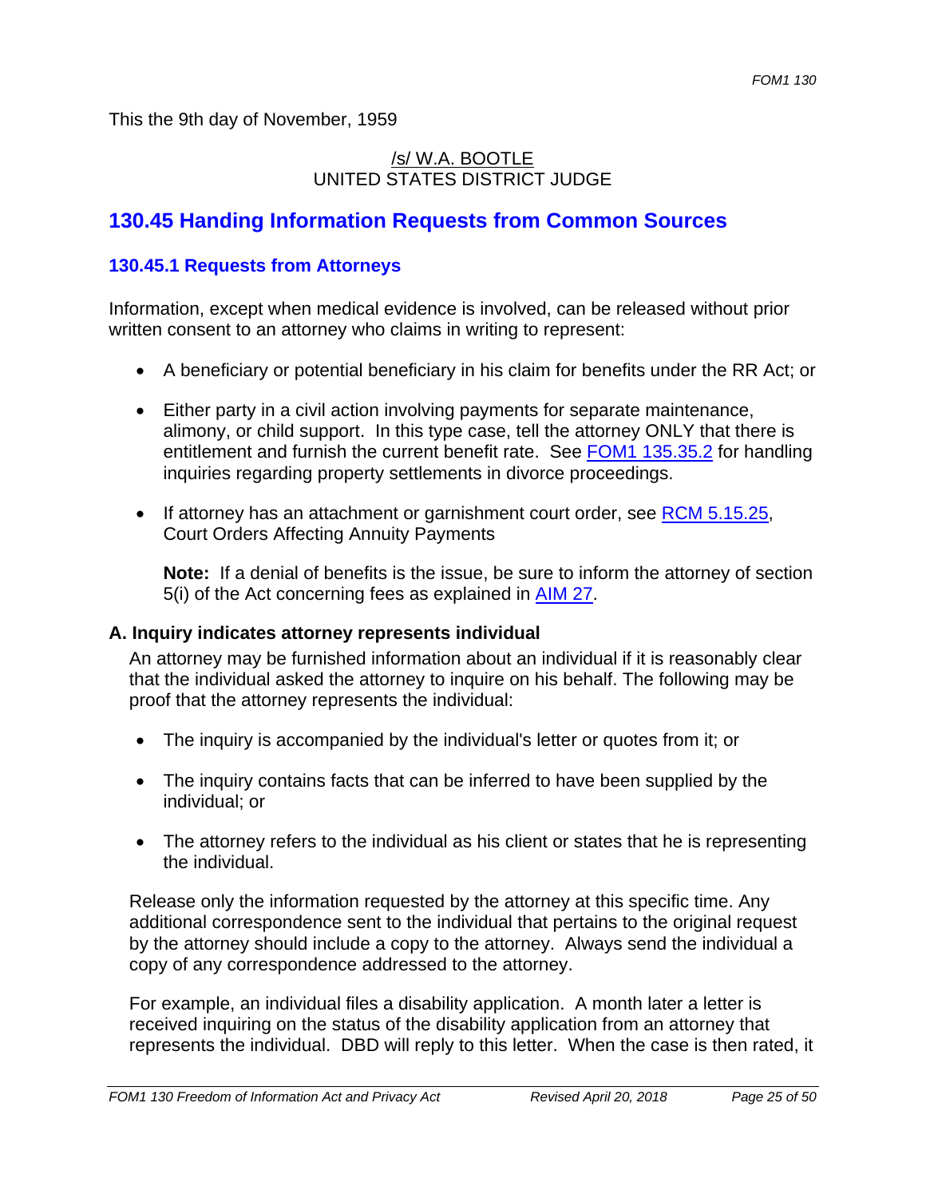This the 9th day of November, 1959

/s/ W.A. BOOTLE
UNITED STATES DISTRICT JUDGE

## 130.45 Handing Information Requests from Common Sources

### 130.45.1 Requests from Attorneys

Information, except when medical evidence is involved, can be released without prior written consent to an attorney who claims in writing to represent:

- A beneficiary or potential beneficiary in his claim for benefits under the RR Act; or
- Either party in a civil action involving payments for separate maintenance, alimony, or child support. In this type case, tell the attorney ONLY that there is entitlement and furnish the current benefit rate. See FOM1 135.35.2 for handling inquiries regarding property settlements in divorce proceedings.
- If attorney has an attachment or garnishment court order, see RCM 5.15.25, Court Orders Affecting Annuity Payments

  **Note:** If a denial of benefits is the issue, be sure to inform the attorney of section 5(i) of the Act concerning fees as explained in AIM 27.

**A. Inquiry indicates attorney represents individual**

An attorney may be furnished information about an individual if it is reasonably clear that the individual asked the attorney to inquire on his behalf. The following may be proof that the attorney represents the individual:

- The inquiry is accompanied by the individual's letter or quotes from it; or
- The inquiry contains facts that can be inferred to have been supplied by the individual; or
- The attorney refers to the individual as his client or states that he is representing the individual.

Release only the information requested by the attorney at this specific time. Any additional correspondence sent to the individual that pertains to the original request by the attorney should include a copy to the attorney. Always send the individual a copy of any correspondence addressed to the attorney.

For example, an individual files a disability application. A month later a letter is received inquiring on the status of the disability application from an attorney that represents the individual. DBD will reply to this letter. When the case is then rated, it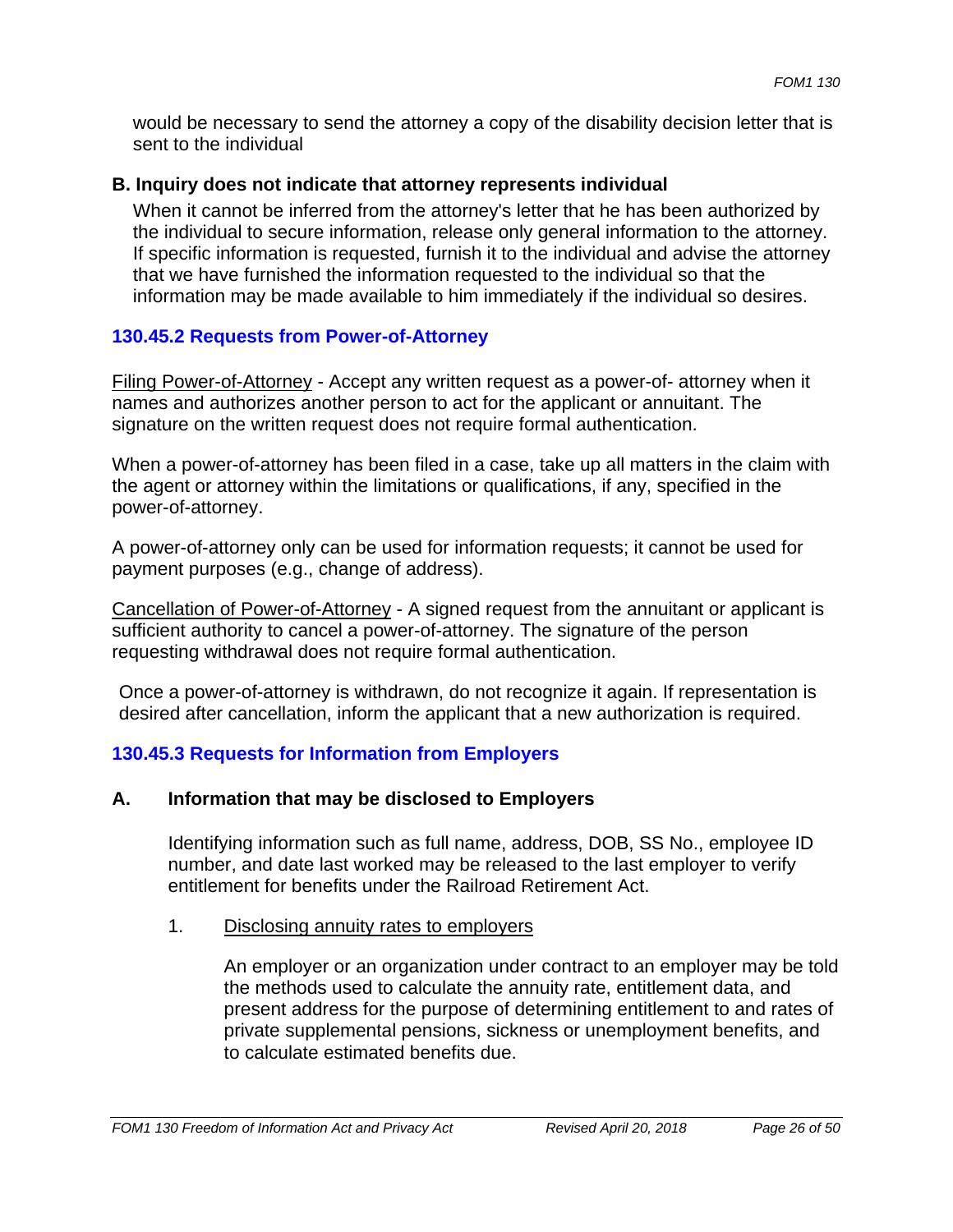would be necessary to send the attorney a copy of the disability decision letter that is sent to the individual

**B. Inquiry does not indicate that attorney represents individual**

When it cannot be inferred from the attorney's letter that he has been authorized by the individual to secure information, release only general information to the attorney. If specific information is requested, furnish it to the individual and advise the attorney that we have furnished the information requested to the individual so that the information may be made available to him immediately if the individual so desires.

### 130.45.2 Requests from Power-of-Attorney

Filing Power-of-Attorney - Accept any written request as a power-of- attorney when it names and authorizes another person to act for the applicant or annuitant. The signature on the written request does not require formal authentication.

When a power-of-attorney has been filed in a case, take up all matters in the claim with the agent or attorney within the limitations or qualifications, if any, specified in the power-of-attorney.

A power-of-attorney only can be used for information requests; it cannot be used for payment purposes (e.g., change of address).

Cancellation of Power-of-Attorney - A signed request from the annuitant or applicant is sufficient authority to cancel a power-of-attorney. The signature of the person requesting withdrawal does not require formal authentication.

Once a power-of-attorney is withdrawn, do not recognize it again. If representation is desired after cancellation, inform the applicant that a new authorization is required.

### 130.45.3 Requests for Information from Employers

**A. Information that may be disclosed to Employers**

Identifying information such as full name, address, DOB, SS No., employee ID number, and date last worked may be released to the last employer to verify entitlement for benefits under the Railroad Retirement Act.

1. Disclosing annuity rates to employers

   An employer or an organization under contract to an employer may be told the methods used to calculate the annuity rate, entitlement data, and present address for the purpose of determining entitlement to and rates of private supplemental pensions, sickness or unemployment benefits, and to calculate estimated benefits due.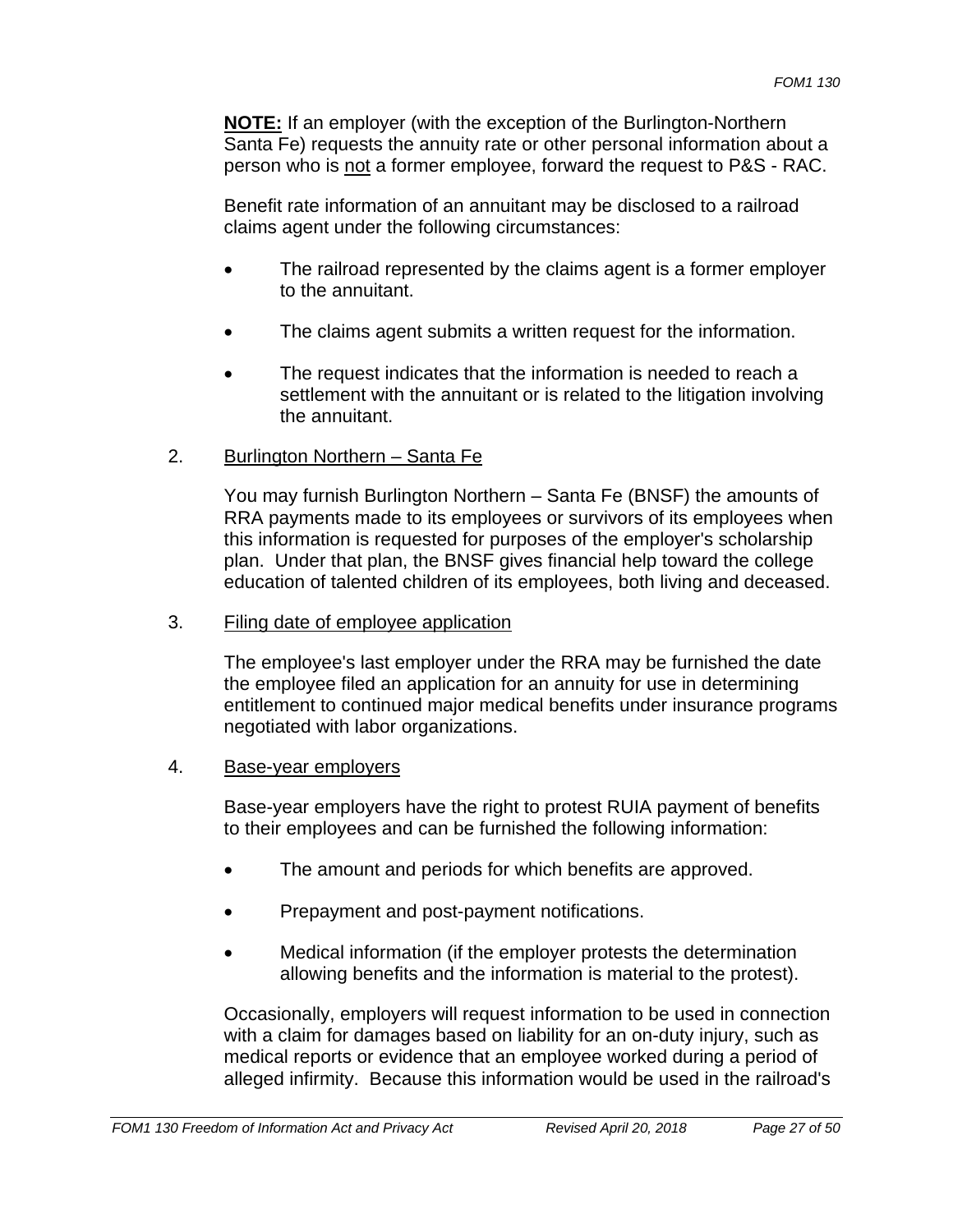**NOTE:** If an employer (with the exception of the Burlington-Northern Santa Fe) requests the annuity rate or other personal information about a person who is <u>not</u> a former employee, forward the request to P&S - RAC.

Benefit rate information of an annuitant may be disclosed to a railroad claims agent under the following circumstances:

- The railroad represented by the claims agent is a former employer to the annuitant.
- The claims agent submits a written request for the information.
- The request indicates that the information is needed to reach a settlement with the annuitant or is related to the litigation involving the annuitant.

2. <u>Burlington Northern – Santa Fe</u>

   You may furnish Burlington Northern – Santa Fe (BNSF) the amounts of RRA payments made to its employees or survivors of its employees when this information is requested for purposes of the employer's scholarship plan. Under that plan, the BNSF gives financial help toward the college education of talented children of its employees, both living and deceased.

3. <u>Filing date of employee application</u>

   The employee's last employer under the RRA may be furnished the date the employee filed an application for an annuity for use in determining entitlement to continued major medical benefits under insurance programs negotiated with labor organizations.

4. <u>Base-year employers</u>

   Base-year employers have the right to protest RUIA payment of benefits to their employees and can be furnished the following information:

   - The amount and periods for which benefits are approved.
   - Prepayment and post-payment notifications.
   - Medical information (if the employer protests the determination allowing benefits and the information is material to the protest).

   Occasionally, employers will request information to be used in connection with a claim for damages based on liability for an on-duty injury, such as medical reports or evidence that an employee worked during a period of alleged infirmity. Because this information would be used in the railroad's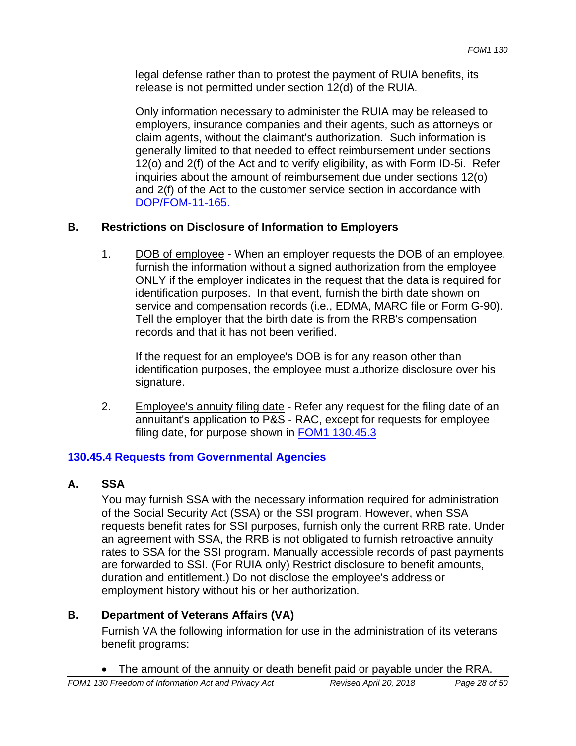legal defense rather than to protest the payment of RUIA benefits, its release is not permitted under section 12(d) of the RUIA.

Only information necessary to administer the RUIA may be released to employers, insurance companies and their agents, such as attorneys or claim agents, without the claimant's authorization. Such information is generally limited to that needed to effect reimbursement under sections 12(o) and 2(f) of the Act and to verify eligibility, as with Form ID-5i. Refer inquiries about the amount of reimbursement due under sections 12(o) and 2(f) of the Act to the customer service section in accordance with DOP/FOM-11-165.

**B. Restrictions on Disclosure of Information to Employers**

1. DOB of employee - When an employer requests the DOB of an employee, furnish the information without a signed authorization from the employee ONLY if the employer indicates in the request that the data is required for identification purposes. In that event, furnish the birth date shown on service and compensation records (i.e., EDMA, MARC file or Form G-90). Tell the employer that the birth date is from the RRB's compensation records and that it has not been verified.

   If the request for an employee's DOB is for any reason other than identification purposes, the employee must authorize disclosure over his signature.

2. Employee's annuity filing date - Refer any request for the filing date of an annuitant's application to P&S - RAC, except for requests for employee filing date, for purpose shown in FOM1 130.45.3

### 130.45.4 Requests from Governmental Agencies

**A. SSA**

You may furnish SSA with the necessary information required for administration of the Social Security Act (SSA) or the SSI program. However, when SSA requests benefit rates for SSI purposes, furnish only the current RRB rate. Under an agreement with SSA, the RRB is not obligated to furnish retroactive annuity rates to SSA for the SSI program. Manually accessible records of past payments are forwarded to SSI. (For RUIA only) Restrict disclosure to benefit amounts, duration and entitlement.) Do not disclose the employee's address or employment history without his or her authorization.

**B. Department of Veterans Affairs (VA)**

Furnish VA the following information for use in the administration of its veterans benefit programs:

- The amount of the annuity or death benefit paid or payable under the RRA.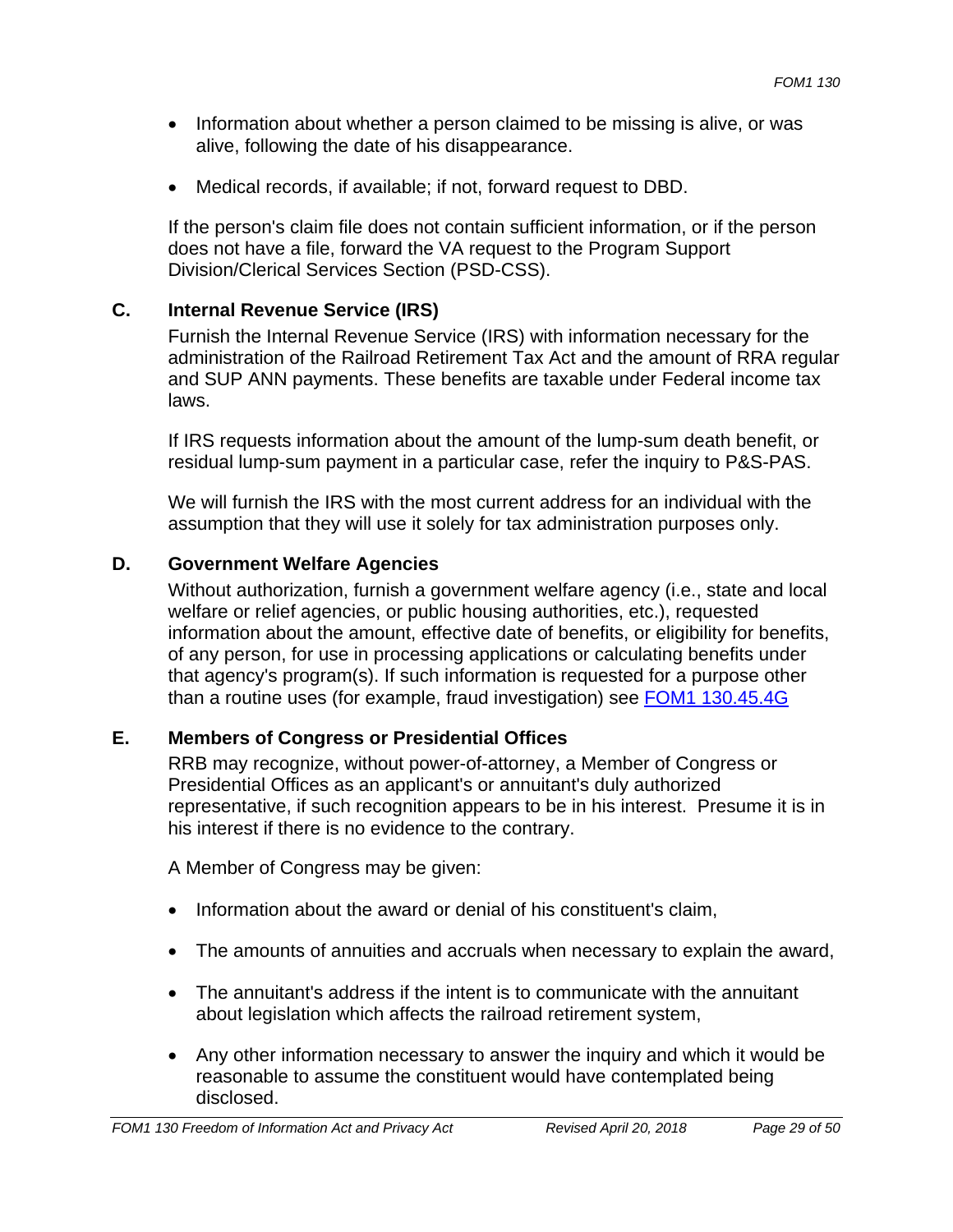- Information about whether a person claimed to be missing is alive, or was alive, following the date of his disappearance.
- Medical records, if available; if not, forward request to DBD.

If the person's claim file does not contain sufficient information, or if the person does not have a file, forward the VA request to the Program Support Division/Clerical Services Section (PSD-CSS).

### C. Internal Revenue Service (IRS)

Furnish the Internal Revenue Service (IRS) with information necessary for the administration of the Railroad Retirement Tax Act and the amount of RRA regular and SUP ANN payments. These benefits are taxable under Federal income tax laws.

If IRS requests information about the amount of the lump-sum death benefit, or residual lump-sum payment in a particular case, refer the inquiry to P&S-PAS.

We will furnish the IRS with the most current address for an individual with the assumption that they will use it solely for tax administration purposes only.

### D. Government Welfare Agencies

Without authorization, furnish a government welfare agency (i.e., state and local welfare or relief agencies, or public housing authorities, etc.), requested information about the amount, effective date of benefits, or eligibility for benefits, of any person, for use in processing applications or calculating benefits under that agency's program(s). If such information is requested for a purpose other than a routine uses (for example, fraud investigation) see FOM1 130.45.4G

### E. Members of Congress or Presidential Offices

RRB may recognize, without power-of-attorney, a Member of Congress or Presidential Offices as an applicant's or annuitant's duly authorized representative, if such recognition appears to be in his interest. Presume it is in his interest if there is no evidence to the contrary.

A Member of Congress may be given:

- Information about the award or denial of his constituent's claim,
- The amounts of annuities and accruals when necessary to explain the award,
- The annuitant's address if the intent is to communicate with the annuitant about legislation which affects the railroad retirement system,
- Any other information necessary to answer the inquiry and which it would be reasonable to assume the constituent would have contemplated being disclosed.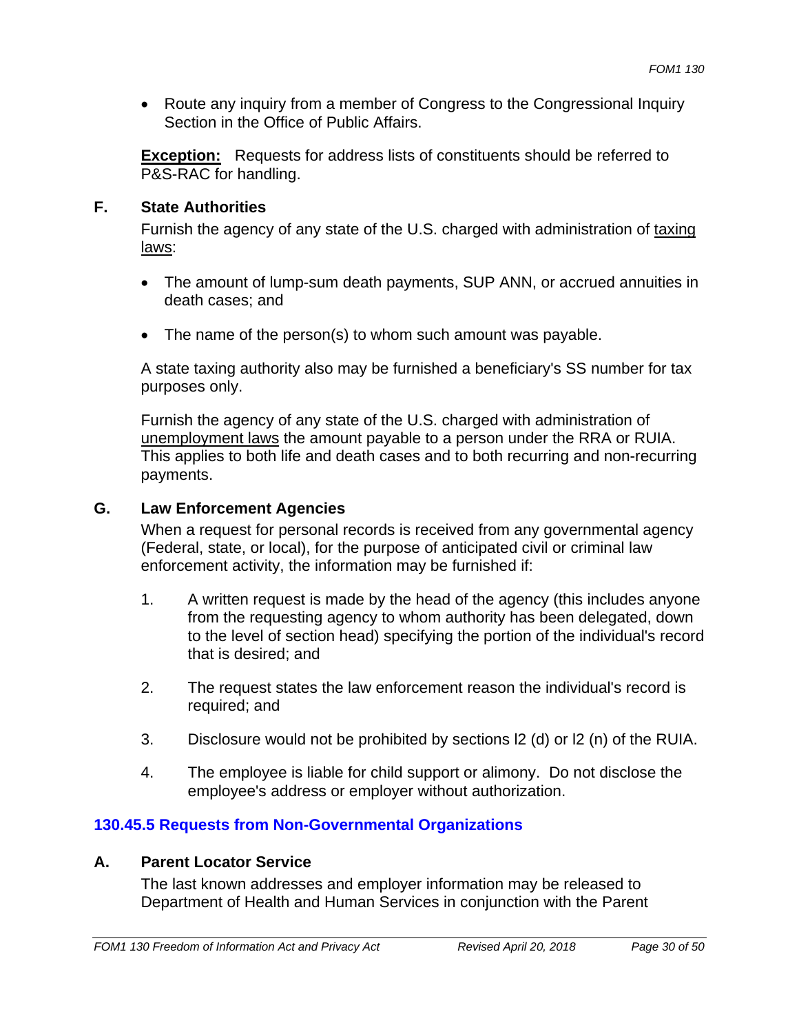- Route any inquiry from a member of Congress to the Congressional Inquiry Section in the Office of Public Affairs.

**Exception:** Requests for address lists of constituents should be referred to P&S-RAC for handling.

**F. State Authorities**

Furnish the agency of any state of the U.S. charged with administration of taxing laws:

- The amount of lump-sum death payments, SUP ANN, or accrued annuities in death cases; and
- The name of the person(s) to whom such amount was payable.

A state taxing authority also may be furnished a beneficiary's SS number for tax purposes only.

Furnish the agency of any state of the U.S. charged with administration of unemployment laws the amount payable to a person under the RRA or RUIA. This applies to both life and death cases and to both recurring and non-recurring payments.

**G. Law Enforcement Agencies**

When a request for personal records is received from any governmental agency (Federal, state, or local), for the purpose of anticipated civil or criminal law enforcement activity, the information may be furnished if:

1. A written request is made by the head of the agency (this includes anyone from the requesting agency to whom authority has been delegated, down to the level of section head) specifying the portion of the individual's record that is desired; and
2. The request states the law enforcement reason the individual's record is required; and
3. Disclosure would not be prohibited by sections l2 (d) or l2 (n) of the RUIA.
4. The employee is liable for child support or alimony. Do not disclose the employee's address or employer without authorization.

## 130.45.5 Requests from Non-Governmental Organizations

**A. Parent Locator Service**

The last known addresses and employer information may be released to Department of Health and Human Services in conjunction with the Parent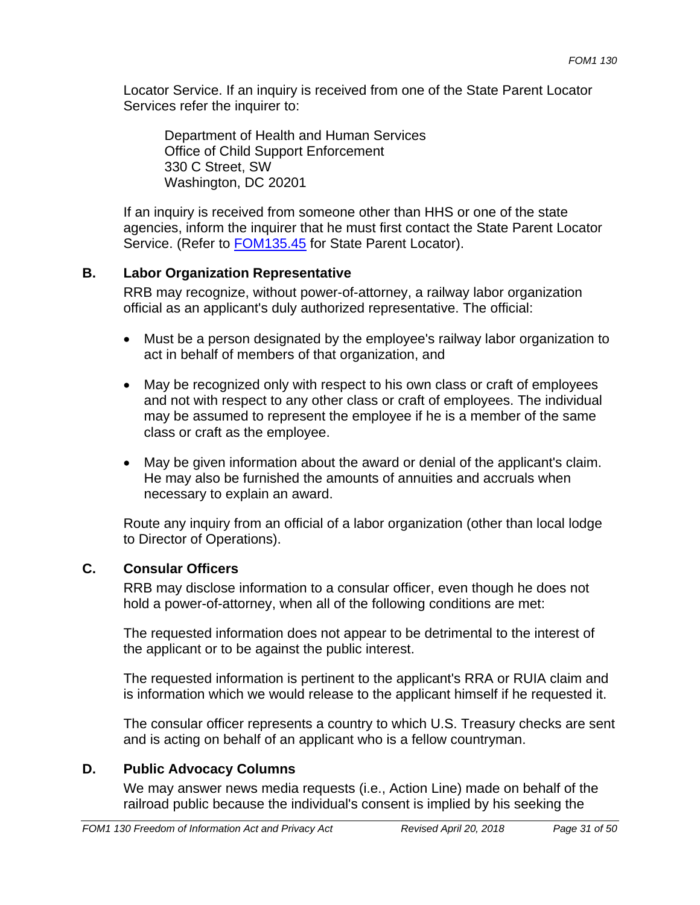Locator Service. If an inquiry is received from one of the State Parent Locator Services refer the inquirer to:

Department of Health and Human Services
Office of Child Support Enforcement
330 C Street, SW
Washington, DC 20201

If an inquiry is received from someone other than HHS or one of the state agencies, inform the inquirer that he must first contact the State Parent Locator Service. (Refer to FOM135.45 for State Parent Locator).

### B. Labor Organization Representative

RRB may recognize, without power-of-attorney, a railway labor organization official as an applicant's duly authorized representative. The official:

- Must be a person designated by the employee's railway labor organization to act in behalf of members of that organization, and
- May be recognized only with respect to his own class or craft of employees and not with respect to any other class or craft of employees. The individual may be assumed to represent the employee if he is a member of the same class or craft as the employee.
- May be given information about the award or denial of the applicant's claim. He may also be furnished the amounts of annuities and accruals when necessary to explain an award.

Route any inquiry from an official of a labor organization (other than local lodge to Director of Operations).

### C. Consular Officers

RRB may disclose information to a consular officer, even though he does not hold a power-of-attorney, when all of the following conditions are met:

The requested information does not appear to be detrimental to the interest of the applicant or to be against the public interest.

The requested information is pertinent to the applicant's RRA or RUIA claim and is information which we would release to the applicant himself if he requested it.

The consular officer represents a country to which U.S. Treasury checks are sent and is acting on behalf of an applicant who is a fellow countryman.

### D. Public Advocacy Columns

We may answer news media requests (i.e., Action Line) made on behalf of the railroad public because the individual's consent is implied by his seeking the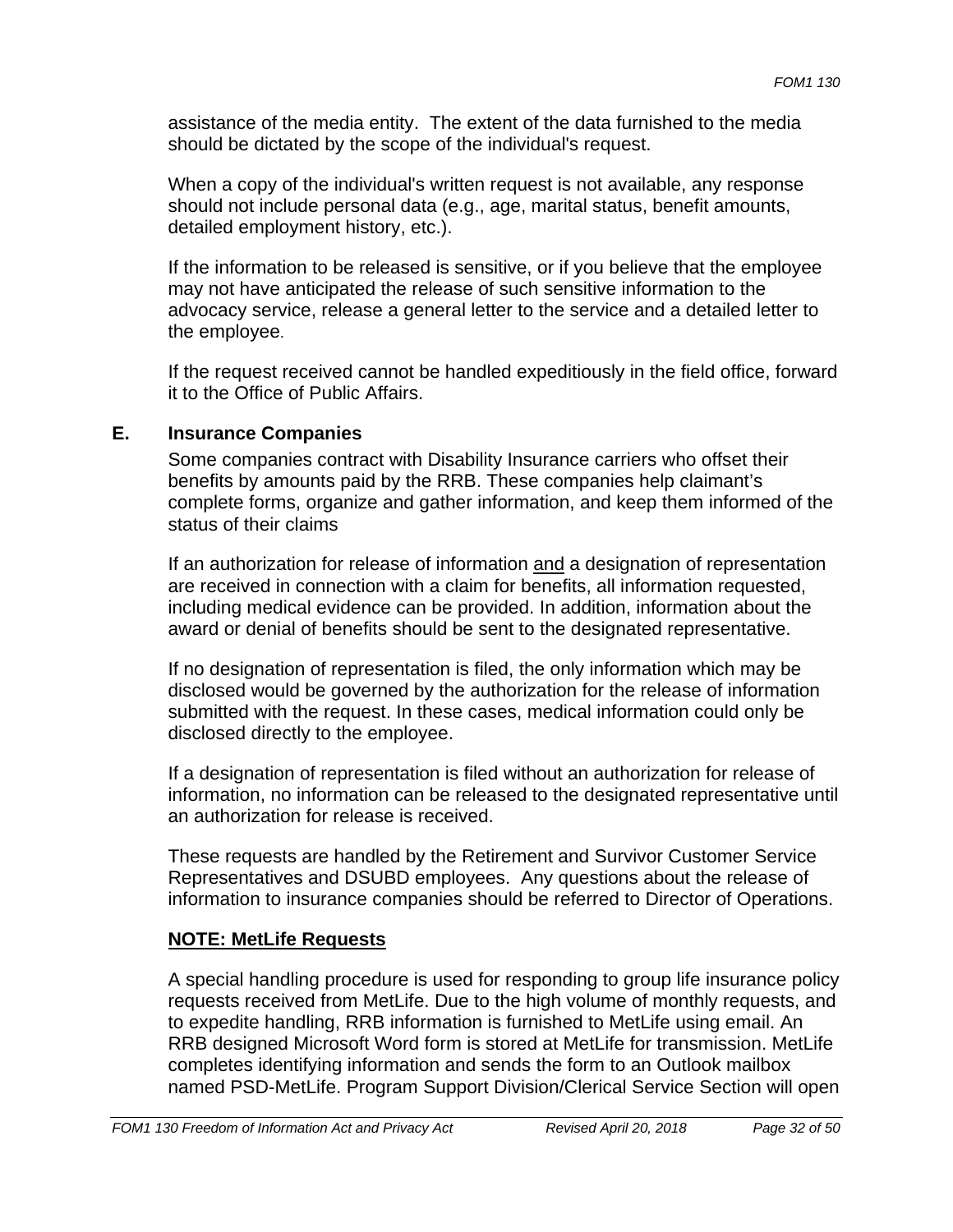assistance of the media entity. The extent of the data furnished to the media should be dictated by the scope of the individual's request.

When a copy of the individual's written request is not available, any response should not include personal data (e.g., age, marital status, benefit amounts, detailed employment history, etc.).

If the information to be released is sensitive, or if you believe that the employee may not have anticipated the release of such sensitive information to the advocacy service, release a general letter to the service and a detailed letter to the employee.

If the request received cannot be handled expeditiously in the field office, forward it to the Office of Public Affairs.

## E. Insurance Companies

Some companies contract with Disability Insurance carriers who offset their benefits by amounts paid by the RRB. These companies help claimant's complete forms, organize and gather information, and keep them informed of the status of their claims

If an authorization for release of information <u>and</u> a designation of representation are received in connection with a claim for benefits, all information requested, including medical evidence can be provided. In addition, information about the award or denial of benefits should be sent to the designated representative.

If no designation of representation is filed, the only information which may be disclosed would be governed by the authorization for the release of information submitted with the request. In these cases, medical information could only be disclosed directly to the employee.

If a designation of representation is filed without an authorization for release of information, no information can be released to the designated representative until an authorization for release is received.

These requests are handled by the Retirement and Survivor Customer Service Representatives and DSUBD employees. Any questions about the release of information to insurance companies should be referred to Director of Operations.

**<u>NOTE: MetLife Requests</u>**

A special handling procedure is used for responding to group life insurance policy requests received from MetLife. Due to the high volume of monthly requests, and to expedite handling, RRB information is furnished to MetLife using email. An RRB designed Microsoft Word form is stored at MetLife for transmission. MetLife completes identifying information and sends the form to an Outlook mailbox named PSD-MetLife. Program Support Division/Clerical Service Section will open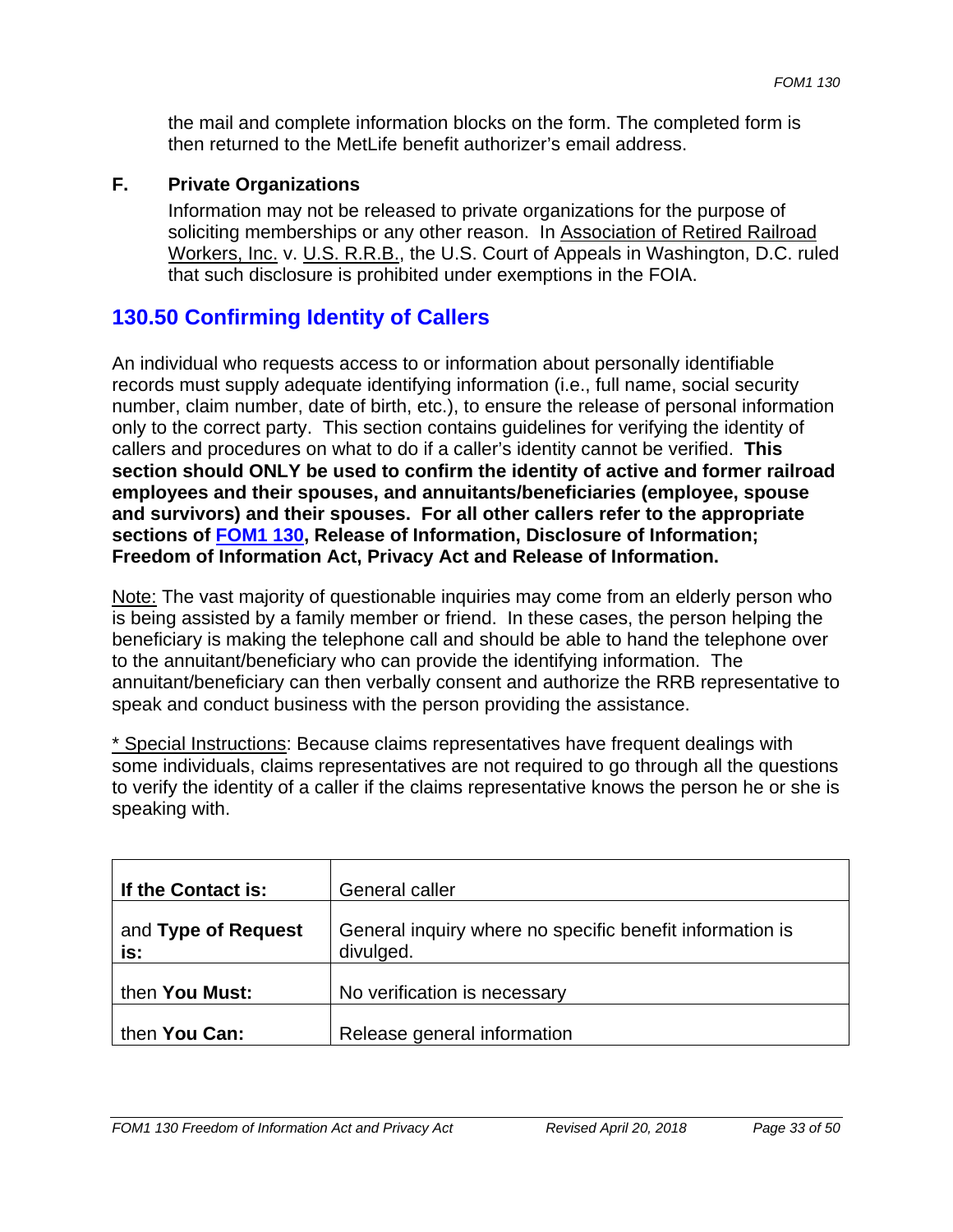the mail and complete information blocks on the form. The completed form is then returned to the MetLife benefit authorizer's email address.

### F. Private Organizations

Information may not be released to private organizations for the purpose of soliciting memberships or any other reason. In Association of Retired Railroad Workers, Inc. v. U.S. R.R.B., the U.S. Court of Appeals in Washington, D.C. ruled that such disclosure is prohibited under exemptions in the FOIA.

## 130.50 Confirming Identity of Callers

An individual who requests access to or information about personally identifiable records must supply adequate identifying information (i.e., full name, social security number, claim number, date of birth, etc.), to ensure the release of personal information only to the correct party. This section contains guidelines for verifying the identity of callers and procedures on what to do if a caller's identity cannot be verified. **This section should ONLY be used to confirm the identity of active and former railroad employees and their spouses, and annuitants/beneficiaries (employee, spouse and survivors) and their spouses. For all other callers refer to the appropriate sections of FOM1 130, Release of Information, Disclosure of Information; Freedom of Information Act, Privacy Act and Release of Information.**

Note: The vast majority of questionable inquiries may come from an elderly person who is being assisted by a family member or friend. In these cases, the person helping the beneficiary is making the telephone call and should be able to hand the telephone over to the annuitant/beneficiary who can provide the identifying information. The annuitant/beneficiary can then verbally consent and authorize the RRB representative to speak and conduct business with the person providing the assistance.

* Special Instructions: Because claims representatives have frequent dealings with some individuals, claims representatives are not required to go through all the questions to verify the identity of a caller if the claims representative knows the person he or she is speaking with.

| **If the Contact is:** | General caller |
|---|---|
| and **Type of Request is:** | General inquiry where no specific benefit information is divulged. |
| then **You Must:** | No verification is necessary |
| then **You Can:** | Release general information |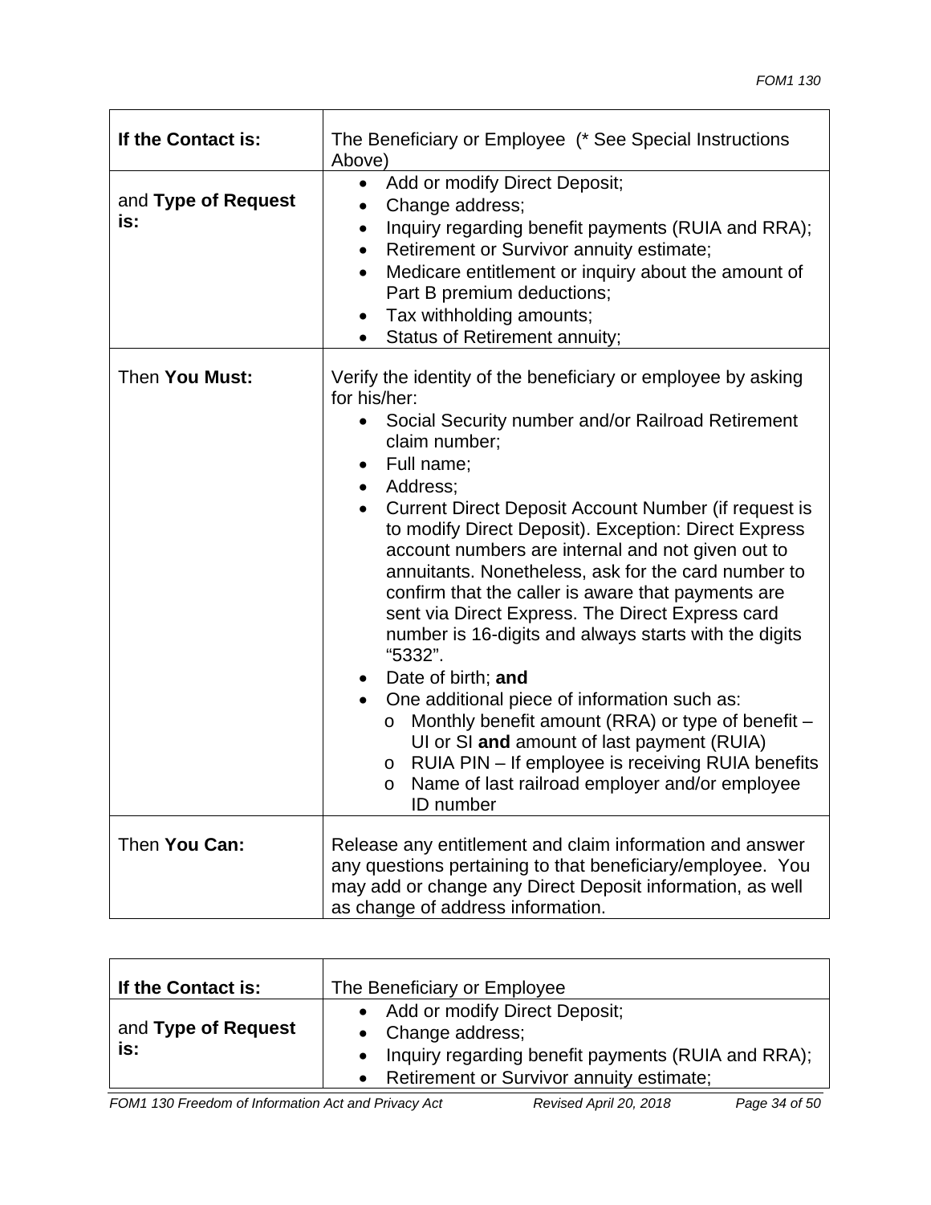| If the Contact is: | The Beneficiary or Employee (* See Special Instructions Above) |
|---|---|
| and **Type of Request is:** | • Add or modify Direct Deposit;<br>• Change address;<br>• Inquiry regarding benefit payments (RUIA and RRA);<br>• Retirement or Survivor annuity estimate;<br>• Medicare entitlement or inquiry about the amount of Part B premium deductions;<br>• Tax withholding amounts;<br>• Status of Retirement annuity; |
| Then **You Must:** | Verify the identity of the beneficiary or employee by asking for his/her:<br>• Social Security number and/or Railroad Retirement claim number;<br>• Full name;<br>• Address;<br>• Current Direct Deposit Account Number (if request is to modify Direct Deposit). Exception: Direct Express account numbers are internal and not given out to annuitants. Nonetheless, ask for the card number to confirm that the caller is aware that payments are sent via Direct Express. The Direct Express card number is 16-digits and always starts with the digits "5332".<br>• Date of birth; **and**<br>• One additional piece of information such as:<br>  o Monthly benefit amount (RRA) or type of benefit – UI or SI **and** amount of last payment (RUIA)<br>  o RUIA PIN – If employee is receiving RUIA benefits<br>  o Name of last railroad employer and/or employee ID number |
| Then **You Can:** | Release any entitlement and claim information and answer any questions pertaining to that beneficiary/employee. You may add or change any Direct Deposit information, as well as change of address information. |

| If the Contact is: | The Beneficiary or Employee |
|---|---|
| and **Type of Request is:** | • Add or modify Direct Deposit;<br>• Change address;<br>• Inquiry regarding benefit payments (RUIA and RRA);<br>• Retirement or Survivor annuity estimate; |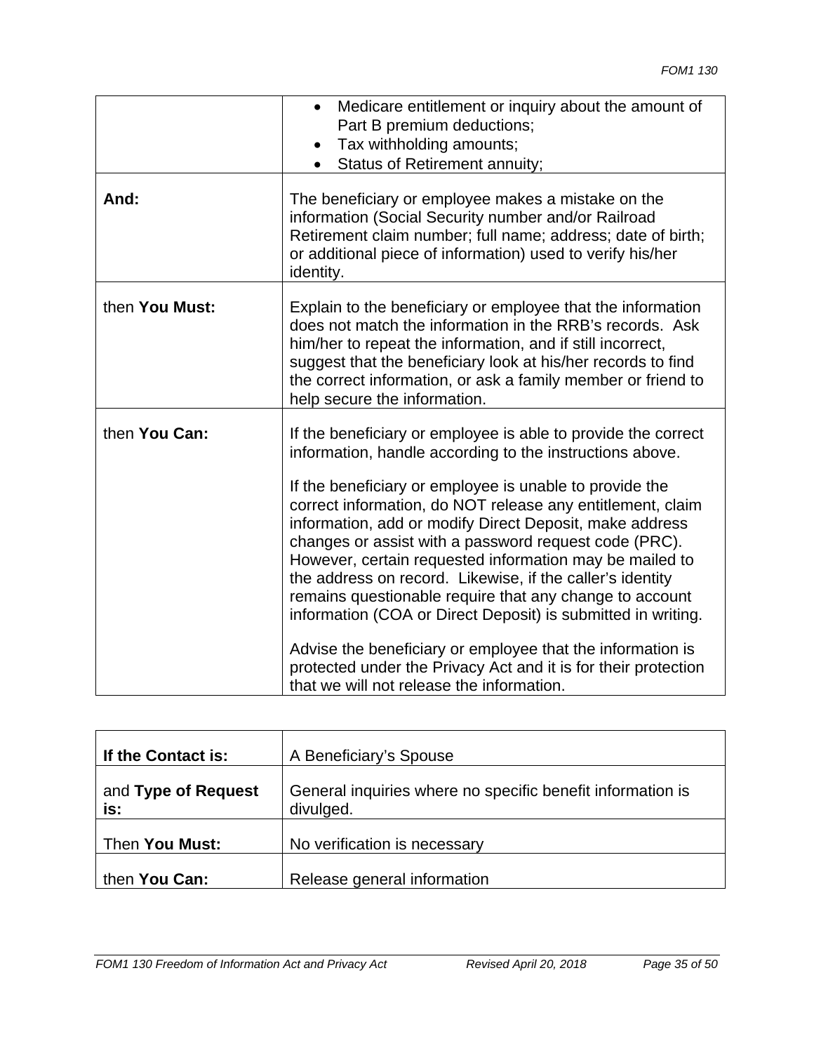| | |
|---|---|
| | <ul><li>Medicare entitlement or inquiry about the amount of Part B premium deductions;</li><li>Tax withholding amounts;</li><li>Status of Retirement annuity;</li></ul> |
| **And:** | The beneficiary or employee makes a mistake on the information (Social Security number and/or Railroad Retirement claim number; full name; address; date of birth; or additional piece of information) used to verify his/her identity. |
| then **You Must:** | Explain to the beneficiary or employee that the information does not match the information in the RRB's records. Ask him/her to repeat the information, and if still incorrect, suggest that the beneficiary look at his/her records to find the correct information, or ask a family member or friend to help secure the information. |
| then **You Can:** | If the beneficiary or employee is able to provide the correct information, handle according to the instructions above.<br><br>If the beneficiary or employee is unable to provide the correct information, do NOT release any entitlement, claim information, add or modify Direct Deposit, make address changes or assist with a password request code (PRC). However, certain requested information may be mailed to the address on record. Likewise, if the caller's identity remains questionable require that any change to account information (COA or Direct Deposit) is submitted in writing.<br><br>Advise the beneficiary or employee that the information is protected under the Privacy Act and it is for their protection that we will not release the information. |

| **If the Contact is:** | A Beneficiary's Spouse |
|---|---|
| and **Type of Request is:** | General inquiries where no specific benefit information is divulged. |
| Then **You Must:** | No verification is necessary |
| then **You Can:** | Release general information |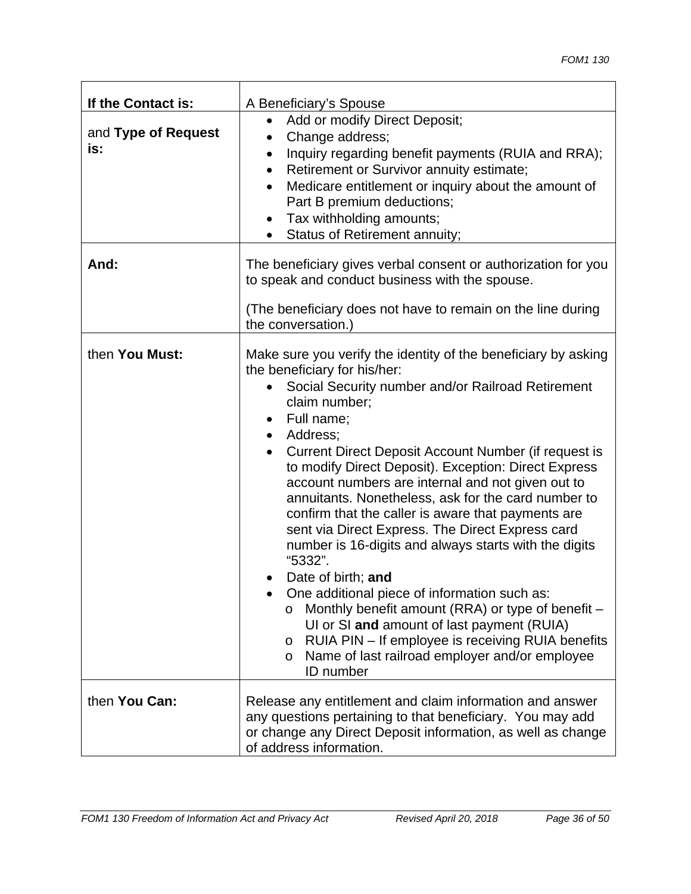| **If the Contact is:** | A Beneficiary's Spouse |
|---|---|
| and **Type of Request is:** | • Add or modify Direct Deposit;<br>• Change address;<br>• Inquiry regarding benefit payments (RUIA and RRA);<br>• Retirement or Survivor annuity estimate;<br>• Medicare entitlement or inquiry about the amount of Part B premium deductions;<br>• Tax withholding amounts;<br>• Status of Retirement annuity; |
| **And:** | The beneficiary gives verbal consent or authorization for you to speak and conduct business with the spouse.<br><br>(The beneficiary does not have to remain on the line during the conversation.) |
| then **You Must:** | Make sure you verify the identity of the beneficiary by asking the beneficiary for his/her:<br>• Social Security number and/or Railroad Retirement claim number;<br>• Full name;<br>• Address;<br>• Current Direct Deposit Account Number (if request is to modify Direct Deposit). Exception: Direct Express account numbers are internal and not given out to annuitants. Nonetheless, ask for the card number to confirm that the caller is aware that payments are sent via Direct Express. The Direct Express card number is 16-digits and always starts with the digits "5332".<br>• Date of birth; **and**<br>• One additional piece of information such as:<br>&nbsp;&nbsp;&nbsp;&nbsp;o Monthly benefit amount (RRA) or type of benefit – UI or SI **and** amount of last payment (RUIA)<br>&nbsp;&nbsp;&nbsp;&nbsp;o RUIA PIN – If employee is receiving RUIA benefits<br>&nbsp;&nbsp;&nbsp;&nbsp;o Name of last railroad employer and/or employee ID number |
| then **You Can:** | Release any entitlement and claim information and answer any questions pertaining to that beneficiary. You may add or change any Direct Deposit information, as well as change of address information. |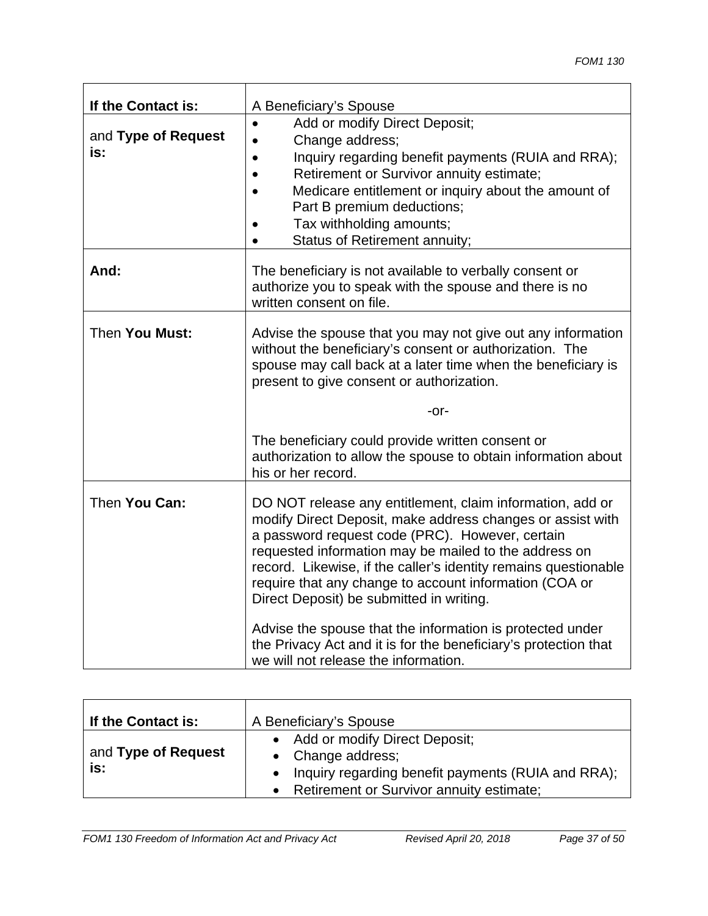| If the Contact is: | A Beneficiary's Spouse |
|---|---|
| and **Type of Request is:** | • Add or modify Direct Deposit;<br>• Change address;<br>• Inquiry regarding benefit payments (RUIA and RRA);<br>• Retirement or Survivor annuity estimate;<br>• Medicare entitlement or inquiry about the amount of Part B premium deductions;<br>• Tax withholding amounts;<br>• Status of Retirement annuity; |
| **And:** | The beneficiary is not available to verbally consent or authorize you to speak with the spouse and there is no written consent on file. |
| Then **You Must:** | Advise the spouse that you may not give out any information without the beneficiary's consent or authorization. The spouse may call back at a later time when the beneficiary is present to give consent or authorization.<br><br>-or-<br><br>The beneficiary could provide written consent or authorization to allow the spouse to obtain information about his or her record. |
| Then **You Can:** | DO NOT release any entitlement, claim information, add or modify Direct Deposit, make address changes or assist with a password request code (PRC). However, certain requested information may be mailed to the address on record. Likewise, if the caller's identity remains questionable require that any change to account information (COA or Direct Deposit) be submitted in writing.<br><br>Advise the spouse that the information is protected under the Privacy Act and it is for the beneficiary's protection that we will not release the information. |

| If the Contact is: | A Beneficiary's Spouse |
|---|---|
| and **Type of Request is:** | • Add or modify Direct Deposit;<br>• Change address;<br>• Inquiry regarding benefit payments (RUIA and RRA);<br>• Retirement or Survivor annuity estimate; |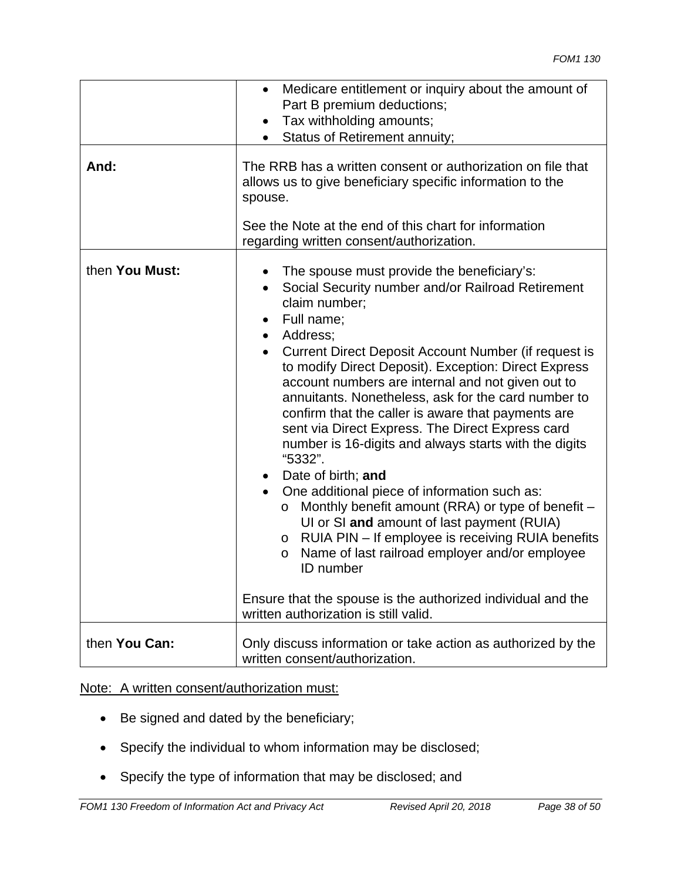| | |
|---|---|
| | • Medicare entitlement or inquiry about the amount of Part B premium deductions;<br>• Tax withholding amounts;<br>• Status of Retirement annuity; |
| **And:** | The RRB has a written consent or authorization on file that allows us to give beneficiary specific information to the spouse.<br><br>See the Note at the end of this chart for information regarding written consent/authorization. |
| then **You Must:** | • The spouse must provide the beneficiary's:<br>• Social Security number and/or Railroad Retirement claim number;<br>• Full name;<br>• Address;<br>• Current Direct Deposit Account Number (if request is to modify Direct Deposit). Exception: Direct Express account numbers are internal and not given out to annuitants. Nonetheless, ask for the card number to confirm that the caller is aware that payments are sent via Direct Express. The Direct Express card number is 16-digits and always starts with the digits "5332".<br>• Date of birth; **and**<br>• One additional piece of information such as:<br>&nbsp;&nbsp;o Monthly benefit amount (RRA) or type of benefit – UI or SI **and** amount of last payment (RUIA)<br>&nbsp;&nbsp;o RUIA PIN – If employee is receiving RUIA benefits<br>&nbsp;&nbsp;o Name of last railroad employer and/or employee ID number<br><br>Ensure that the spouse is the authorized individual and the written authorization is still valid. |
| then **You Can:** | Only discuss information or take action as authorized by the written consent/authorization. |

Note: A written consent/authorization must:

- Be signed and dated by the beneficiary;
- Specify the individual to whom information may be disclosed;
- Specify the type of information that may be disclosed; and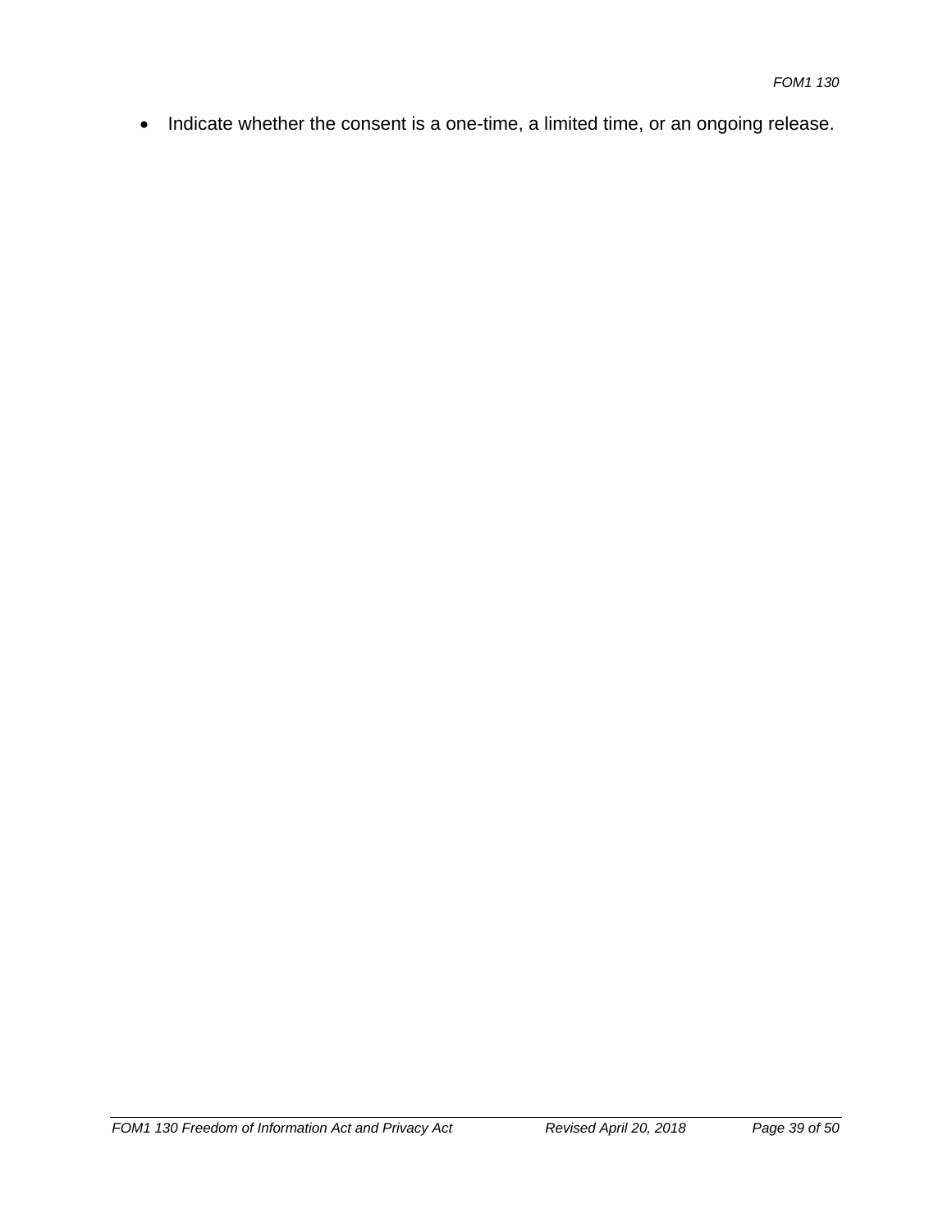- Indicate whether the consent is a one-time, a limited time, or an ongoing release.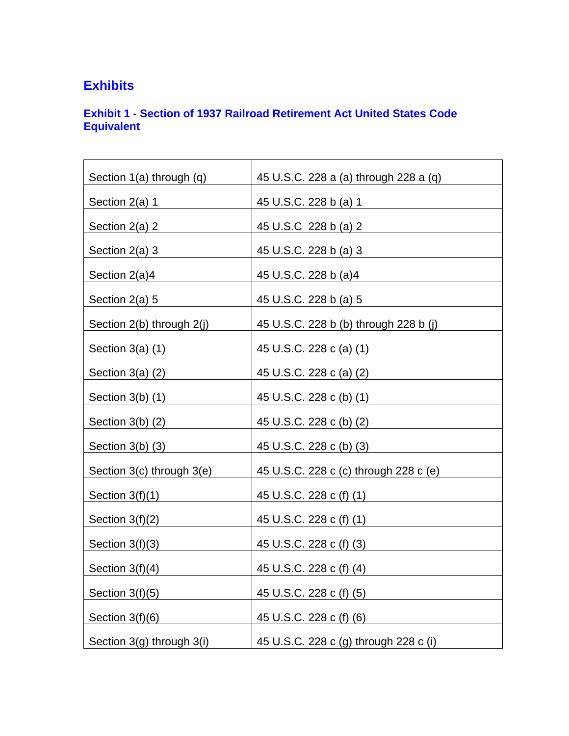# Exhibits

## Exhibit 1 - Section of 1937 Railroad Retirement Act United States Code Equivalent

| | |
|---|---|
| Section 1(a) through (q) | 45 U.S.C. 228 a (a) through 228 a (q) |
| Section 2(a) 1 | 45 U.S.C. 228 b (a) 1 |
| Section 2(a) 2 | 45 U.S.C 228 b (a) 2 |
| Section 2(a) 3 | 45 U.S.C. 228 b (a) 3 |
| Section 2(a)4 | 45 U.S.C. 228 b (a)4 |
| Section 2(a) 5 | 45 U.S.C. 228 b (a) 5 |
| Section 2(b) through 2(j) | 45 U.S.C. 228 b (b) through 228 b (j) |
| Section 3(a) (1) | 45 U.S.C. 228 c (a) (1) |
| Section 3(a) (2) | 45 U.S.C. 228 c (a) (2) |
| Section 3(b) (1) | 45 U.S.C. 228 c (b) (1) |
| Section 3(b) (2) | 45 U.S.C. 228 c (b) (2) |
| Section 3(b) (3) | 45 U.S.C. 228 c (b) (3) |
| Section 3(c) through 3(e) | 45 U.S.C. 228 c (c) through 228 c (e) |
| Section 3(f)(1) | 45 U.S.C. 228 c (f) (1) |
| Section 3(f)(2) | 45 U.S.C. 228 c (f) (1) |
| Section 3(f)(3) | 45 U.S.C. 228 c (f) (3) |
| Section 3(f)(4) | 45 U.S.C. 228 c (f) (4) |
| Section 3(f)(5) | 45 U.S.C. 228 c (f) (5) |
| Section 3(f)(6) | 45 U.S.C. 228 c (f) (6) |
| Section 3(g) through 3(i) | 45 U.S.C. 228 c (g) through 228 c (i) |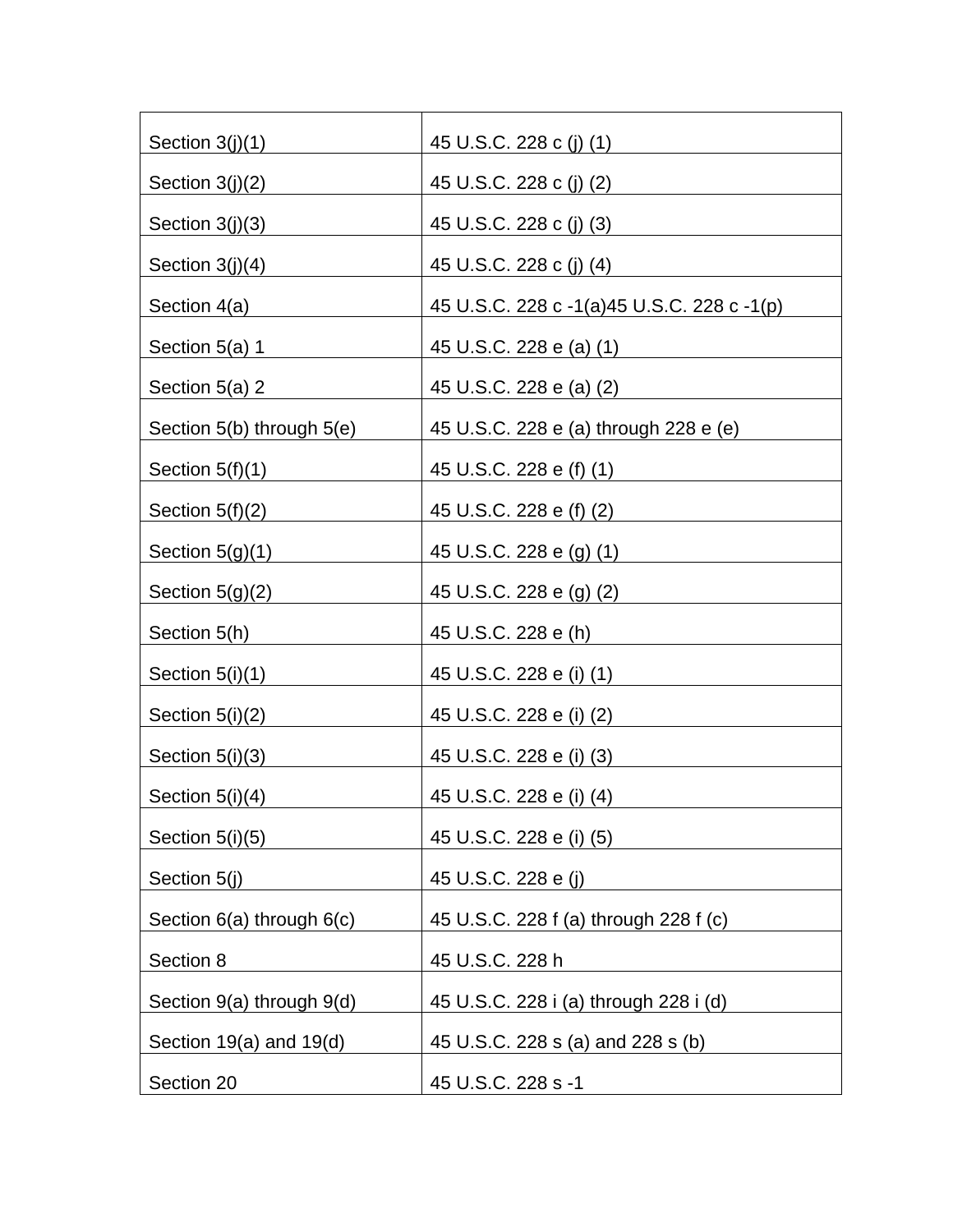| Section 3(j)(1) | 45 U.S.C. 228 c (j) (1) |
|---|---|
| Section 3(j)(2) | 45 U.S.C. 228 c (j) (2) |
| Section 3(j)(3) | 45 U.S.C. 228 c (j) (3) |
| Section 3(j)(4) | 45 U.S.C. 228 c (j) (4) |
| Section 4(a) | 45 U.S.C. 228 c -1(a)45 U.S.C. 228 c -1(p) |
| Section 5(a) 1 | 45 U.S.C. 228 e (a) (1) |
| Section 5(a) 2 | 45 U.S.C. 228 e (a) (2) |
| Section 5(b) through 5(e) | 45 U.S.C. 228 e (a) through 228 e (e) |
| Section 5(f)(1) | 45 U.S.C. 228 e (f) (1) |
| Section 5(f)(2) | 45 U.S.C. 228 e (f) (2) |
| Section 5(g)(1) | 45 U.S.C. 228 e (g) (1) |
| Section 5(g)(2) | 45 U.S.C. 228 e (g) (2) |
| Section 5(h) | 45 U.S.C. 228 e (h) |
| Section 5(i)(1) | 45 U.S.C. 228 e (i) (1) |
| Section 5(i)(2) | 45 U.S.C. 228 e (i) (2) |
| Section 5(i)(3) | 45 U.S.C. 228 e (i) (3) |
| Section 5(i)(4) | 45 U.S.C. 228 e (i) (4) |
| Section 5(i)(5) | 45 U.S.C. 228 e (i) (5) |
| Section 5(j) | 45 U.S.C. 228 e (j) |
| Section 6(a) through 6(c) | 45 U.S.C. 228 f (a) through 228 f (c) |
| Section 8 | 45 U.S.C. 228 h |
| Section 9(a) through 9(d) | 45 U.S.C. 228 i (a) through 228 i (d) |
| Section 19(a) and 19(d) | 45 U.S.C. 228 s (a) and 228 s (b) |
| Section 20 | 45 U.S.C. 228 s -1 |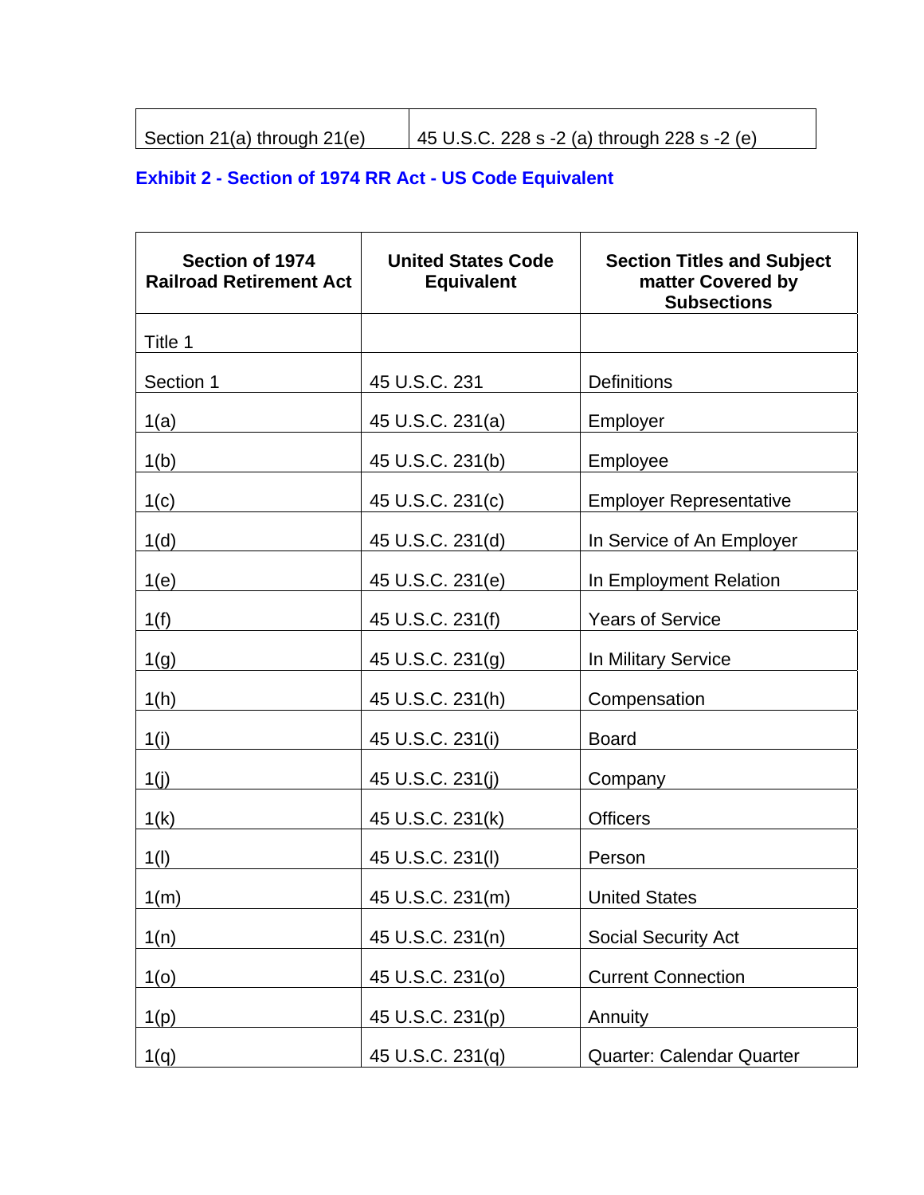| Section 21(a) through 21(e) | 45 U.S.C. 228 s -2 (a) through 228 s -2 (e) |
|---|---|

**Exhibit 2 - Section of 1974 RR Act - US Code Equivalent**

| Section of 1974 Railroad Retirement Act | United States Code Equivalent | Section Titles and Subject matter Covered by Subsections |
|---|---|---|
| Title 1 | | |
| Section 1 | 45 U.S.C. 231 | Definitions |
| 1(a) | 45 U.S.C. 231(a) | Employer |
| 1(b) | 45 U.S.C. 231(b) | Employee |
| 1(c) | 45 U.S.C. 231(c) | Employer Representative |
| 1(d) | 45 U.S.C. 231(d) | In Service of An Employer |
| 1(e) | 45 U.S.C. 231(e) | In Employment Relation |
| 1(f) | 45 U.S.C. 231(f) | Years of Service |
| 1(g) | 45 U.S.C. 231(g) | In Military Service |
| 1(h) | 45 U.S.C. 231(h) | Compensation |
| 1(i) | 45 U.S.C. 231(i) | Board |
| 1(j) | 45 U.S.C. 231(j) | Company |
| 1(k) | 45 U.S.C. 231(k) | Officers |
| 1(l) | 45 U.S.C. 231(l) | Person |
| 1(m) | 45 U.S.C. 231(m) | United States |
| 1(n) | 45 U.S.C. 231(n) | Social Security Act |
| 1(o) | 45 U.S.C. 231(o) | Current Connection |
| 1(p) | 45 U.S.C. 231(p) | Annuity |
| 1(q) | 45 U.S.C. 231(q) | Quarter: Calendar Quarter |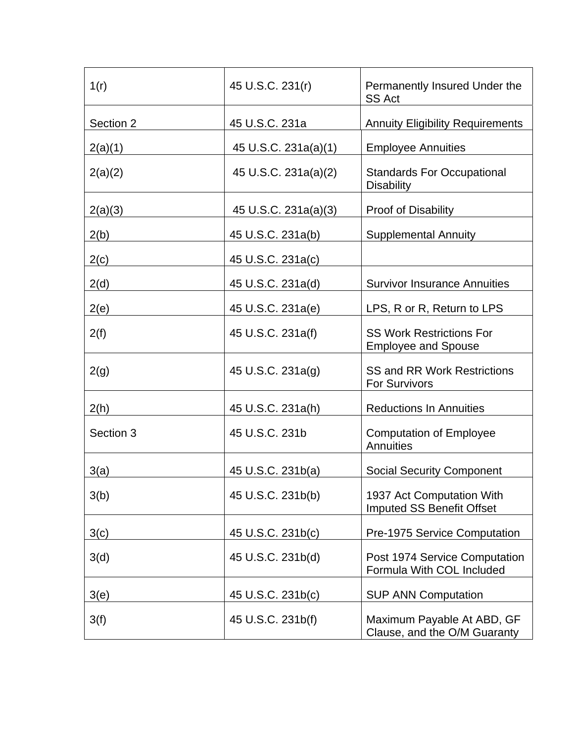| | | |
|---|---|---|
| 1(r) | 45 U.S.C. 231(r) | Permanently Insured Under the SS Act |
| Section 2 | 45 U.S.C. 231a | Annuity Eligibility Requirements |
| 2(a)(1) | 45 U.S.C. 231a(a)(1) | Employee Annuities |
| 2(a)(2) | 45 U.S.C. 231a(a)(2) | Standards For Occupational Disability |
| 2(a)(3) | 45 U.S.C. 231a(a)(3) | Proof of Disability |
| 2(b) | 45 U.S.C. 231a(b) | Supplemental Annuity |
| 2(c) | 45 U.S.C. 231a(c) | |
| 2(d) | 45 U.S.C. 231a(d) | Survivor Insurance Annuities |
| 2(e) | 45 U.S.C. 231a(e) | LPS, R or R, Return to LPS |
| 2(f) | 45 U.S.C. 231a(f) | SS Work Restrictions For Employee and Spouse |
| 2(g) | 45 U.S.C. 231a(g) | SS and RR Work Restrictions For Survivors |
| 2(h) | 45 U.S.C. 231a(h) | Reductions In Annuities |
| Section 3 | 45 U.S.C. 231b | Computation of Employee Annuities |
| 3(a) | 45 U.S.C. 231b(a) | Social Security Component |
| 3(b) | 45 U.S.C. 231b(b) | 1937 Act Computation With Imputed SS Benefit Offset |
| 3(c) | 45 U.S.C. 231b(c) | Pre-1975 Service Computation |
| 3(d) | 45 U.S.C. 231b(d) | Post 1974 Service Computation Formula With COL Included |
| 3(e) | 45 U.S.C. 231b(c) | SUP ANN Computation |
| 3(f) | 45 U.S.C. 231b(f) | Maximum Payable At ABD, GF Clause, and the O/M Guaranty |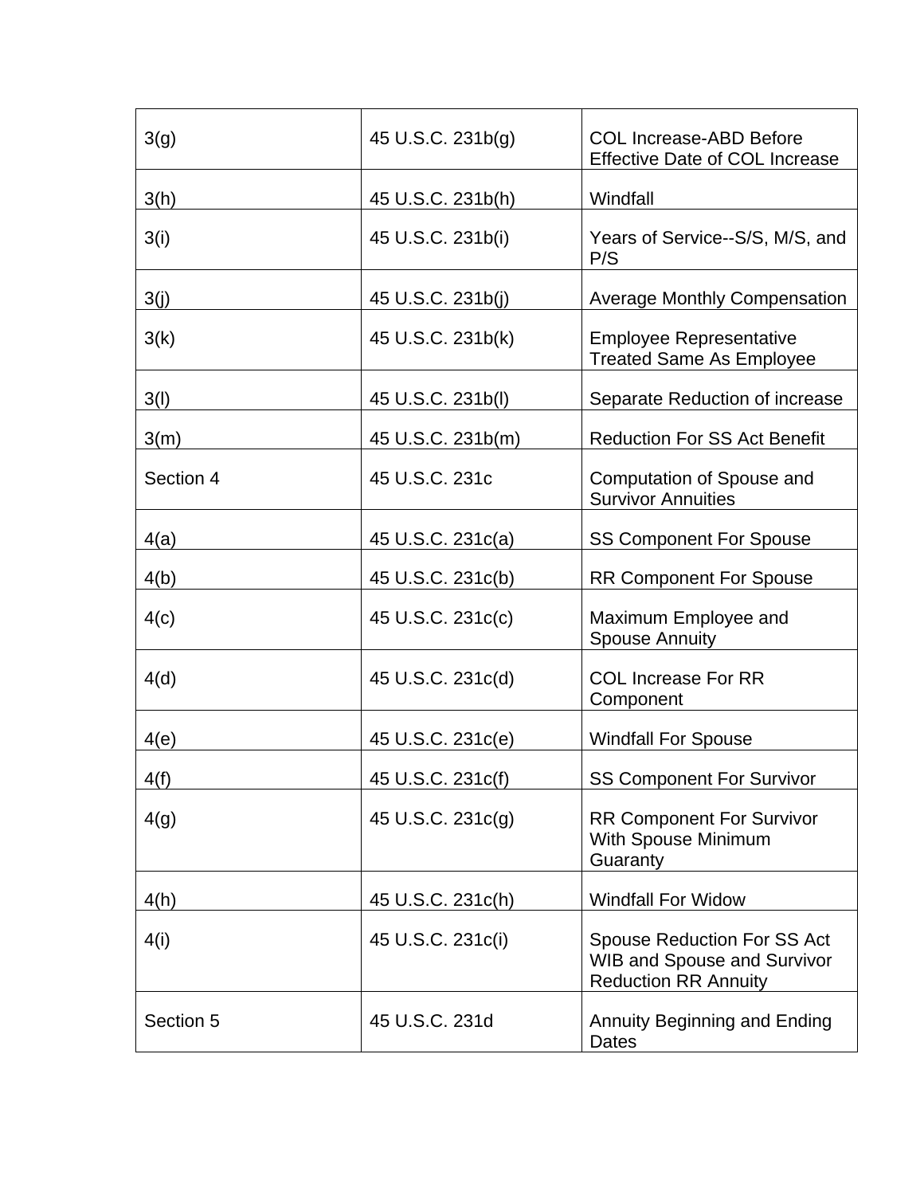| | | |
|---|---|---|
| 3(g) | 45 U.S.C. 231b(g) | COL Increase-ABD Before Effective Date of COL Increase |
| 3(h) | 45 U.S.C. 231b(h) | Windfall |
| 3(i) | 45 U.S.C. 231b(i) | Years of Service--S/S, M/S, and P/S |
| 3(j) | 45 U.S.C. 231b(j) | Average Monthly Compensation |
| 3(k) | 45 U.S.C. 231b(k) | Employee Representative Treated Same As Employee |
| 3(l) | 45 U.S.C. 231b(l) | Separate Reduction of increase |
| 3(m) | 45 U.S.C. 231b(m) | Reduction For SS Act Benefit |
| Section 4 | 45 U.S.C. 231c | Computation of Spouse and Survivor Annuities |
| 4(a) | 45 U.S.C. 231c(a) | SS Component For Spouse |
| 4(b) | 45 U.S.C. 231c(b) | RR Component For Spouse |
| 4(c) | 45 U.S.C. 231c(c) | Maximum Employee and Spouse Annuity |
| 4(d) | 45 U.S.C. 231c(d) | COL Increase For RR Component |
| 4(e) | 45 U.S.C. 231c(e) | Windfall For Spouse |
| 4(f) | 45 U.S.C. 231c(f) | SS Component For Survivor |
| 4(g) | 45 U.S.C. 231c(g) | RR Component For Survivor With Spouse Minimum Guaranty |
| 4(h) | 45 U.S.C. 231c(h) | Windfall For Widow |
| 4(i) | 45 U.S.C. 231c(i) | Spouse Reduction For SS Act WIB and Spouse and Survivor Reduction RR Annuity |
| Section 5 | 45 U.S.C. 231d | Annuity Beginning and Ending Dates |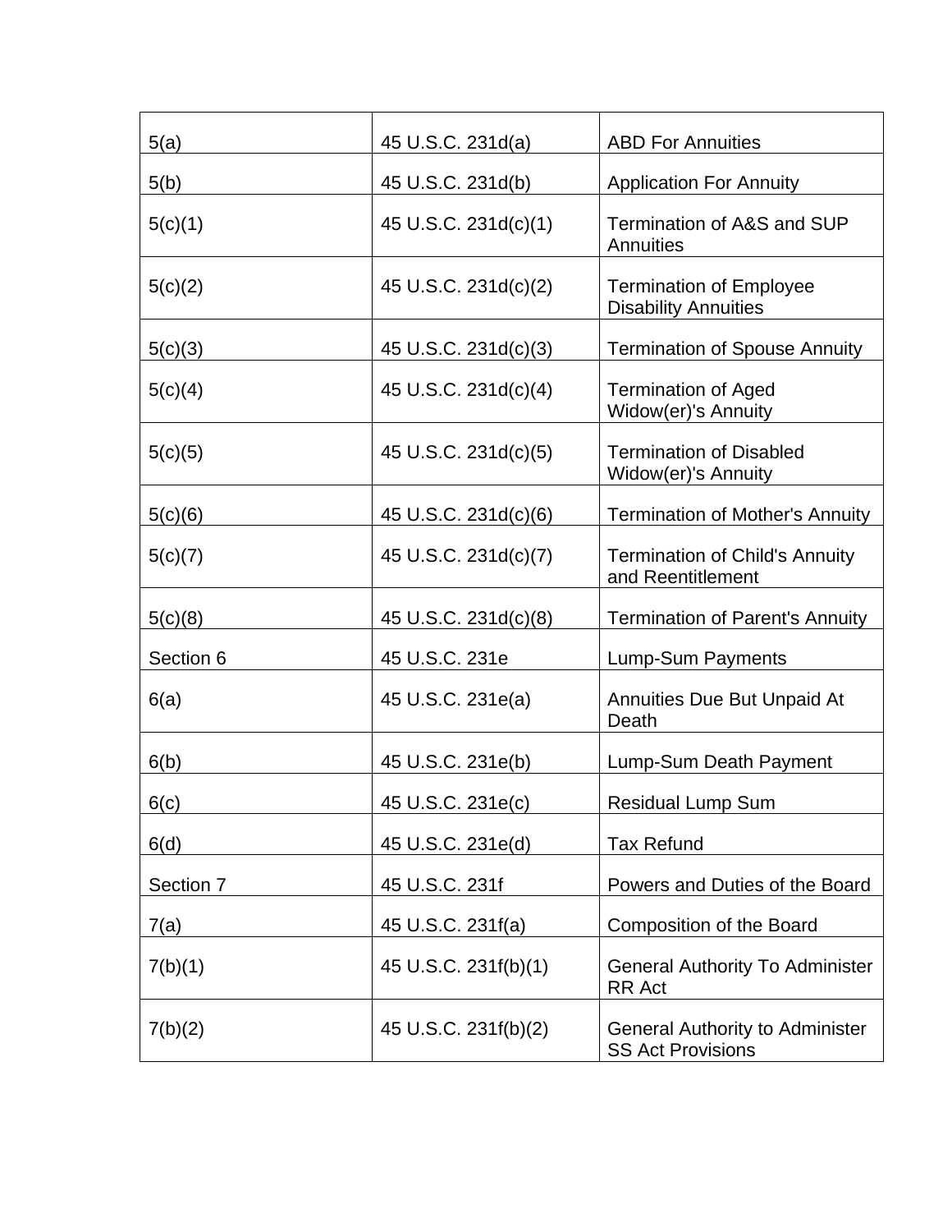| | | |
|---|---|---|
| 5(a) | 45 U.S.C. 231d(a) | ABD For Annuities |
| 5(b) | 45 U.S.C. 231d(b) | Application For Annuity |
| 5(c)(1) | 45 U.S.C. 231d(c)(1) | Termination of A&S and SUP Annuities |
| 5(c)(2) | 45 U.S.C. 231d(c)(2) | Termination of Employee Disability Annuities |
| 5(c)(3) | 45 U.S.C. 231d(c)(3) | Termination of Spouse Annuity |
| 5(c)(4) | 45 U.S.C. 231d(c)(4) | Termination of Aged Widow(er)'s Annuity |
| 5(c)(5) | 45 U.S.C. 231d(c)(5) | Termination of Disabled Widow(er)'s Annuity |
| 5(c)(6) | 45 U.S.C. 231d(c)(6) | Termination of Mother's Annuity |
| 5(c)(7) | 45 U.S.C. 231d(c)(7) | Termination of Child's Annuity and Reentitlement |
| 5(c)(8) | 45 U.S.C. 231d(c)(8) | Termination of Parent's Annuity |
| Section 6 | 45 U.S.C. 231e | Lump-Sum Payments |
| 6(a) | 45 U.S.C. 231e(a) | Annuities Due But Unpaid At Death |
| 6(b) | 45 U.S.C. 231e(b) | Lump-Sum Death Payment |
| 6(c) | 45 U.S.C. 231e(c) | Residual Lump Sum |
| 6(d) | 45 U.S.C. 231e(d) | Tax Refund |
| Section 7 | 45 U.S.C. 231f | Powers and Duties of the Board |
| 7(a) | 45 U.S.C. 231f(a) | Composition of the Board |
| 7(b)(1) | 45 U.S.C. 231f(b)(1) | General Authority To Administer RR Act |
| 7(b)(2) | 45 U.S.C. 231f(b)(2) | General Authority to Administer SS Act Provisions |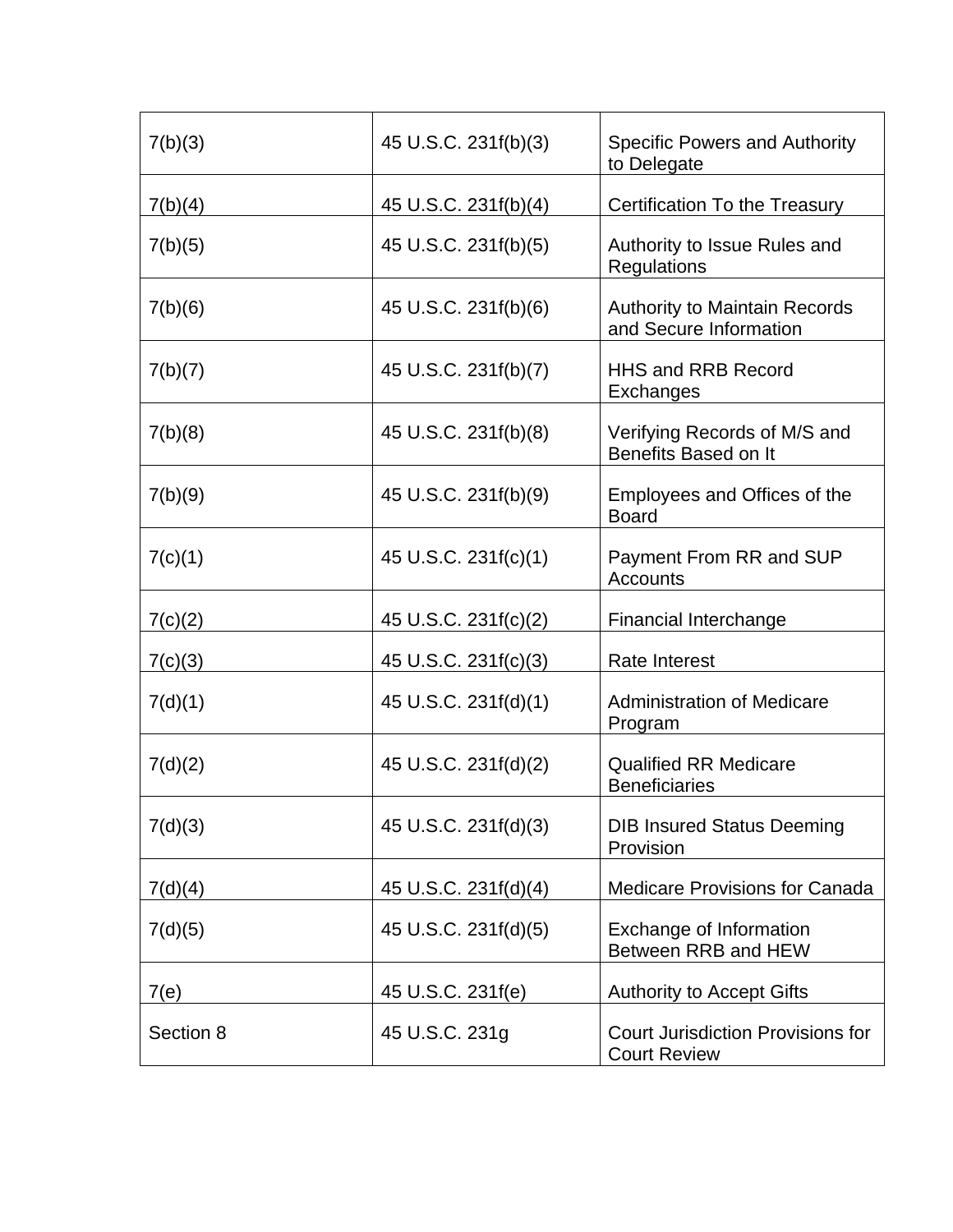| 7(b)(3) | 45 U.S.C. 231f(b)(3) | Specific Powers and Authority to Delegate |
|---|---|---|
| 7(b)(4) | 45 U.S.C. 231f(b)(4) | Certification To the Treasury |
| 7(b)(5) | 45 U.S.C. 231f(b)(5) | Authority to Issue Rules and Regulations |
| 7(b)(6) | 45 U.S.C. 231f(b)(6) | Authority to Maintain Records and Secure Information |
| 7(b)(7) | 45 U.S.C. 231f(b)(7) | HHS and RRB Record Exchanges |
| 7(b)(8) | 45 U.S.C. 231f(b)(8) | Verifying Records of M/S and Benefits Based on It |
| 7(b)(9) | 45 U.S.C. 231f(b)(9) | Employees and Offices of the Board |
| 7(c)(1) | 45 U.S.C. 231f(c)(1) | Payment From RR and SUP Accounts |
| 7(c)(2) | 45 U.S.C. 231f(c)(2) | Financial Interchange |
| 7(c)(3) | 45 U.S.C. 231f(c)(3) | Rate Interest |
| 7(d)(1) | 45 U.S.C. 231f(d)(1) | Administration of Medicare Program |
| 7(d)(2) | 45 U.S.C. 231f(d)(2) | Qualified RR Medicare Beneficiaries |
| 7(d)(3) | 45 U.S.C. 231f(d)(3) | DIB Insured Status Deeming Provision |
| 7(d)(4) | 45 U.S.C. 231f(d)(4) | Medicare Provisions for Canada |
| 7(d)(5) | 45 U.S.C. 231f(d)(5) | Exchange of Information Between RRB and HEW |
| 7(e) | 45 U.S.C. 231f(e) | Authority to Accept Gifts |
| Section 8 | 45 U.S.C. 231g | Court Jurisdiction Provisions for Court Review |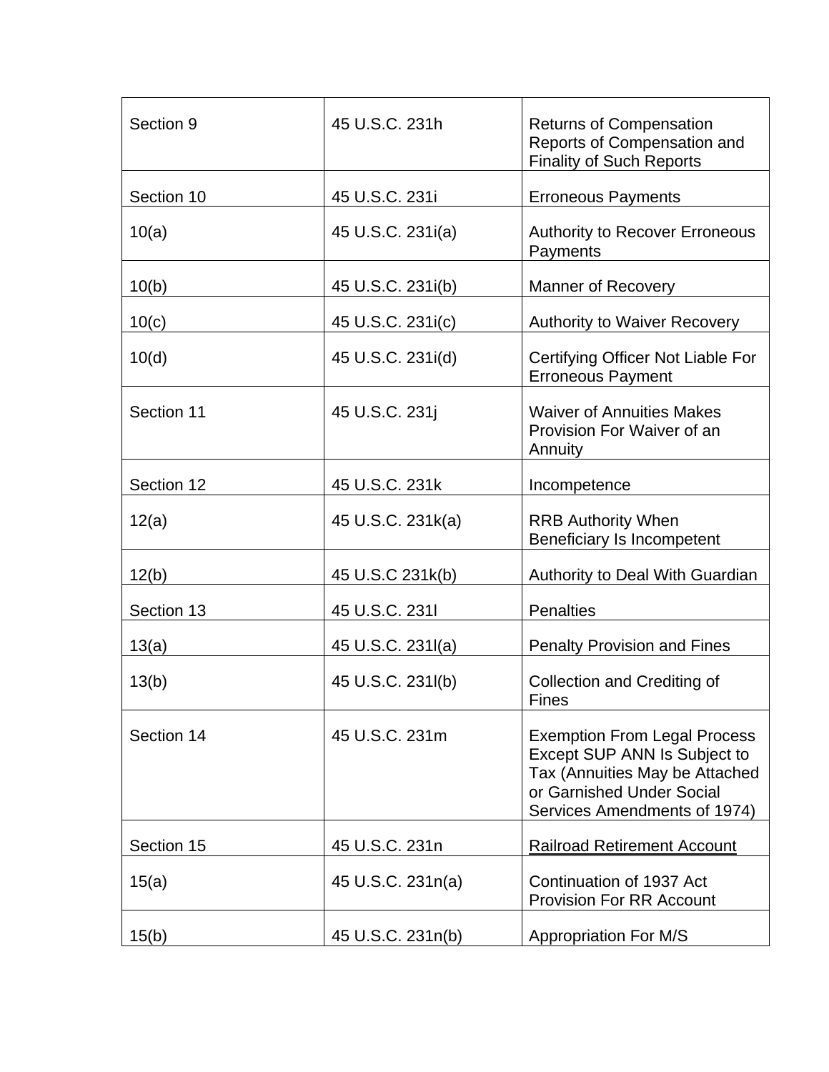| Section 9 | 45 U.S.C. 231h | Returns of Compensation Reports of Compensation and Finality of Such Reports |
|---|---|---|
| Section 10 | 45 U.S.C. 231i | Erroneous Payments |
| 10(a) | 45 U.S.C. 231i(a) | Authority to Recover Erroneous Payments |
| 10(b) | 45 U.S.C. 231i(b) | Manner of Recovery |
| 10(c) | 45 U.S.C. 231i(c) | Authority to Waiver Recovery |
| 10(d) | 45 U.S.C. 231i(d) | Certifying Officer Not Liable For Erroneous Payment |
| Section 11 | 45 U.S.C. 231j | Waiver of Annuities Makes Provision For Waiver of an Annuity |
| Section 12 | 45 U.S.C. 231k | Incompetence |
| 12(a) | 45 U.S.C. 231k(a) | RRB Authority When Beneficiary Is Incompetent |
| 12(b) | 45 U.S.C 231k(b) | Authority to Deal With Guardian |
| Section 13 | 45 U.S.C. 231l | Penalties |
| 13(a) | 45 U.S.C. 231l(a) | Penalty Provision and Fines |
| 13(b) | 45 U.S.C. 231l(b) | Collection and Crediting of Fines |
| Section 14 | 45 U.S.C. 231m | Exemption From Legal Process Except SUP ANN Is Subject to Tax (Annuities May be Attached or Garnished Under Social Services Amendments of 1974) |
| Section 15 | 45 U.S.C. 231n | Railroad Retirement Account |
| 15(a) | 45 U.S.C. 231n(a) | Continuation of 1937 Act Provision For RR Account |
| 15(b) | 45 U.S.C. 231n(b) | Appropriation For M/S |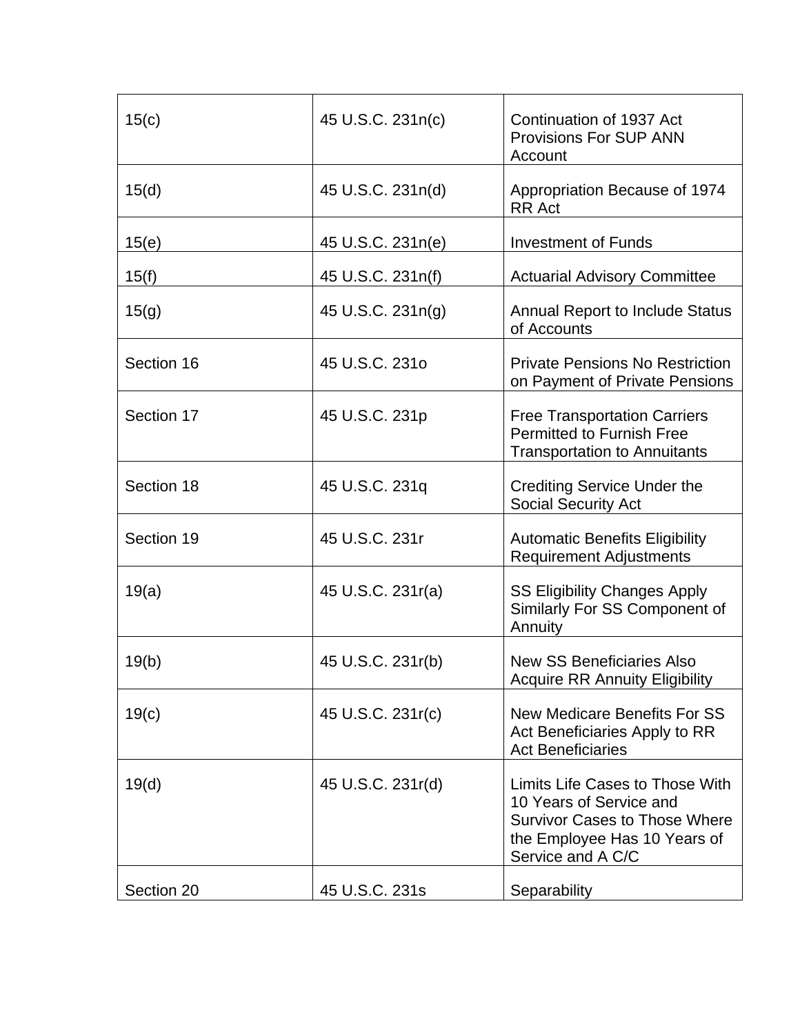| 15(c) | 45 U.S.C. 231n(c) | Continuation of 1937 Act Provisions For SUP ANN Account |
|---|---|---|
| 15(d) | 45 U.S.C. 231n(d) | Appropriation Because of 1974 RR Act |
| 15(e) | 45 U.S.C. 231n(e) | Investment of Funds |
| 15(f) | 45 U.S.C. 231n(f) | Actuarial Advisory Committee |
| 15(g) | 45 U.S.C. 231n(g) | Annual Report to Include Status of Accounts |
| Section 16 | 45 U.S.C. 231o | Private Pensions No Restriction on Payment of Private Pensions |
| Section 17 | 45 U.S.C. 231p | Free Transportation Carriers Permitted to Furnish Free Transportation to Annuitants |
| Section 18 | 45 U.S.C. 231q | Crediting Service Under the Social Security Act |
| Section 19 | 45 U.S.C. 231r | Automatic Benefits Eligibility Requirement Adjustments |
| 19(a) | 45 U.S.C. 231r(a) | SS Eligibility Changes Apply Similarly For SS Component of Annuity |
| 19(b) | 45 U.S.C. 231r(b) | New SS Beneficiaries Also Acquire RR Annuity Eligibility |
| 19(c) | 45 U.S.C. 231r(c) | New Medicare Benefits For SS Act Beneficiaries Apply to RR Act Beneficiaries |
| 19(d) | 45 U.S.C. 231r(d) | Limits Life Cases to Those With 10 Years of Service and Survivor Cases to Those Where the Employee Has 10 Years of Service and A C/C |
| Section 20 | 45 U.S.C. 231s | Separability |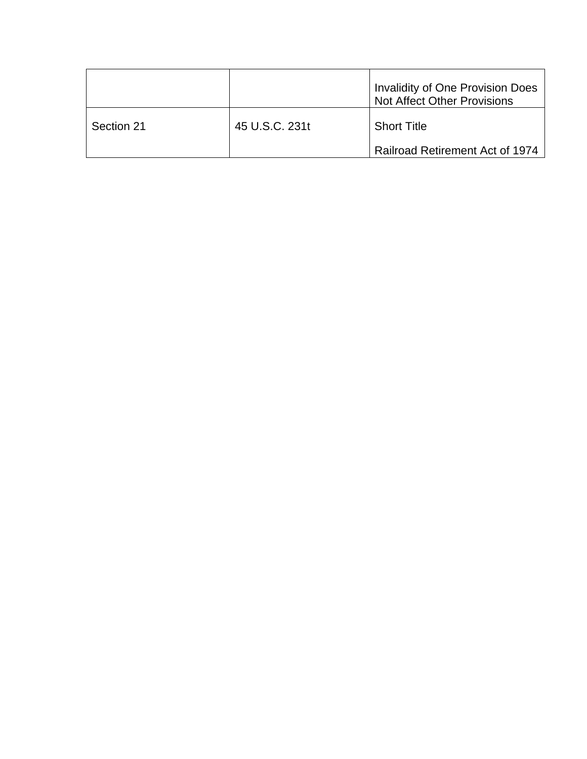| | | |
|---|---|---|
| | | Invalidity of One Provision Does Not Affect Other Provisions |
| Section 21 | 45 U.S.C. 231t | Short Title<br><br>Railroad Retirement Act of 1974 |